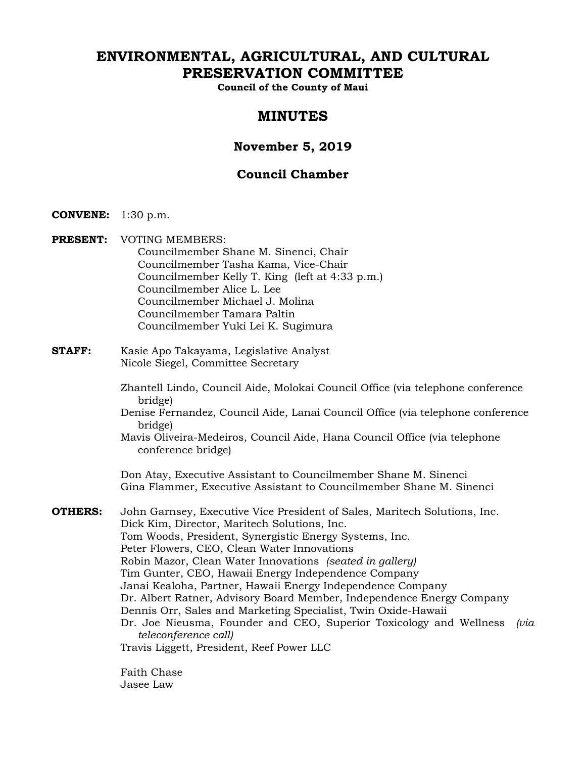# ENVIRONMENTAL, AGRICULTURAL, AND CULTURAL PRESERVATION COMMITTEE

**Council of the County of Maui**

## MINUTES

### November 5, 2019

### Council Chamber

**CONVENE:** 1:30 p.m.

**PRESENT:** VOTING MEMBERS:
Councilmember Shane M. Sinenci, Chair
Councilmember Tasha Kama, Vice-Chair
Councilmember Kelly T. King (left at 4:33 p.m.)
Councilmember Alice L. Lee
Councilmember Michael J. Molina
Councilmember Tamara Paltin
Councilmember Yuki Lei K. Sugimura

**STAFF:** Kasie Apo Takayama, Legislative Analyst
Nicole Siegel, Committee Secretary

Zhantell Lindo, Council Aide, Molokai Council Office (via telephone conference bridge)
Denise Fernandez, Council Aide, Lanai Council Office (via telephone conference bridge)
Mavis Oliveira-Medeiros, Council Aide, Hana Council Office (via telephone conference bridge)

Don Atay, Executive Assistant to Councilmember Shane M. Sinenci
Gina Flammer, Executive Assistant to Councilmember Shane M. Sinenci

**OTHERS:** John Garnsey, Executive Vice President of Sales, Maritech Solutions, Inc.
Dick Kim, Director, Maritech Solutions, Inc.
Tom Woods, President, Synergistic Energy Systems, Inc.
Peter Flowers, CEO, Clean Water Innovations
Robin Mazor, Clean Water Innovations *(seated in gallery)*
Tim Gunter, CEO, Hawaii Energy Independence Company
Janai Kealoha, Partner, Hawaii Energy Independence Company
Dr. Albert Ratner, Advisory Board Member, Independence Energy Company
Dennis Orr, Sales and Marketing Specialist, Twin Oxide-Hawaii
Dr. Joe Nieusma, Founder and CEO, Superior Toxicology and Wellness *(via teleconference call)*
Travis Liggett, President, Reef Power LLC

Faith Chase
Jasee Law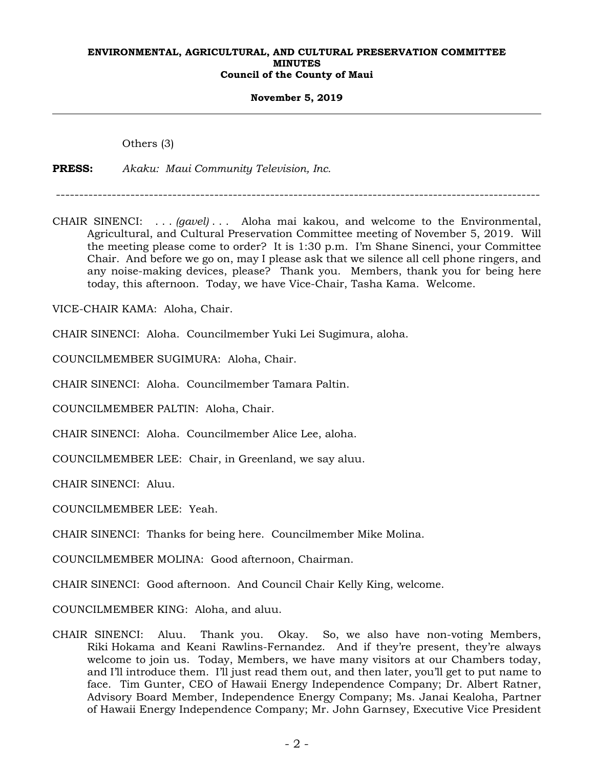Others (3)

**PRESS:** *Akaku: Maui Community Television, Inc.*

---

CHAIR SINENCI: . . . *(gavel)* . . . Aloha mai kakou, and welcome to the Environmental, Agricultural, and Cultural Preservation Committee meeting of November 5, 2019. Will the meeting please come to order? It is 1:30 p.m. I'm Shane Sinenci, your Committee Chair. And before we go on, may I please ask that we silence all cell phone ringers, and any noise-making devices, please? Thank you. Members, thank you for being here today, this afternoon. Today, we have Vice-Chair, Tasha Kama. Welcome.

VICE-CHAIR KAMA: Aloha, Chair.

CHAIR SINENCI: Aloha. Councilmember Yuki Lei Sugimura, aloha.

COUNCILMEMBER SUGIMURA: Aloha, Chair.

CHAIR SINENCI: Aloha. Councilmember Tamara Paltin.

COUNCILMEMBER PALTIN: Aloha, Chair.

CHAIR SINENCI: Aloha. Councilmember Alice Lee, aloha.

COUNCILMEMBER LEE: Chair, in Greenland, we say aluu.

CHAIR SINENCI: Aluu.

COUNCILMEMBER LEE: Yeah.

CHAIR SINENCI: Thanks for being here. Councilmember Mike Molina.

COUNCILMEMBER MOLINA: Good afternoon, Chairman.

CHAIR SINENCI: Good afternoon. And Council Chair Kelly King, welcome.

COUNCILMEMBER KING: Aloha, and aluu.

CHAIR SINENCI: Aluu. Thank you. Okay. So, we also have non-voting Members, Riki Hokama and Keani Rawlins-Fernandez. And if they're present, they're always welcome to join us. Today, Members, we have many visitors at our Chambers today, and I'll introduce them. I'll just read them out, and then later, you'll get to put name to face. Tim Gunter, CEO of Hawaii Energy Independence Company; Dr. Albert Ratner, Advisory Board Member, Independence Energy Company; Ms. Janai Kealoha, Partner of Hawaii Energy Independence Company; Mr. John Garnsey, Executive Vice President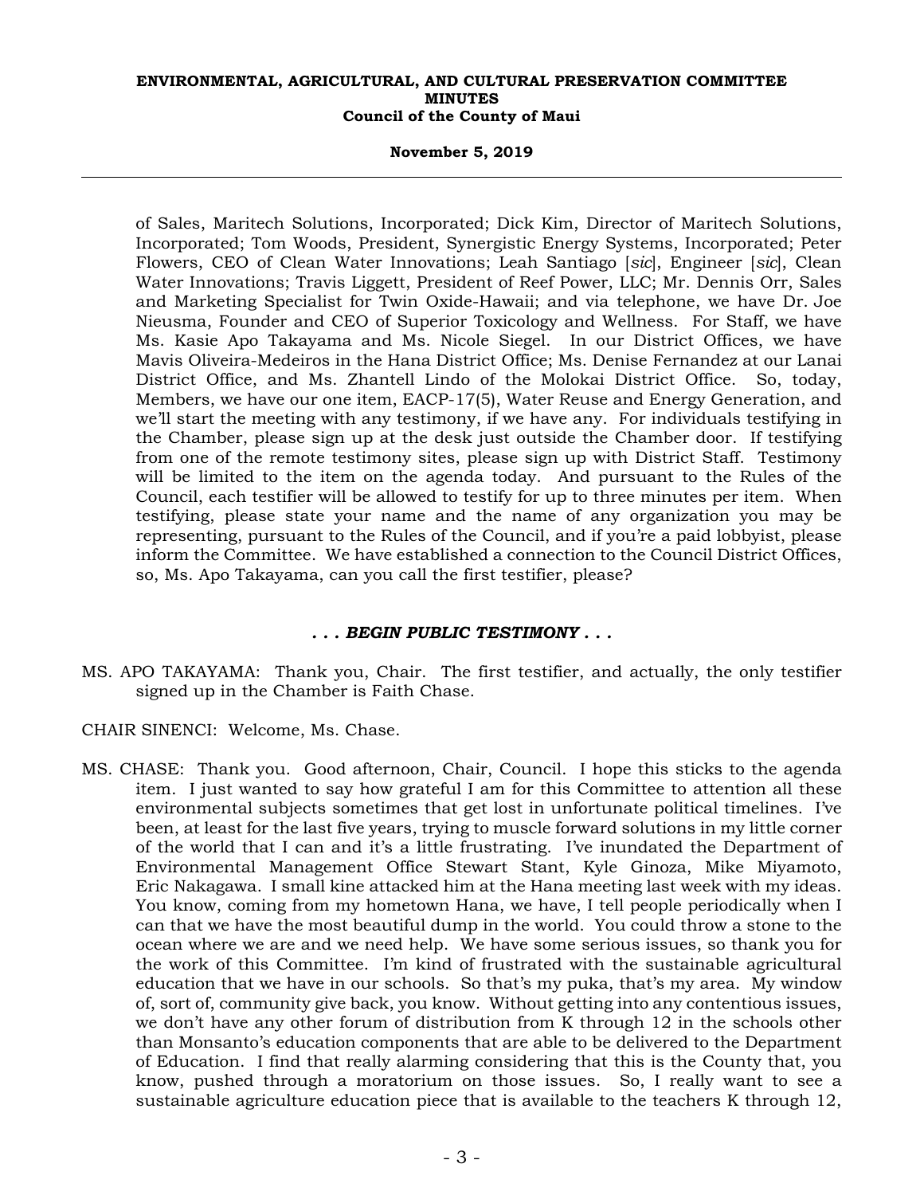of Sales, Maritech Solutions, Incorporated; Dick Kim, Director of Maritech Solutions, Incorporated; Tom Woods, President, Synergistic Energy Systems, Incorporated; Peter Flowers, CEO of Clean Water Innovations; Leah Santiago [*sic*], Engineer [*sic*], Clean Water Innovations; Travis Liggett, President of Reef Power, LLC; Mr. Dennis Orr, Sales and Marketing Specialist for Twin Oxide-Hawaii; and via telephone, we have Dr. Joe Nieusma, Founder and CEO of Superior Toxicology and Wellness. For Staff, we have Ms. Kasie Apo Takayama and Ms. Nicole Siegel. In our District Offices, we have Mavis Oliveira-Medeiros in the Hana District Office; Ms. Denise Fernandez at our Lanai District Office, and Ms. Zhantell Lindo of the Molokai District Office. So, today, Members, we have our one item, EACP-17(5), Water Reuse and Energy Generation, and we'll start the meeting with any testimony, if we have any. For individuals testifying in the Chamber, please sign up at the desk just outside the Chamber door. If testifying from one of the remote testimony sites, please sign up with District Staff. Testimony will be limited to the item on the agenda today. And pursuant to the Rules of the Council, each testifier will be allowed to testify for up to three minutes per item. When testifying, please state your name and the name of any organization you may be representing, pursuant to the Rules of the Council, and if you're a paid lobbyist, please inform the Committee. We have established a connection to the Council District Offices, so, Ms. Apo Takayama, can you call the first testifier, please?

***. . . BEGIN PUBLIC TESTIMONY . . .***

MS. APO TAKAYAMA: Thank you, Chair. The first testifier, and actually, the only testifier signed up in the Chamber is Faith Chase.

CHAIR SINENCI: Welcome, Ms. Chase.

MS. CHASE: Thank you. Good afternoon, Chair, Council. I hope this sticks to the agenda item. I just wanted to say how grateful I am for this Committee to attention all these environmental subjects sometimes that get lost in unfortunate political timelines. I've been, at least for the last five years, trying to muscle forward solutions in my little corner of the world that I can and it's a little frustrating. I've inundated the Department of Environmental Management Office Stewart Stant, Kyle Ginoza, Mike Miyamoto, Eric Nakagawa. I small kine attacked him at the Hana meeting last week with my ideas. You know, coming from my hometown Hana, we have, I tell people periodically when I can that we have the most beautiful dump in the world. You could throw a stone to the ocean where we are and we need help. We have some serious issues, so thank you for the work of this Committee. I'm kind of frustrated with the sustainable agricultural education that we have in our schools. So that's my puka, that's my area. My window of, sort of, community give back, you know. Without getting into any contentious issues, we don't have any other forum of distribution from K through 12 in the schools other than Monsanto's education components that are able to be delivered to the Department of Education. I find that really alarming considering that this is the County that, you know, pushed through a moratorium on those issues. So, I really want to see a sustainable agriculture education piece that is available to the teachers K through 12,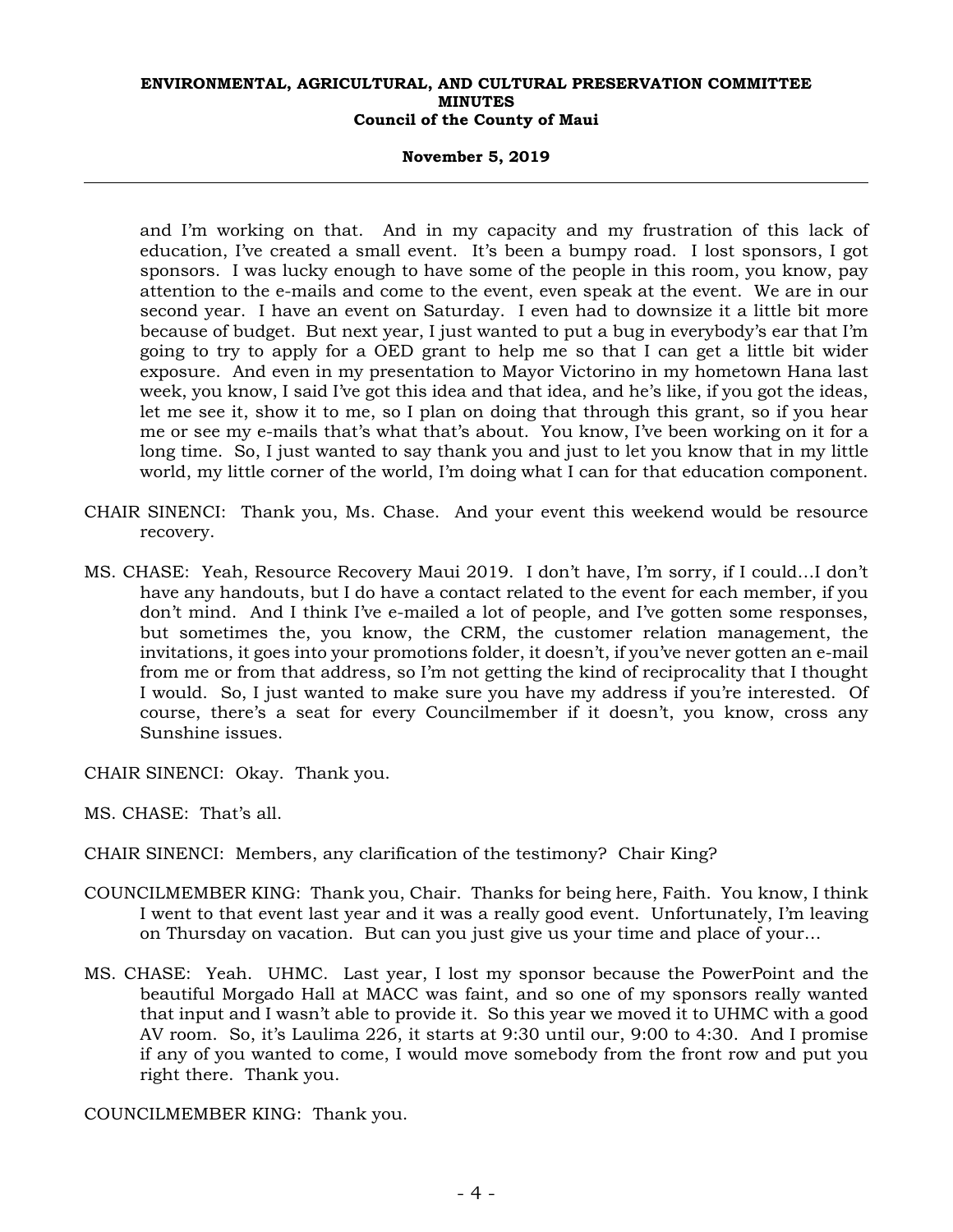and I'm working on that. And in my capacity and my frustration of this lack of education, I've created a small event. It's been a bumpy road. I lost sponsors, I got sponsors. I was lucky enough to have some of the people in this room, you know, pay attention to the e-mails and come to the event, even speak at the event. We are in our second year. I have an event on Saturday. I even had to downsize it a little bit more because of budget. But next year, I just wanted to put a bug in everybody's ear that I'm going to try to apply for a OED grant to help me so that I can get a little bit wider exposure. And even in my presentation to Mayor Victorino in my hometown Hana last week, you know, I said I've got this idea and that idea, and he's like, if you got the ideas, let me see it, show it to me, so I plan on doing that through this grant, so if you hear me or see my e-mails that's what that's about. You know, I've been working on it for a long time. So, I just wanted to say thank you and just to let you know that in my little world, my little corner of the world, I'm doing what I can for that education component.

CHAIR SINENCI: Thank you, Ms. Chase. And your event this weekend would be resource recovery.

MS. CHASE: Yeah, Resource Recovery Maui 2019. I don't have, I'm sorry, if I could...I don't have any handouts, but I do have a contact related to the event for each member, if you don't mind. And I think I've e-mailed a lot of people, and I've gotten some responses, but sometimes the, you know, the CRM, the customer relation management, the invitations, it goes into your promotions folder, it doesn't, if you've never gotten an e-mail from me or from that address, so I'm not getting the kind of reciprocality that I thought I would. So, I just wanted to make sure you have my address if you're interested. Of course, there's a seat for every Councilmember if it doesn't, you know, cross any Sunshine issues.

CHAIR SINENCI: Okay. Thank you.

MS. CHASE: That's all.

CHAIR SINENCI: Members, any clarification of the testimony? Chair King?

COUNCILMEMBER KING: Thank you, Chair. Thanks for being here, Faith. You know, I think I went to that event last year and it was a really good event. Unfortunately, I'm leaving on Thursday on vacation. But can you just give us your time and place of your...

MS. CHASE: Yeah. UHMC. Last year, I lost my sponsor because the PowerPoint and the beautiful Morgado Hall at MACC was faint, and so one of my sponsors really wanted that input and I wasn't able to provide it. So this year we moved it to UHMC with a good AV room. So, it's Laulima 226, it starts at 9:30 until our, 9:00 to 4:30. And I promise if any of you wanted to come, I would move somebody from the front row and put you right there. Thank you.

COUNCILMEMBER KING: Thank you.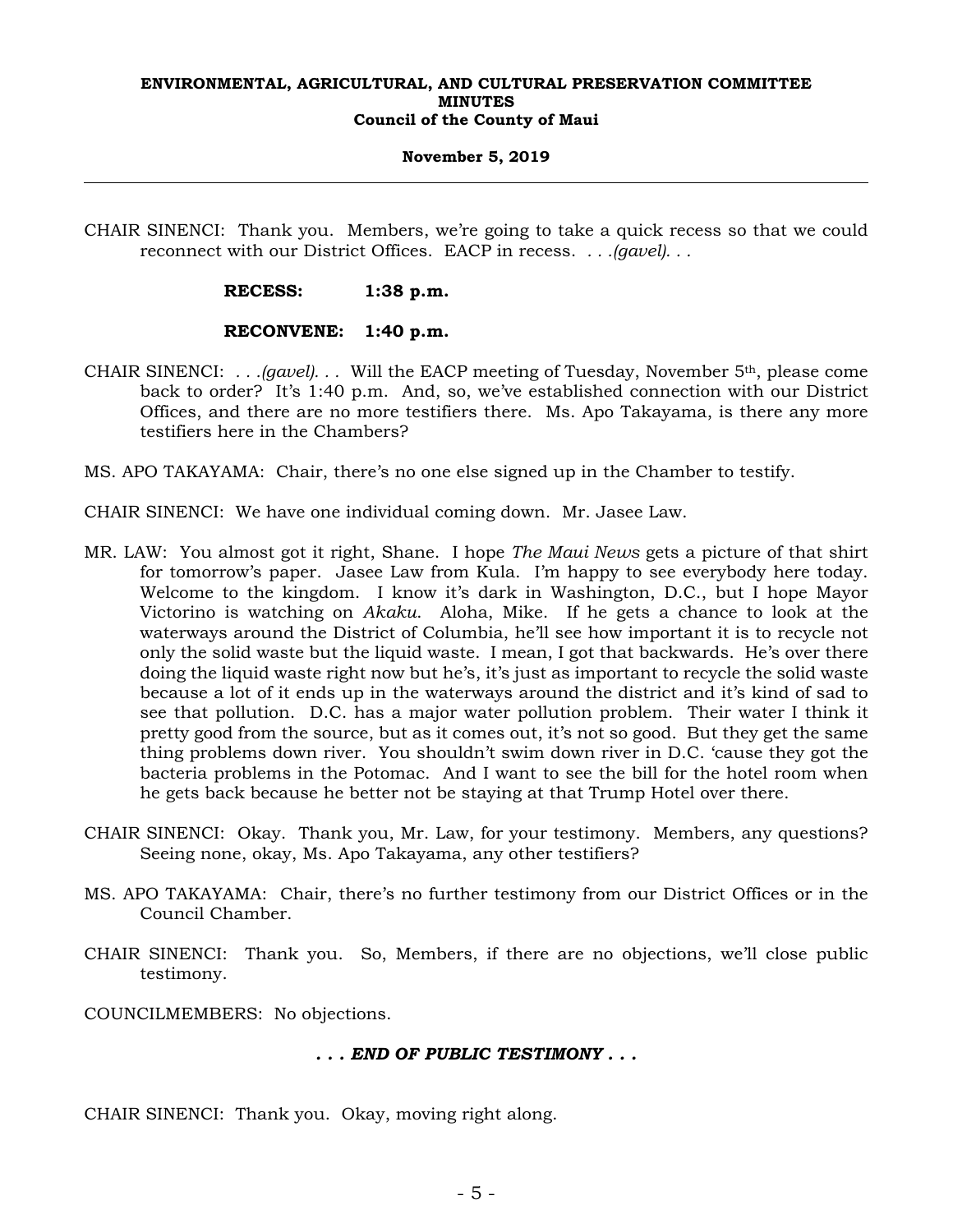CHAIR SINENCI: Thank you. Members, we're going to take a quick recess so that we could reconnect with our District Offices. EACP in recess. . . .*(gavel)*. . .

**RECESS: 1:38 p.m.**

**RECONVENE: 1:40 p.m.**

CHAIR SINENCI: . . .*(gavel)*. . . Will the EACP meeting of Tuesday, November 5th, please come back to order? It's 1:40 p.m. And, so, we've established connection with our District Offices, and there are no more testifiers there. Ms. Apo Takayama, is there any more testifiers here in the Chambers?

MS. APO TAKAYAMA: Chair, there's no one else signed up in the Chamber to testify.

CHAIR SINENCI: We have one individual coming down. Mr. Jasee Law.

MR. LAW: You almost got it right, Shane. I hope *The Maui News* gets a picture of that shirt for tomorrow's paper. Jasee Law from Kula. I'm happy to see everybody here today. Welcome to the kingdom. I know it's dark in Washington, D.C., but I hope Mayor Victorino is watching on *Akaku*. Aloha, Mike. If he gets a chance to look at the waterways around the District of Columbia, he'll see how important it is to recycle not only the solid waste but the liquid waste. I mean, I got that backwards. He's over there doing the liquid waste right now but he's, it's just as important to recycle the solid waste because a lot of it ends up in the waterways around the district and it's kind of sad to see that pollution. D.C. has a major water pollution problem. Their water I think it pretty good from the source, but as it comes out, it's not so good. But they get the same thing problems down river. You shouldn't swim down river in D.C. 'cause they got the bacteria problems in the Potomac. And I want to see the bill for the hotel room when he gets back because he better not be staying at that Trump Hotel over there.

CHAIR SINENCI: Okay. Thank you, Mr. Law, for your testimony. Members, any questions? Seeing none, okay, Ms. Apo Takayama, any other testifiers?

MS. APO TAKAYAMA: Chair, there's no further testimony from our District Offices or in the Council Chamber.

CHAIR SINENCI: Thank you. So, Members, if there are no objections, we'll close public testimony.

COUNCILMEMBERS: No objections.

***. . . END OF PUBLIC TESTIMONY . . .***

CHAIR SINENCI: Thank you. Okay, moving right along.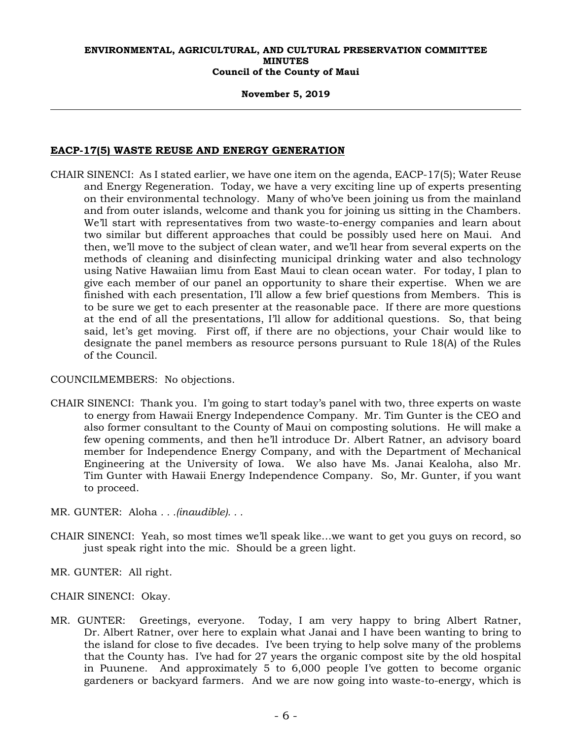## EACP-17(5) WASTE REUSE AND ENERGY GENERATION

CHAIR SINENCI: As I stated earlier, we have one item on the agenda, EACP-17(5); Water Reuse and Energy Regeneration. Today, we have a very exciting line up of experts presenting on their environmental technology. Many of who've been joining us from the mainland and from outer islands, welcome and thank you for joining us sitting in the Chambers. We'll start with representatives from two waste-to-energy companies and learn about two similar but different approaches that could be possibly used here on Maui. And then, we'll move to the subject of clean water, and we'll hear from several experts on the methods of cleaning and disinfecting municipal drinking water and also technology using Native Hawaiian limu from East Maui to clean ocean water. For today, I plan to give each member of our panel an opportunity to share their expertise. When we are finished with each presentation, I'll allow a few brief questions from Members. This is to be sure we get to each presenter at the reasonable pace. If there are more questions at the end of all the presentations, I'll allow for additional questions. So, that being said, let's get moving. First off, if there are no objections, your Chair would like to designate the panel members as resource persons pursuant to Rule 18(A) of the Rules of the Council.

COUNCILMEMBERS: No objections.

CHAIR SINENCI: Thank you. I'm going to start today's panel with two, three experts on waste to energy from Hawaii Energy Independence Company. Mr. Tim Gunter is the CEO and also former consultant to the County of Maui on composting solutions. He will make a few opening comments, and then he'll introduce Dr. Albert Ratner, an advisory board member for Independence Energy Company, and with the Department of Mechanical Engineering at the University of Iowa. We also have Ms. Janai Kealoha, also Mr. Tim Gunter with Hawaii Energy Independence Company. So, Mr. Gunter, if you want to proceed.

MR. GUNTER: Aloha . . .*(inaudible)*. . .

CHAIR SINENCI: Yeah, so most times we'll speak like…we want to get you guys on record, so just speak right into the mic. Should be a green light.

MR. GUNTER: All right.

CHAIR SINENCI: Okay.

MR. GUNTER: Greetings, everyone. Today, I am very happy to bring Albert Ratner, Dr. Albert Ratner, over here to explain what Janai and I have been wanting to bring to the island for close to five decades. I've been trying to help solve many of the problems that the County has. I've had for 27 years the organic compost site by the old hospital in Puunene. And approximately 5 to 6,000 people I've gotten to become organic gardeners or backyard farmers. And we are now going into waste-to-energy, which is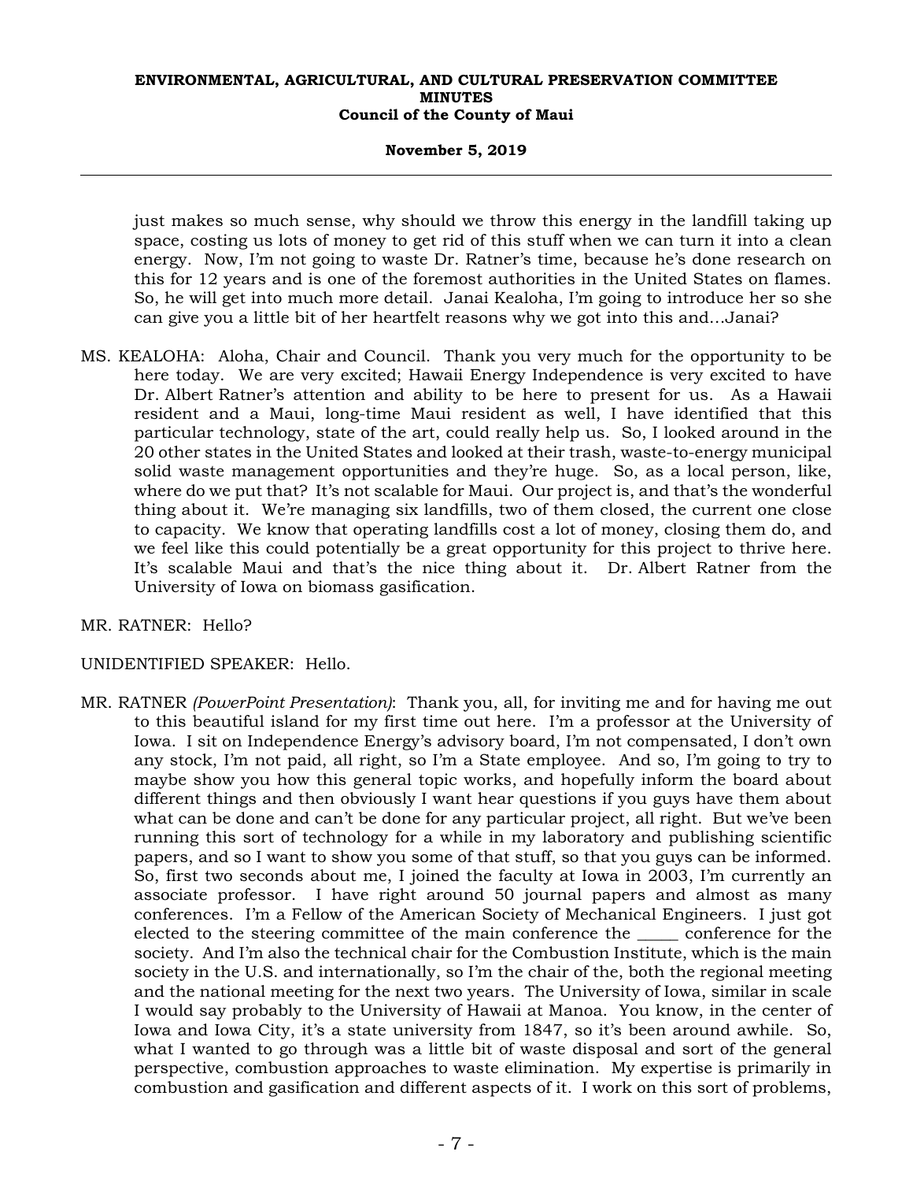just makes so much sense, why should we throw this energy in the landfill taking up space, costing us lots of money to get rid of this stuff when we can turn it into a clean energy. Now, I'm not going to waste Dr. Ratner's time, because he's done research on this for 12 years and is one of the foremost authorities in the United States on flames. So, he will get into much more detail. Janai Kealoha, I'm going to introduce her so she can give you a little bit of her heartfelt reasons why we got into this and…Janai?

MS. KEALOHA: Aloha, Chair and Council. Thank you very much for the opportunity to be here today. We are very excited; Hawaii Energy Independence is very excited to have Dr. Albert Ratner's attention and ability to be here to present for us. As a Hawaii resident and a Maui, long-time Maui resident as well, I have identified that this particular technology, state of the art, could really help us. So, I looked around in the 20 other states in the United States and looked at their trash, waste-to-energy municipal solid waste management opportunities and they're huge. So, as a local person, like, where do we put that? It's not scalable for Maui. Our project is, and that's the wonderful thing about it. We're managing six landfills, two of them closed, the current one close to capacity. We know that operating landfills cost a lot of money, closing them do, and we feel like this could potentially be a great opportunity for this project to thrive here. It's scalable Maui and that's the nice thing about it. Dr. Albert Ratner from the University of Iowa on biomass gasification.

MR. RATNER: Hello?

UNIDENTIFIED SPEAKER: Hello.

MR. RATNER *(PowerPoint Presentation)*: Thank you, all, for inviting me and for having me out to this beautiful island for my first time out here. I'm a professor at the University of Iowa. I sit on Independence Energy's advisory board, I'm not compensated, I don't own any stock, I'm not paid, all right, so I'm a State employee. And so, I'm going to try to maybe show you how this general topic works, and hopefully inform the board about different things and then obviously I want hear questions if you guys have them about what can be done and can't be done for any particular project, all right. But we've been running this sort of technology for a while in my laboratory and publishing scientific papers, and so I want to show you some of that stuff, so that you guys can be informed. So, first two seconds about me, I joined the faculty at Iowa in 2003, I'm currently an associate professor. I have right around 50 journal papers and almost as many conferences. I'm a Fellow of the American Society of Mechanical Engineers. I just got elected to the steering committee of the main conference the _____ conference for the society. And I'm also the technical chair for the Combustion Institute, which is the main society in the U.S. and internationally, so I'm the chair of the, both the regional meeting and the national meeting for the next two years. The University of Iowa, similar in scale I would say probably to the University of Hawaii at Manoa. You know, in the center of Iowa and Iowa City, it's a state university from 1847, so it's been around awhile. So, what I wanted to go through was a little bit of waste disposal and sort of the general perspective, combustion approaches to waste elimination. My expertise is primarily in combustion and gasification and different aspects of it. I work on this sort of problems,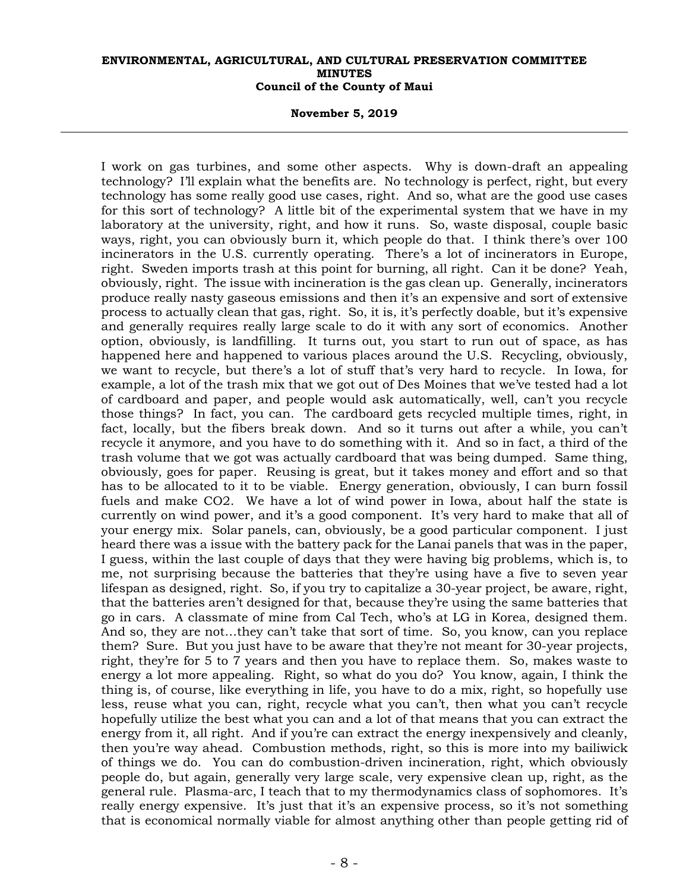I work on gas turbines, and some other aspects. Why is down-draft an appealing technology? I'll explain what the benefits are. No technology is perfect, right, but every technology has some really good use cases, right. And so, what are the good use cases for this sort of technology? A little bit of the experimental system that we have in my laboratory at the university, right, and how it runs. So, waste disposal, couple basic ways, right, you can obviously burn it, which people do that. I think there's over 100 incinerators in the U.S. currently operating. There's a lot of incinerators in Europe, right. Sweden imports trash at this point for burning, all right. Can it be done? Yeah, obviously, right. The issue with incineration is the gas clean up. Generally, incinerators produce really nasty gaseous emissions and then it's an expensive and sort of extensive process to actually clean that gas, right. So, it is, it's perfectly doable, but it's expensive and generally requires really large scale to do it with any sort of economics. Another option, obviously, is landfilling. It turns out, you start to run out of space, as has happened here and happened to various places around the U.S. Recycling, obviously, we want to recycle, but there's a lot of stuff that's very hard to recycle. In Iowa, for example, a lot of the trash mix that we got out of Des Moines that we've tested had a lot of cardboard and paper, and people would ask automatically, well, can't you recycle those things? In fact, you can. The cardboard gets recycled multiple times, right, in fact, locally, but the fibers break down. And so it turns out after a while, you can't recycle it anymore, and you have to do something with it. And so in fact, a third of the trash volume that we got was actually cardboard that was being dumped. Same thing, obviously, goes for paper. Reusing is great, but it takes money and effort and so that has to be allocated to it to be viable. Energy generation, obviously, I can burn fossil fuels and make CO2. We have a lot of wind power in Iowa, about half the state is currently on wind power, and it's a good component. It's very hard to make that all of your energy mix. Solar panels, can, obviously, be a good particular component. I just heard there was a issue with the battery pack for the Lanai panels that was in the paper, I guess, within the last couple of days that they were having big problems, which is, to me, not surprising because the batteries that they're using have a five to seven year lifespan as designed, right. So, if you try to capitalize a 30-year project, be aware, right, that the batteries aren't designed for that, because they're using the same batteries that go in cars. A classmate of mine from Cal Tech, who's at LG in Korea, designed them. And so, they are not...they can't take that sort of time. So, you know, can you replace them? Sure. But you just have to be aware that they're not meant for 30-year projects, right, they're for 5 to 7 years and then you have to replace them. So, makes waste to energy a lot more appealing. Right, so what do you do? You know, again, I think the thing is, of course, like everything in life, you have to do a mix, right, so hopefully use less, reuse what you can, right, recycle what you can't, then what you can't recycle hopefully utilize the best what you can and a lot of that means that you can extract the energy from it, all right. And if you're can extract the energy inexpensively and cleanly, then you're way ahead. Combustion methods, right, so this is more into my bailiwick of things we do. You can do combustion-driven incineration, right, which obviously people do, but again, generally very large scale, very expensive clean up, right, as the general rule. Plasma-arc, I teach that to my thermodynamics class of sophomores. It's really energy expensive. It's just that it's an expensive process, so it's not something that is economical normally viable for almost anything other than people getting rid of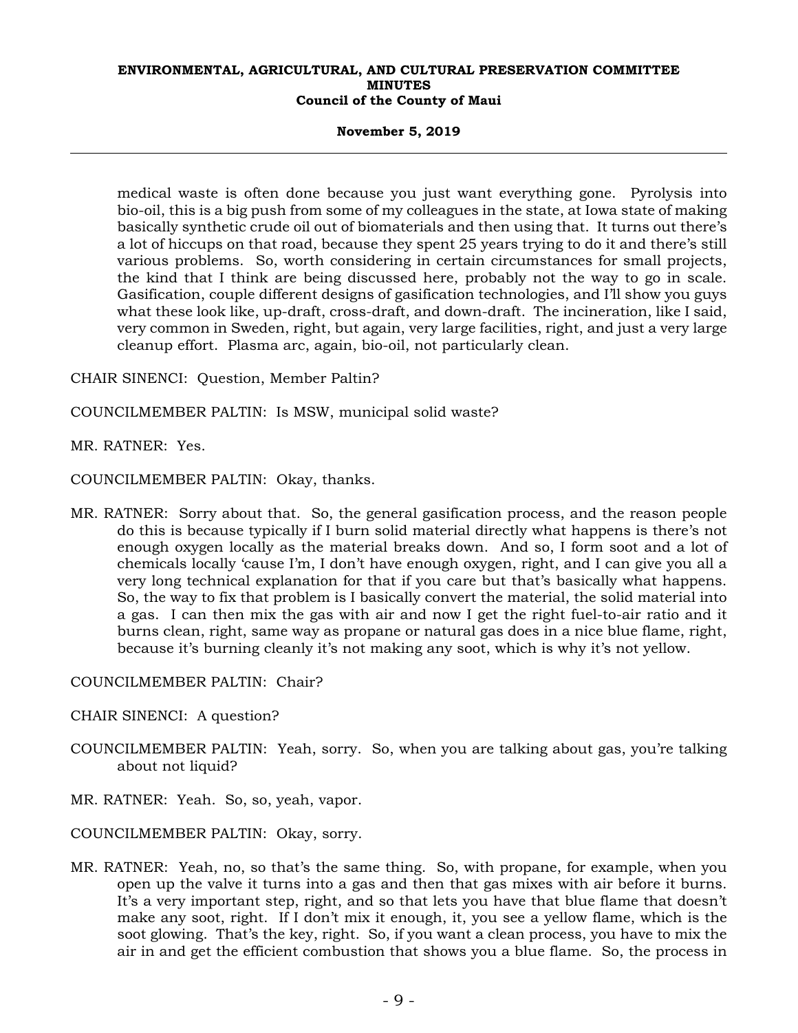medical waste is often done because you just want everything gone. Pyrolysis into bio-oil, this is a big push from some of my colleagues in the state, at Iowa state of making basically synthetic crude oil out of biomaterials and then using that. It turns out there's a lot of hiccups on that road, because they spent 25 years trying to do it and there's still various problems. So, worth considering in certain circumstances for small projects, the kind that I think are being discussed here, probably not the way to go in scale. Gasification, couple different designs of gasification technologies, and I'll show you guys what these look like, up-draft, cross-draft, and down-draft. The incineration, like I said, very common in Sweden, right, but again, very large facilities, right, and just a very large cleanup effort. Plasma arc, again, bio-oil, not particularly clean.

CHAIR SINENCI: Question, Member Paltin?

COUNCILMEMBER PALTIN: Is MSW, municipal solid waste?

MR. RATNER: Yes.

COUNCILMEMBER PALTIN: Okay, thanks.

MR. RATNER: Sorry about that. So, the general gasification process, and the reason people do this is because typically if I burn solid material directly what happens is there's not enough oxygen locally as the material breaks down. And so, I form soot and a lot of chemicals locally 'cause I'm, I don't have enough oxygen, right, and I can give you all a very long technical explanation for that if you care but that's basically what happens. So, the way to fix that problem is I basically convert the material, the solid material into a gas. I can then mix the gas with air and now I get the right fuel-to-air ratio and it burns clean, right, same way as propane or natural gas does in a nice blue flame, right, because it's burning cleanly it's not making any soot, which is why it's not yellow.

COUNCILMEMBER PALTIN: Chair?

CHAIR SINENCI: A question?

COUNCILMEMBER PALTIN: Yeah, sorry. So, when you are talking about gas, you're talking about not liquid?

MR. RATNER: Yeah. So, so, yeah, vapor.

COUNCILMEMBER PALTIN: Okay, sorry.

MR. RATNER: Yeah, no, so that's the same thing. So, with propane, for example, when you open up the valve it turns into a gas and then that gas mixes with air before it burns. It's a very important step, right, and so that lets you have that blue flame that doesn't make any soot, right. If I don't mix it enough, it, you see a yellow flame, which is the soot glowing. That's the key, right. So, if you want a clean process, you have to mix the air in and get the efficient combustion that shows you a blue flame. So, the process in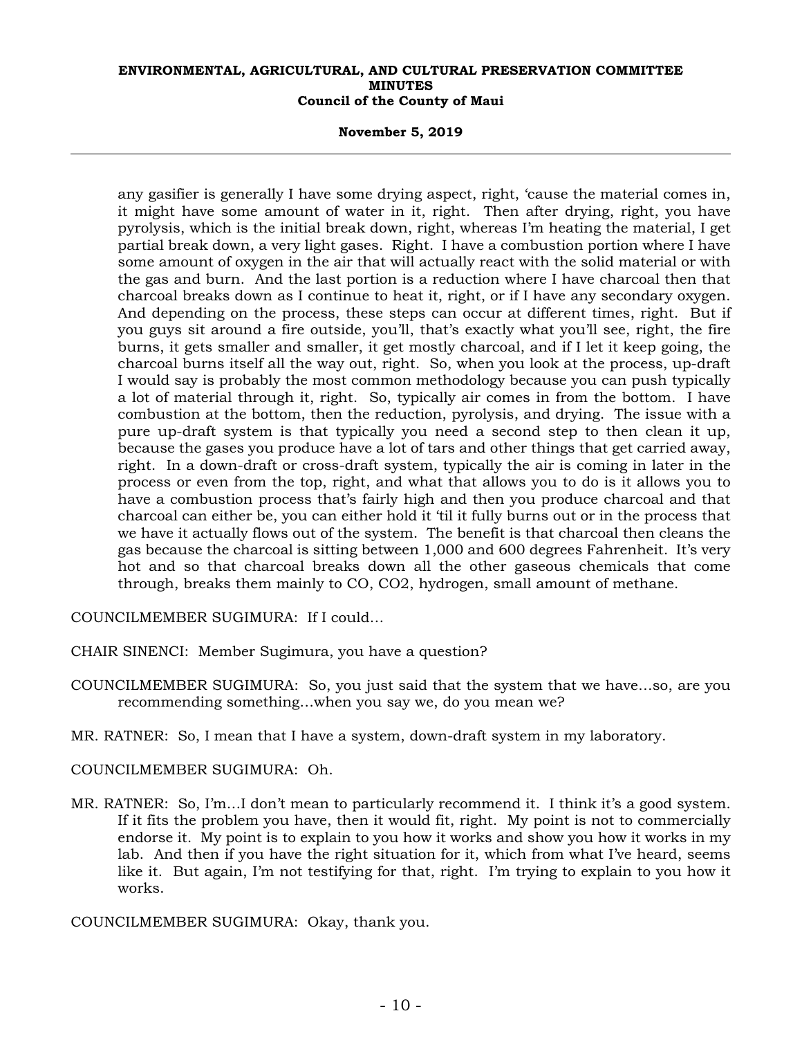any gasifier is generally I have some drying aspect, right, 'cause the material comes in, it might have some amount of water in it, right. Then after drying, right, you have pyrolysis, which is the initial break down, right, whereas I'm heating the material, I get partial break down, a very light gases. Right. I have a combustion portion where I have some amount of oxygen in the air that will actually react with the solid material or with the gas and burn. And the last portion is a reduction where I have charcoal then that charcoal breaks down as I continue to heat it, right, or if I have any secondary oxygen. And depending on the process, these steps can occur at different times, right. But if you guys sit around a fire outside, you'll, that's exactly what you'll see, right, the fire burns, it gets smaller and smaller, it get mostly charcoal, and if I let it keep going, the charcoal burns itself all the way out, right. So, when you look at the process, up-draft I would say is probably the most common methodology because you can push typically a lot of material through it, right. So, typically air comes in from the bottom. I have combustion at the bottom, then the reduction, pyrolysis, and drying. The issue with a pure up-draft system is that typically you need a second step to then clean it up, because the gases you produce have a lot of tars and other things that get carried away, right. In a down-draft or cross-draft system, typically the air is coming in later in the process or even from the top, right, and what that allows you to do is it allows you to have a combustion process that's fairly high and then you produce charcoal and that charcoal can either be, you can either hold it 'til it fully burns out or in the process that we have it actually flows out of the system. The benefit is that charcoal then cleans the gas because the charcoal is sitting between 1,000 and 600 degrees Fahrenheit. It's very hot and so that charcoal breaks down all the other gaseous chemicals that come through, breaks them mainly to CO, $CO_2$, hydrogen, small amount of methane.

COUNCILMEMBER SUGIMURA: If I could...

CHAIR SINENCI: Member Sugimura, you have a question?

COUNCILMEMBER SUGIMURA: So, you just said that the system that we have...so, are you recommending something...when you say we, do you mean we?

MR. RATNER: So, I mean that I have a system, down-draft system in my laboratory.

COUNCILMEMBER SUGIMURA: Oh.

MR. RATNER: So, I'm...I don't mean to particularly recommend it. I think it's a good system. If it fits the problem you have, then it would fit, right. My point is not to commercially endorse it. My point is to explain to you how it works and show you how it works in my lab. And then if you have the right situation for it, which from what I've heard, seems like it. But again, I'm not testifying for that, right. I'm trying to explain to you how it works.

COUNCILMEMBER SUGIMURA: Okay, thank you.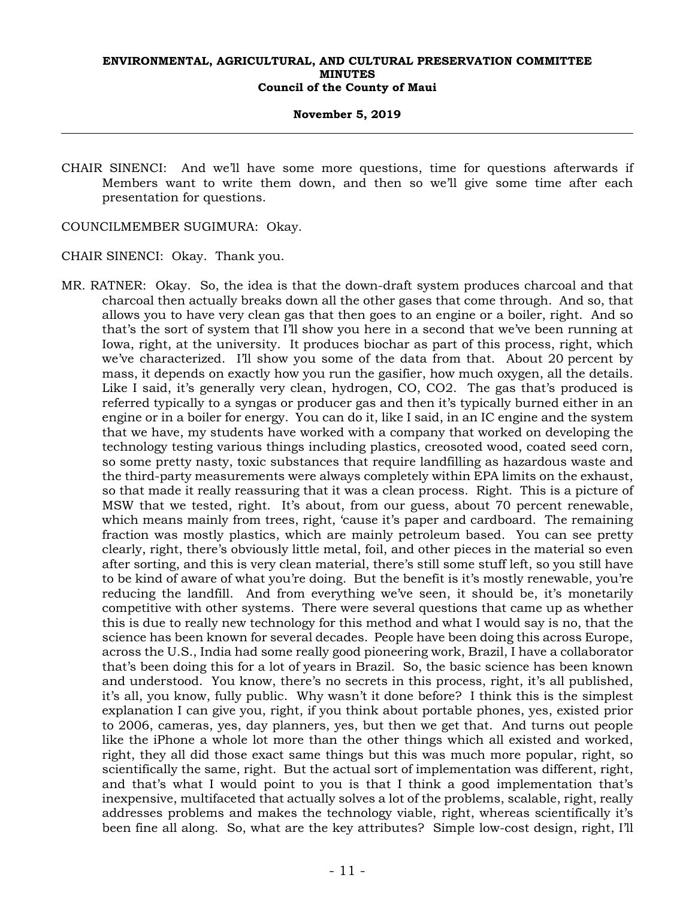CHAIR SINENCI: And we'll have some more questions, time for questions afterwards if Members want to write them down, and then so we'll give some time after each presentation for questions.

COUNCILMEMBER SUGIMURA: Okay.

CHAIR SINENCI: Okay. Thank you.

MR. RATNER: Okay. So, the idea is that the down-draft system produces charcoal and that charcoal then actually breaks down all the other gases that come through. And so, that allows you to have very clean gas that then goes to an engine or a boiler, right. And so that's the sort of system that I'll show you here in a second that we've been running at Iowa, right, at the university. It produces biochar as part of this process, right, which we've characterized. I'll show you some of the data from that. About 20 percent by mass, it depends on exactly how you run the gasifier, how much oxygen, all the details. Like I said, it's generally very clean, hydrogen, CO, CO2. The gas that's produced is referred typically to a syngas or producer gas and then it's typically burned either in an engine or in a boiler for energy. You can do it, like I said, in an IC engine and the system that we have, my students have worked with a company that worked on developing the technology testing various things including plastics, creosoted wood, coated seed corn, so some pretty nasty, toxic substances that require landfilling as hazardous waste and the third-party measurements were always completely within EPA limits on the exhaust, so that made it really reassuring that it was a clean process. Right. This is a picture of MSW that we tested, right. It's about, from our guess, about 70 percent renewable, which means mainly from trees, right, 'cause it's paper and cardboard. The remaining fraction was mostly plastics, which are mainly petroleum based. You can see pretty clearly, right, there's obviously little metal, foil, and other pieces in the material so even after sorting, and this is very clean material, there's still some stuff left, so you still have to be kind of aware of what you're doing. But the benefit is it's mostly renewable, you're reducing the landfill. And from everything we've seen, it should be, it's monetarily competitive with other systems. There were several questions that came up as whether this is due to really new technology for this method and what I would say is no, that the science has been known for several decades. People have been doing this across Europe, across the U.S., India had some really good pioneering work, Brazil, I have a collaborator that's been doing this for a lot of years in Brazil. So, the basic science has been known and understood. You know, there's no secrets in this process, right, it's all published, it's all, you know, fully public. Why wasn't it done before? I think this is the simplest explanation I can give you, right, if you think about portable phones, yes, existed prior to 2006, cameras, yes, day planners, yes, but then we get that. And turns out people like the iPhone a whole lot more than the other things which all existed and worked, right, they all did those exact same things but this was much more popular, right, so scientifically the same, right. But the actual sort of implementation was different, right, and that's what I would point to you is that I think a good implementation that's inexpensive, multifaceted that actually solves a lot of the problems, scalable, right, really addresses problems and makes the technology viable, right, whereas scientifically it's been fine all along. So, what are the key attributes? Simple low-cost design, right, I'll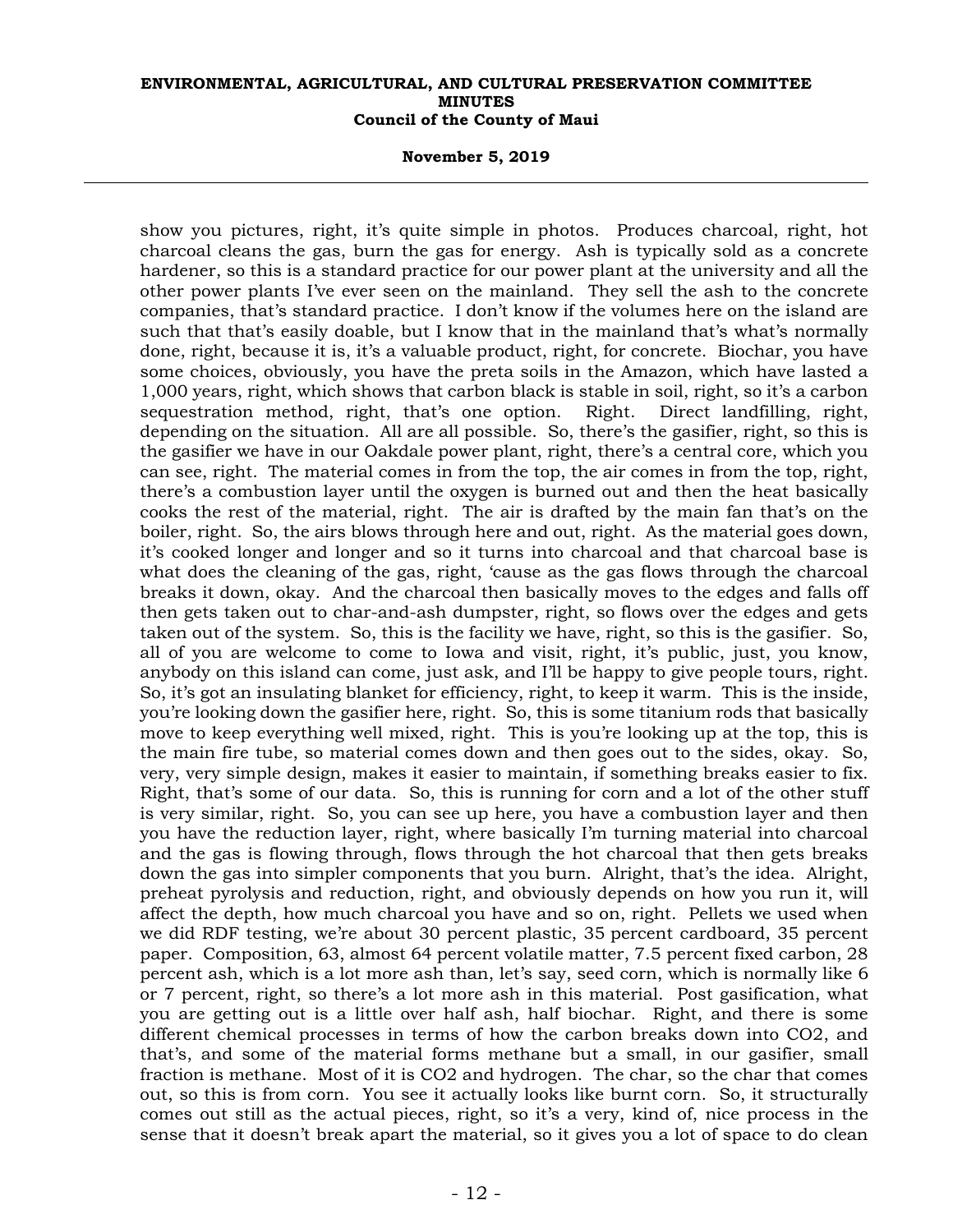show you pictures, right, it's quite simple in photos. Produces charcoal, right, hot charcoal cleans the gas, burn the gas for energy. Ash is typically sold as a concrete hardener, so this is a standard practice for our power plant at the university and all the other power plants I've ever seen on the mainland. They sell the ash to the concrete companies, that's standard practice. I don't know if the volumes here on the island are such that that's easily doable, but I know that in the mainland that's what's normally done, right, because it is, it's a valuable product, right, for concrete. Biochar, you have some choices, obviously, you have the preta soils in the Amazon, which have lasted a 1,000 years, right, which shows that carbon black is stable in soil, right, so it's a carbon sequestration method, right, that's one option. Right. Direct landfilling, right, depending on the situation. All are all possible. So, there's the gasifier, right, so this is the gasifier we have in our Oakdale power plant, right, there's a central core, which you can see, right. The material comes in from the top, the air comes in from the top, right, there's a combustion layer until the oxygen is burned out and then the heat basically cooks the rest of the material, right. The air is drafted by the main fan that's on the boiler, right. So, the airs blows through here and out, right. As the material goes down, it's cooked longer and longer and so it turns into charcoal and that charcoal base is what does the cleaning of the gas, right, 'cause as the gas flows through the charcoal breaks it down, okay. And the charcoal then basically moves to the edges and falls off then gets taken out to char-and-ash dumpster, right, so flows over the edges and gets taken out of the system. So, this is the facility we have, right, so this is the gasifier. So, all of you are welcome to come to Iowa and visit, right, it's public, just, you know, anybody on this island can come, just ask, and I'll be happy to give people tours, right. So, it's got an insulating blanket for efficiency, right, to keep it warm. This is the inside, you're looking down the gasifier here, right. So, this is some titanium rods that basically move to keep everything well mixed, right. This is you're looking up at the top, this is the main fire tube, so material comes down and then goes out to the sides, okay. So, very, very simple design, makes it easier to maintain, if something breaks easier to fix. Right, that's some of our data. So, this is running for corn and a lot of the other stuff is very similar, right. So, you can see up here, you have a combustion layer and then you have the reduction layer, right, where basically I'm turning material into charcoal and the gas is flowing through, flows through the hot charcoal that then gets breaks down the gas into simpler components that you burn. Alright, that's the idea. Alright, preheat pyrolysis and reduction, right, and obviously depends on how you run it, will affect the depth, how much charcoal you have and so on, right. Pellets we used when we did RDF testing, we're about 30 percent plastic, 35 percent cardboard, 35 percent paper. Composition, 63, almost 64 percent volatile matter, 7.5 percent fixed carbon, 28 percent ash, which is a lot more ash than, let's say, seed corn, which is normally like 6 or 7 percent, right, so there's a lot more ash in this material. Post gasification, what you are getting out is a little over half ash, half biochar. Right, and there is some different chemical processes in terms of how the carbon breaks down into $CO_2$, and that's, and some of the material forms methane but a small, in our gasifier, small fraction is methane. Most of it is $CO_2$ and hydrogen. The char, so the char that comes out, so this is from corn. You see it actually looks like burnt corn. So, it structurally comes out still as the actual pieces, right, so it's a very, kind of, nice process in the sense that it doesn't break apart the material, so it gives you a lot of space to do clean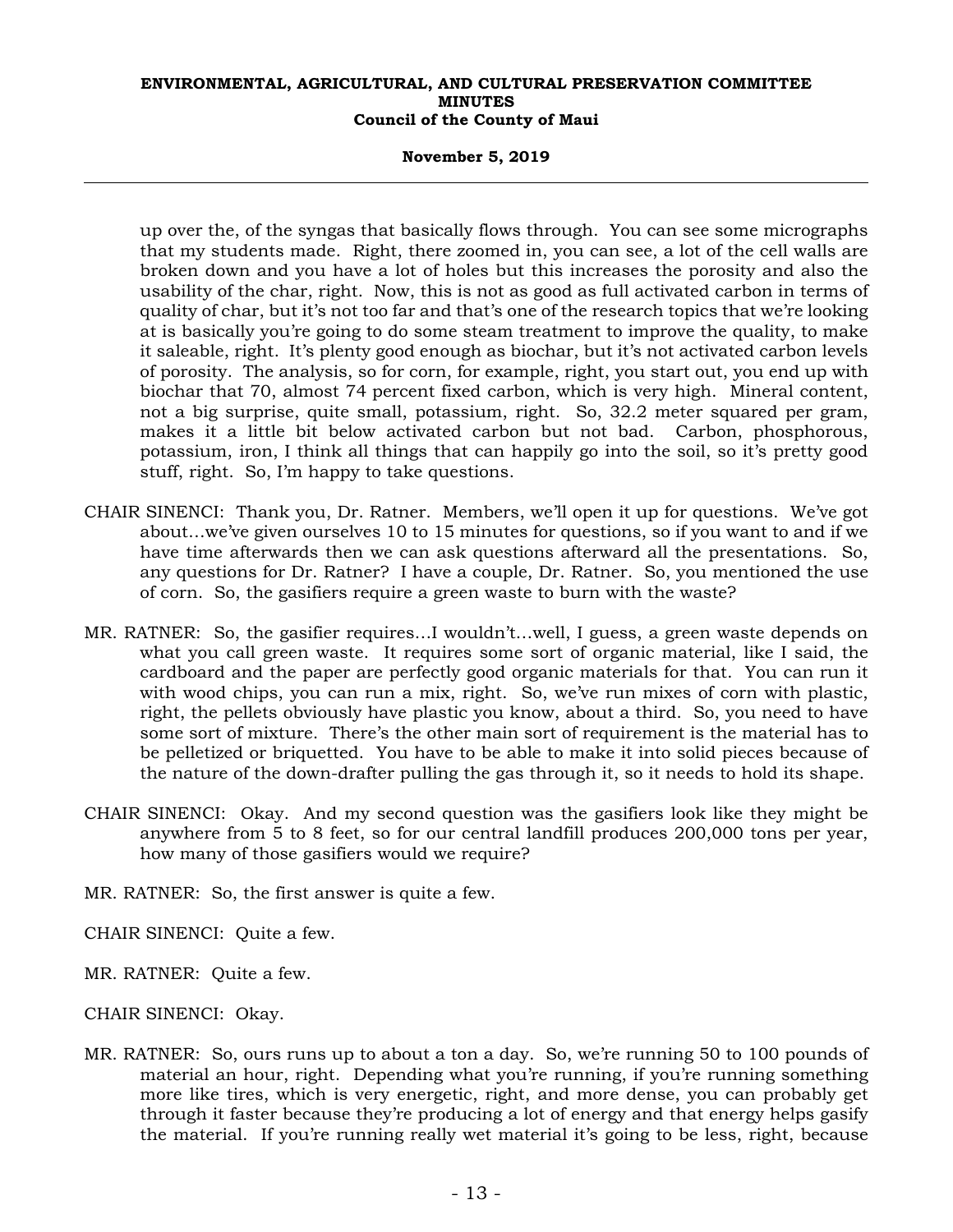up over the, of the syngas that basically flows through. You can see some micrographs that my students made. Right, there zoomed in, you can see, a lot of the cell walls are broken down and you have a lot of holes but this increases the porosity and also the usability of the char, right. Now, this is not as good as full activated carbon in terms of quality of char, but it's not too far and that's one of the research topics that we're looking at is basically you're going to do some steam treatment to improve the quality, to make it saleable, right. It's plenty good enough as biochar, but it's not activated carbon levels of porosity. The analysis, so for corn, for example, right, you start out, you end up with biochar that 70, almost 74 percent fixed carbon, which is very high. Mineral content, not a big surprise, quite small, potassium, right. So, 32.2 meter squared per gram, makes it a little bit below activated carbon but not bad. Carbon, phosphorous, potassium, iron, I think all things that can happily go into the soil, so it's pretty good stuff, right. So, I'm happy to take questions.

CHAIR SINENCI: Thank you, Dr. Ratner. Members, we'll open it up for questions. We've got about…we've given ourselves 10 to 15 minutes for questions, so if you want to and if we have time afterwards then we can ask questions afterward all the presentations. So, any questions for Dr. Ratner? I have a couple, Dr. Ratner. So, you mentioned the use of corn. So, the gasifiers require a green waste to burn with the waste?

MR. RATNER: So, the gasifier requires…I wouldn't…well, I guess, a green waste depends on what you call green waste. It requires some sort of organic material, like I said, the cardboard and the paper are perfectly good organic materials for that. You can run it with wood chips, you can run a mix, right. So, we've run mixes of corn with plastic, right, the pellets obviously have plastic you know, about a third. So, you need to have some sort of mixture. There's the other main sort of requirement is the material has to be pelletized or briquetted. You have to be able to make it into solid pieces because of the nature of the down-drafter pulling the gas through it, so it needs to hold its shape.

CHAIR SINENCI: Okay. And my second question was the gasifiers look like they might be anywhere from 5 to 8 feet, so for our central landfill produces 200,000 tons per year, how many of those gasifiers would we require?

MR. RATNER: So, the first answer is quite a few.

CHAIR SINENCI: Quite a few.

MR. RATNER: Quite a few.

CHAIR SINENCI: Okay.

MR. RATNER: So, ours runs up to about a ton a day. So, we're running 50 to 100 pounds of material an hour, right. Depending what you're running, if you're running something more like tires, which is very energetic, right, and more dense, you can probably get through it faster because they're producing a lot of energy and that energy helps gasify the material. If you're running really wet material it's going to be less, right, because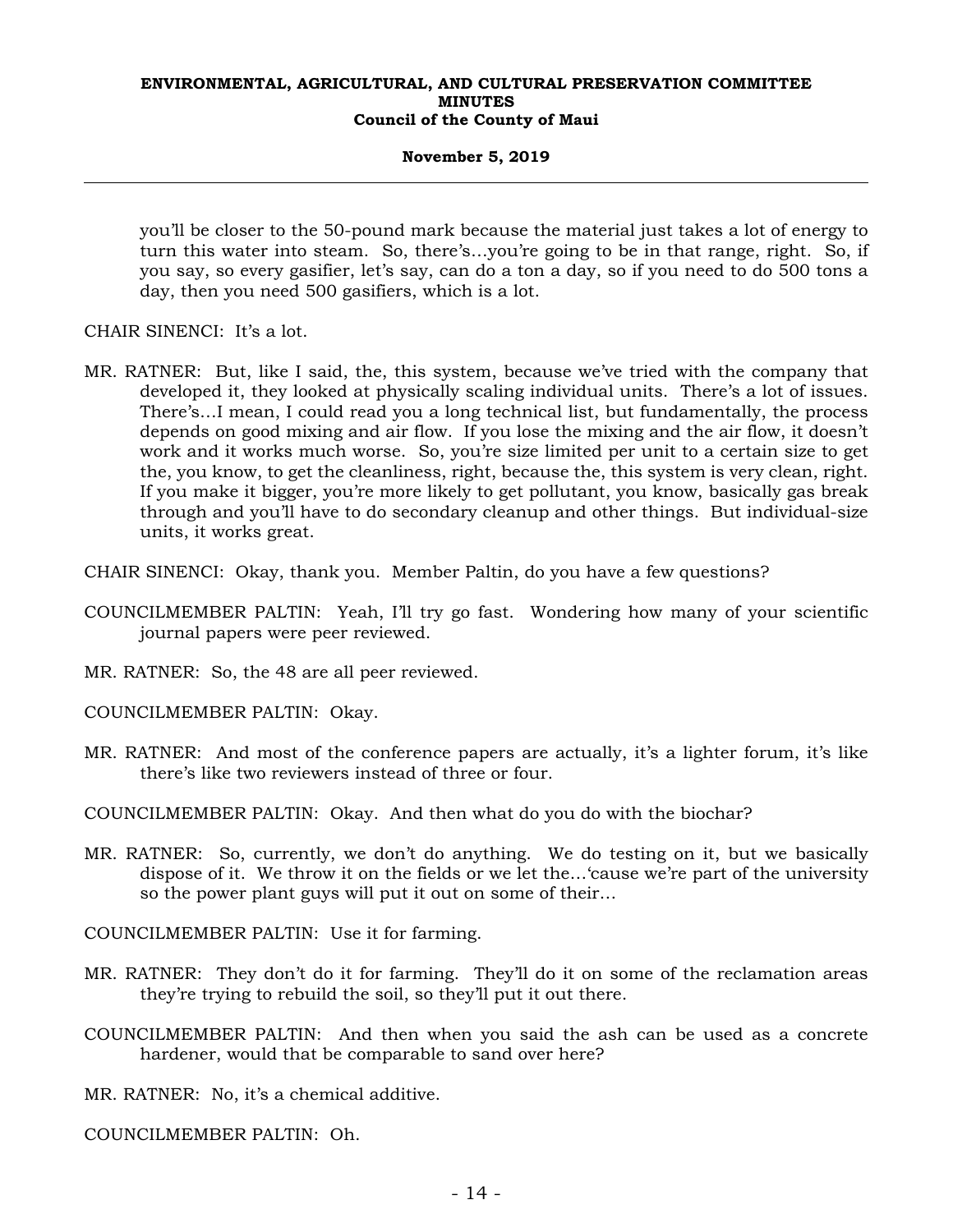you'll be closer to the 50-pound mark because the material just takes a lot of energy to turn this water into steam. So, there's…you're going to be in that range, right. So, if you say, so every gasifier, let's say, can do a ton a day, so if you need to do 500 tons a day, then you need 500 gasifiers, which is a lot.

CHAIR SINENCI: It's a lot.

MR. RATNER: But, like I said, the, this system, because we've tried with the company that developed it, they looked at physically scaling individual units. There's a lot of issues. There's…I mean, I could read you a long technical list, but fundamentally, the process depends on good mixing and air flow. If you lose the mixing and the air flow, it doesn't work and it works much worse. So, you're size limited per unit to a certain size to get the, you know, to get the cleanliness, right, because the, this system is very clean, right. If you make it bigger, you're more likely to get pollutant, you know, basically gas break through and you'll have to do secondary cleanup and other things. But individual-size units, it works great.

CHAIR SINENCI: Okay, thank you. Member Paltin, do you have a few questions?

COUNCILMEMBER PALTIN: Yeah, I'll try go fast. Wondering how many of your scientific journal papers were peer reviewed.

MR. RATNER: So, the 48 are all peer reviewed.

COUNCILMEMBER PALTIN: Okay.

MR. RATNER: And most of the conference papers are actually, it's a lighter forum, it's like there's like two reviewers instead of three or four.

COUNCILMEMBER PALTIN: Okay. And then what do you do with the biochar?

MR. RATNER: So, currently, we don't do anything. We do testing on it, but we basically dispose of it. We throw it on the fields or we let the…'cause we're part of the university so the power plant guys will put it out on some of their…

COUNCILMEMBER PALTIN: Use it for farming.

MR. RATNER: They don't do it for farming. They'll do it on some of the reclamation areas they're trying to rebuild the soil, so they'll put it out there.

COUNCILMEMBER PALTIN: And then when you said the ash can be used as a concrete hardener, would that be comparable to sand over here?

MR. RATNER: No, it's a chemical additive.

COUNCILMEMBER PALTIN: Oh.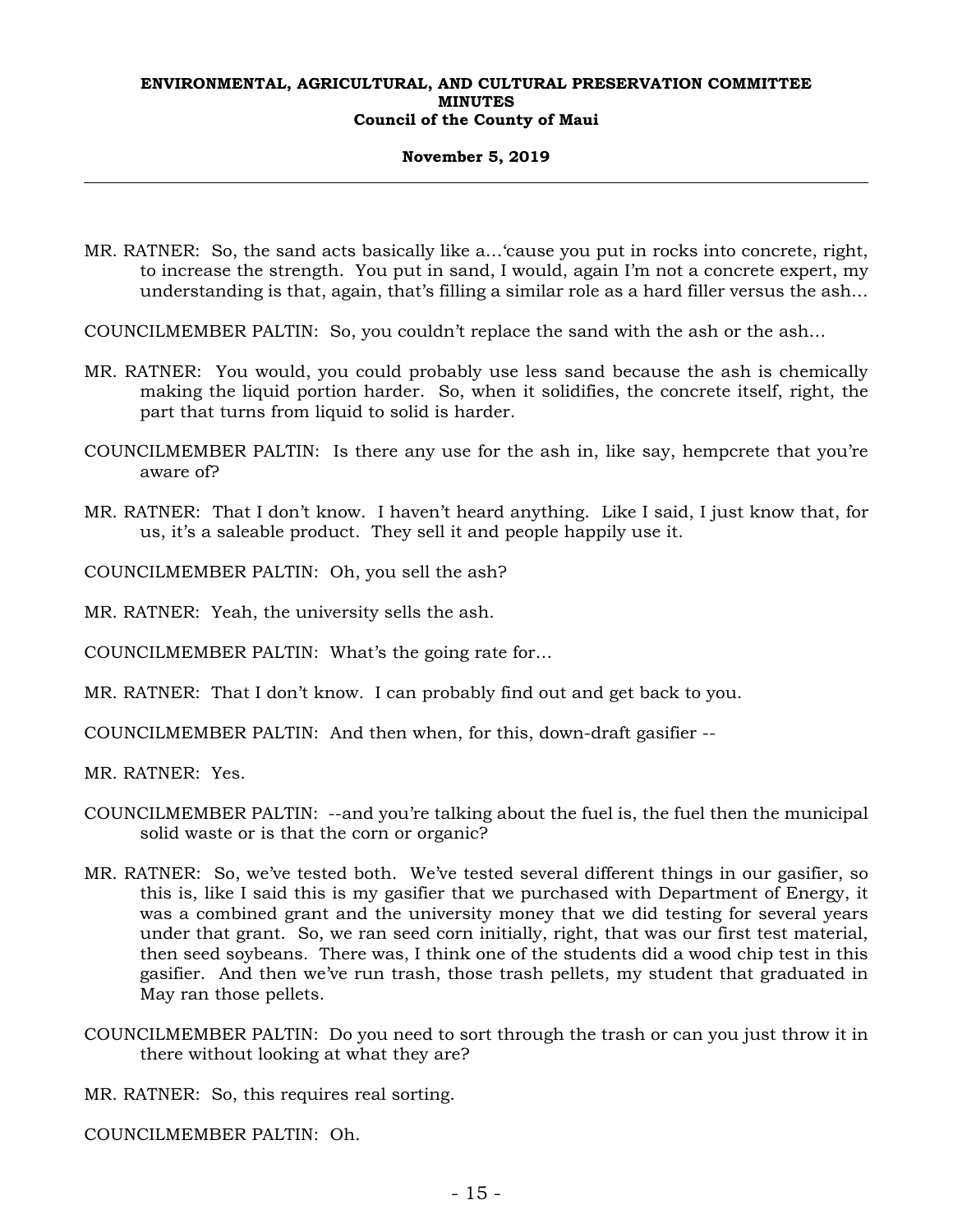MR. RATNER: So, the sand acts basically like a…'cause you put in rocks into concrete, right, to increase the strength. You put in sand, I would, again I'm not a concrete expert, my understanding is that, again, that's filling a similar role as a hard filler versus the ash…

COUNCILMEMBER PALTIN: So, you couldn't replace the sand with the ash or the ash…

MR. RATNER: You would, you could probably use less sand because the ash is chemically making the liquid portion harder. So, when it solidifies, the concrete itself, right, the part that turns from liquid to solid is harder.

COUNCILMEMBER PALTIN: Is there any use for the ash in, like say, hempcrete that you're aware of?

MR. RATNER: That I don't know. I haven't heard anything. Like I said, I just know that, for us, it's a saleable product. They sell it and people happily use it.

COUNCILMEMBER PALTIN: Oh, you sell the ash?

MR. RATNER: Yeah, the university sells the ash.

COUNCILMEMBER PALTIN: What's the going rate for…

MR. RATNER: That I don't know. I can probably find out and get back to you.

COUNCILMEMBER PALTIN: And then when, for this, down-draft gasifier --

MR. RATNER: Yes.

COUNCILMEMBER PALTIN: --and you're talking about the fuel is, the fuel then the municipal solid waste or is that the corn or organic?

MR. RATNER: So, we've tested both. We've tested several different things in our gasifier, so this is, like I said this is my gasifier that we purchased with Department of Energy, it was a combined grant and the university money that we did testing for several years under that grant. So, we ran seed corn initially, right, that was our first test material, then seed soybeans. There was, I think one of the students did a wood chip test in this gasifier. And then we've run trash, those trash pellets, my student that graduated in May ran those pellets.

COUNCILMEMBER PALTIN: Do you need to sort through the trash or can you just throw it in there without looking at what they are?

MR. RATNER: So, this requires real sorting.

COUNCILMEMBER PALTIN: Oh.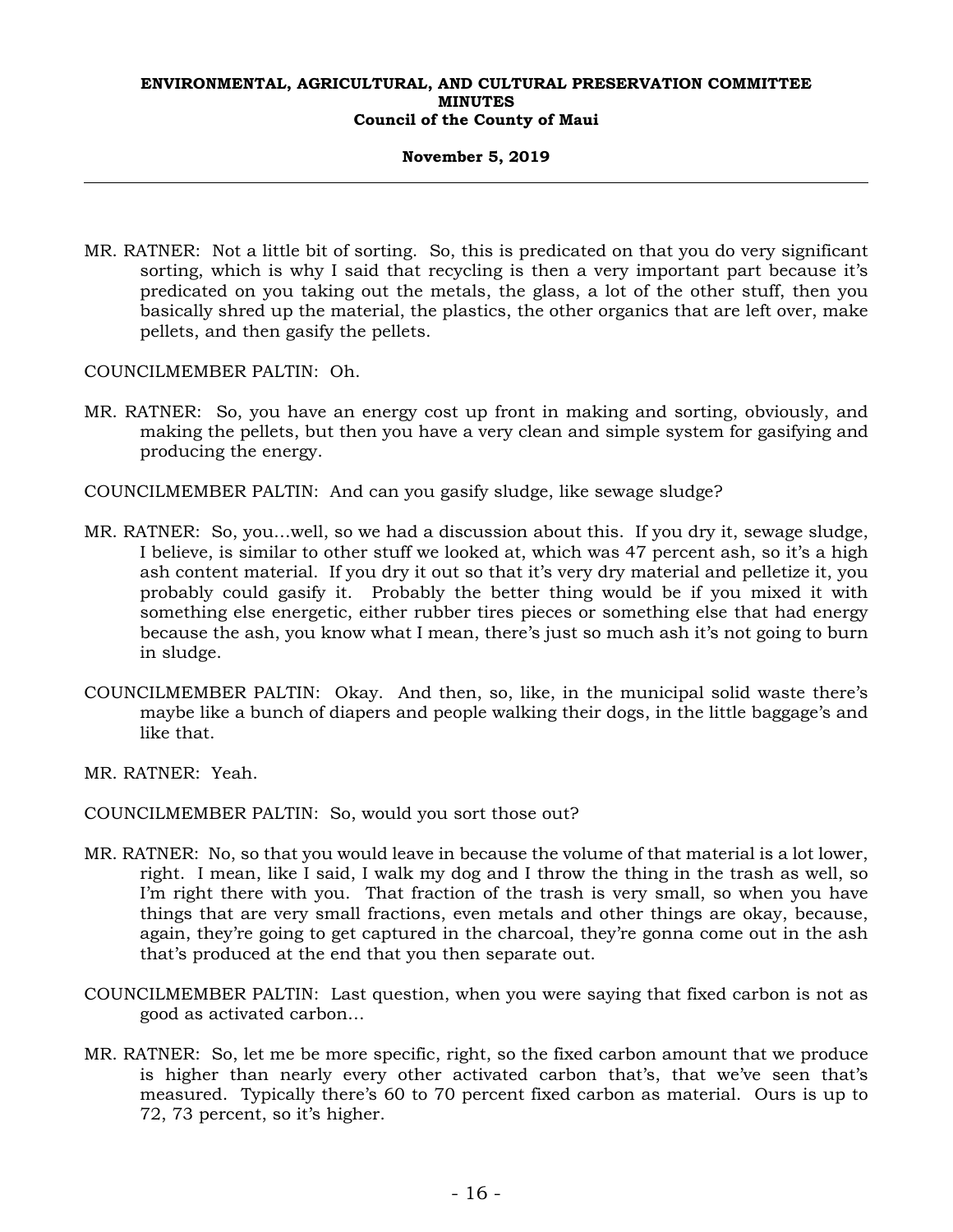MR. RATNER: Not a little bit of sorting. So, this is predicated on that you do very significant sorting, which is why I said that recycling is then a very important part because it's predicated on you taking out the metals, the glass, a lot of the other stuff, then you basically shred up the material, the plastics, the other organics that are left over, make pellets, and then gasify the pellets.

COUNCILMEMBER PALTIN: Oh.

MR. RATNER: So, you have an energy cost up front in making and sorting, obviously, and making the pellets, but then you have a very clean and simple system for gasifying and producing the energy.

COUNCILMEMBER PALTIN: And can you gasify sludge, like sewage sludge?

MR. RATNER: So, you...well, so we had a discussion about this. If you dry it, sewage sludge, I believe, is similar to other stuff we looked at, which was 47 percent ash, so it's a high ash content material. If you dry it out so that it's very dry material and pelletize it, you probably could gasify it. Probably the better thing would be if you mixed it with something else energetic, either rubber tires pieces or something else that had energy because the ash, you know what I mean, there's just so much ash it's not going to burn in sludge.

COUNCILMEMBER PALTIN: Okay. And then, so, like, in the municipal solid waste there's maybe like a bunch of diapers and people walking their dogs, in the little baggage's and like that.

MR. RATNER: Yeah.

COUNCILMEMBER PALTIN: So, would you sort those out?

MR. RATNER: No, so that you would leave in because the volume of that material is a lot lower, right. I mean, like I said, I walk my dog and I throw the thing in the trash as well, so I'm right there with you. That fraction of the trash is very small, so when you have things that are very small fractions, even metals and other things are okay, because, again, they're going to get captured in the charcoal, they're gonna come out in the ash that's produced at the end that you then separate out.

COUNCILMEMBER PALTIN: Last question, when you were saying that fixed carbon is not as good as activated carbon...

MR. RATNER: So, let me be more specific, right, so the fixed carbon amount that we produce is higher than nearly every other activated carbon that's, that we've seen that's measured. Typically there's 60 to 70 percent fixed carbon as material. Ours is up to 72, 73 percent, so it's higher.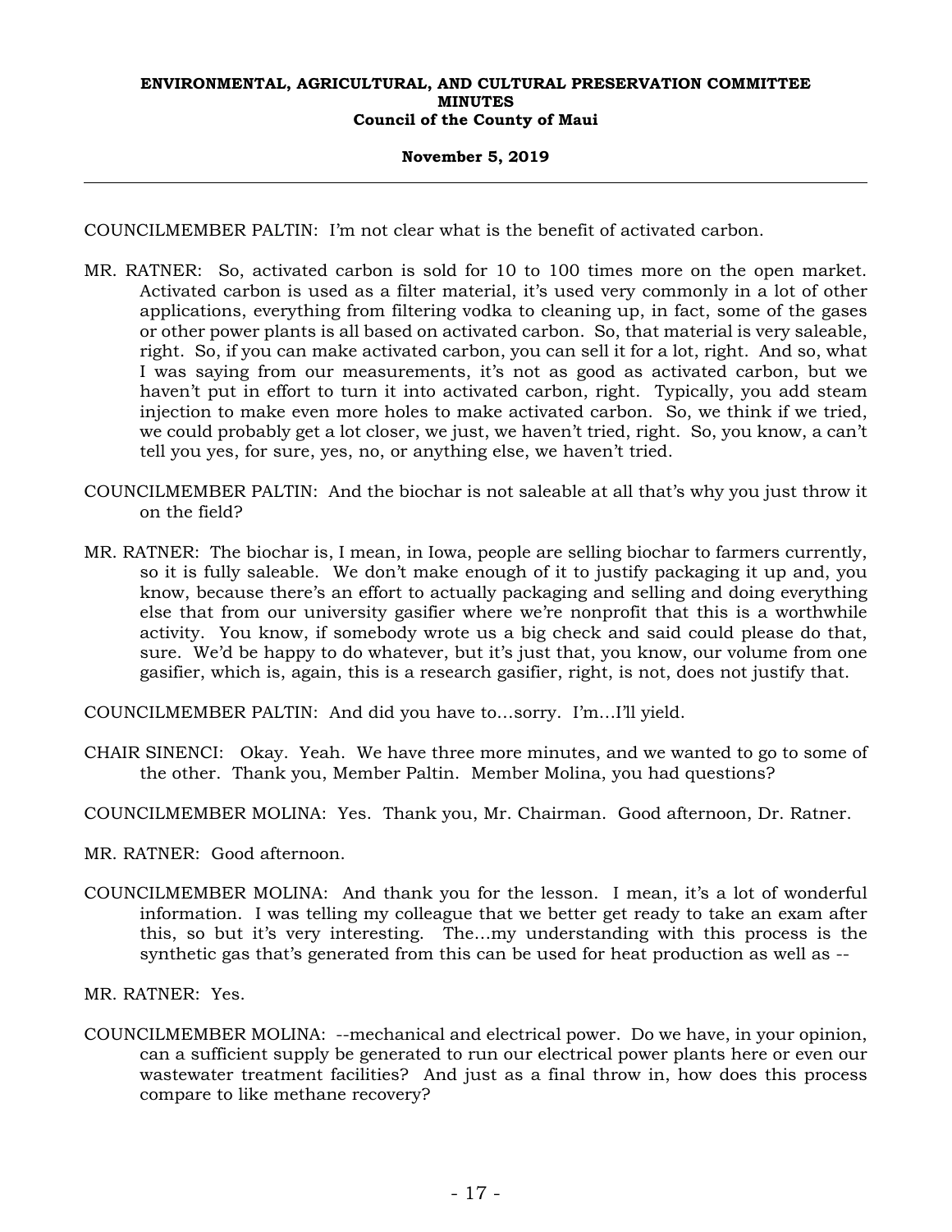COUNCILMEMBER PALTIN: I'm not clear what is the benefit of activated carbon.

MR. RATNER: So, activated carbon is sold for 10 to 100 times more on the open market. Activated carbon is used as a filter material, it's used very commonly in a lot of other applications, everything from filtering vodka to cleaning up, in fact, some of the gases or other power plants is all based on activated carbon. So, that material is very saleable, right. So, if you can make activated carbon, you can sell it for a lot, right. And so, what I was saying from our measurements, it's not as good as activated carbon, but we haven't put in effort to turn it into activated carbon, right. Typically, you add steam injection to make even more holes to make activated carbon. So, we think if we tried, we could probably get a lot closer, we just, we haven't tried, right. So, you know, a can't tell you yes, for sure, yes, no, or anything else, we haven't tried.

COUNCILMEMBER PALTIN: And the biochar is not saleable at all that's why you just throw it on the field?

MR. RATNER: The biochar is, I mean, in Iowa, people are selling biochar to farmers currently, so it is fully saleable. We don't make enough of it to justify packaging it up and, you know, because there's an effort to actually packaging and selling and doing everything else that from our university gasifier where we're nonprofit that this is a worthwhile activity. You know, if somebody wrote us a big check and said could please do that, sure. We'd be happy to do whatever, but it's just that, you know, our volume from one gasifier, which is, again, this is a research gasifier, right, is not, does not justify that.

COUNCILMEMBER PALTIN: And did you have to…sorry. I'm…I'll yield.

CHAIR SINENCI: Okay. Yeah. We have three more minutes, and we wanted to go to some of the other. Thank you, Member Paltin. Member Molina, you had questions?

COUNCILMEMBER MOLINA: Yes. Thank you, Mr. Chairman. Good afternoon, Dr. Ratner.

MR. RATNER: Good afternoon.

COUNCILMEMBER MOLINA: And thank you for the lesson. I mean, it's a lot of wonderful information. I was telling my colleague that we better get ready to take an exam after this, so but it's very interesting. The…my understanding with this process is the synthetic gas that's generated from this can be used for heat production as well as --

MR. RATNER: Yes.

COUNCILMEMBER MOLINA: --mechanical and electrical power. Do we have, in your opinion, can a sufficient supply be generated to run our electrical power plants here or even our wastewater treatment facilities? And just as a final throw in, how does this process compare to like methane recovery?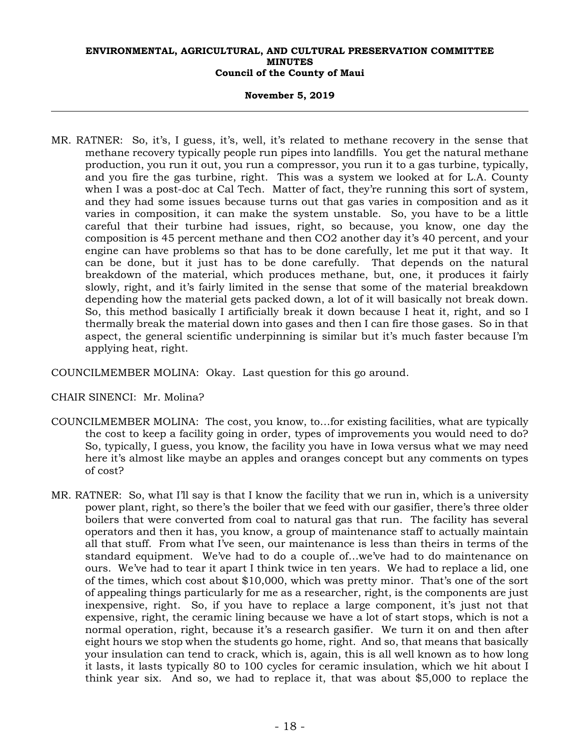MR. RATNER: So, it's, I guess, it's, well, it's related to methane recovery in the sense that methane recovery typically people run pipes into landfills. You get the natural methane production, you run it out, you run a compressor, you run it to a gas turbine, typically, and you fire the gas turbine, right. This was a system we looked at for L.A. County when I was a post-doc at Cal Tech. Matter of fact, they're running this sort of system, and they had some issues because turns out that gas varies in composition and as it varies in composition, it can make the system unstable. So, you have to be a little careful that their turbine had issues, right, so because, you know, one day the composition is 45 percent methane and then $CO_2$ another day it's 40 percent, and your engine can have problems so that has to be done carefully, let me put it that way. It can be done, but it just has to be done carefully. That depends on the natural breakdown of the material, which produces methane, but, one, it produces it fairly slowly, right, and it's fairly limited in the sense that some of the material breakdown depending how the material gets packed down, a lot of it will basically not break down. So, this method basically I artificially break it down because I heat it, right, and so I thermally break the material down into gases and then I can fire those gases. So in that aspect, the general scientific underpinning is similar but it's much faster because I'm applying heat, right.

COUNCILMEMBER MOLINA: Okay. Last question for this go around.

CHAIR SINENCI: Mr. Molina?

COUNCILMEMBER MOLINA: The cost, you know, to...for existing facilities, what are typically the cost to keep a facility going in order, types of improvements you would need to do? So, typically, I guess, you know, the facility you have in Iowa versus what we may need here it's almost like maybe an apples and oranges concept but any comments on types of cost?

MR. RATNER: So, what I'll say is that I know the facility that we run in, which is a university power plant, right, so there's the boiler that we feed with our gasifier, there's three older boilers that were converted from coal to natural gas that run. The facility has several operators and then it has, you know, a group of maintenance staff to actually maintain all that stuff. From what I've seen, our maintenance is less than theirs in terms of the standard equipment. We've had to do a couple of...we've had to do maintenance on ours. We've had to tear it apart I think twice in ten years. We had to replace a lid, one of the times, which cost about $10,000, which was pretty minor. That's one of the sort of appealing things particularly for me as a researcher, right, is the components are just inexpensive, right. So, if you have to replace a large component, it's just not that expensive, right, the ceramic lining because we have a lot of start stops, which is not a normal operation, right, because it's a research gasifier. We turn it on and then after eight hours we stop when the students go home, right. And so, that means that basically your insulation can tend to crack, which is, again, this is all well known as to how long it lasts, it lasts typically 80 to 100 cycles for ceramic insulation, which we hit about I think year six. And so, we had to replace it, that was about $5,000 to replace the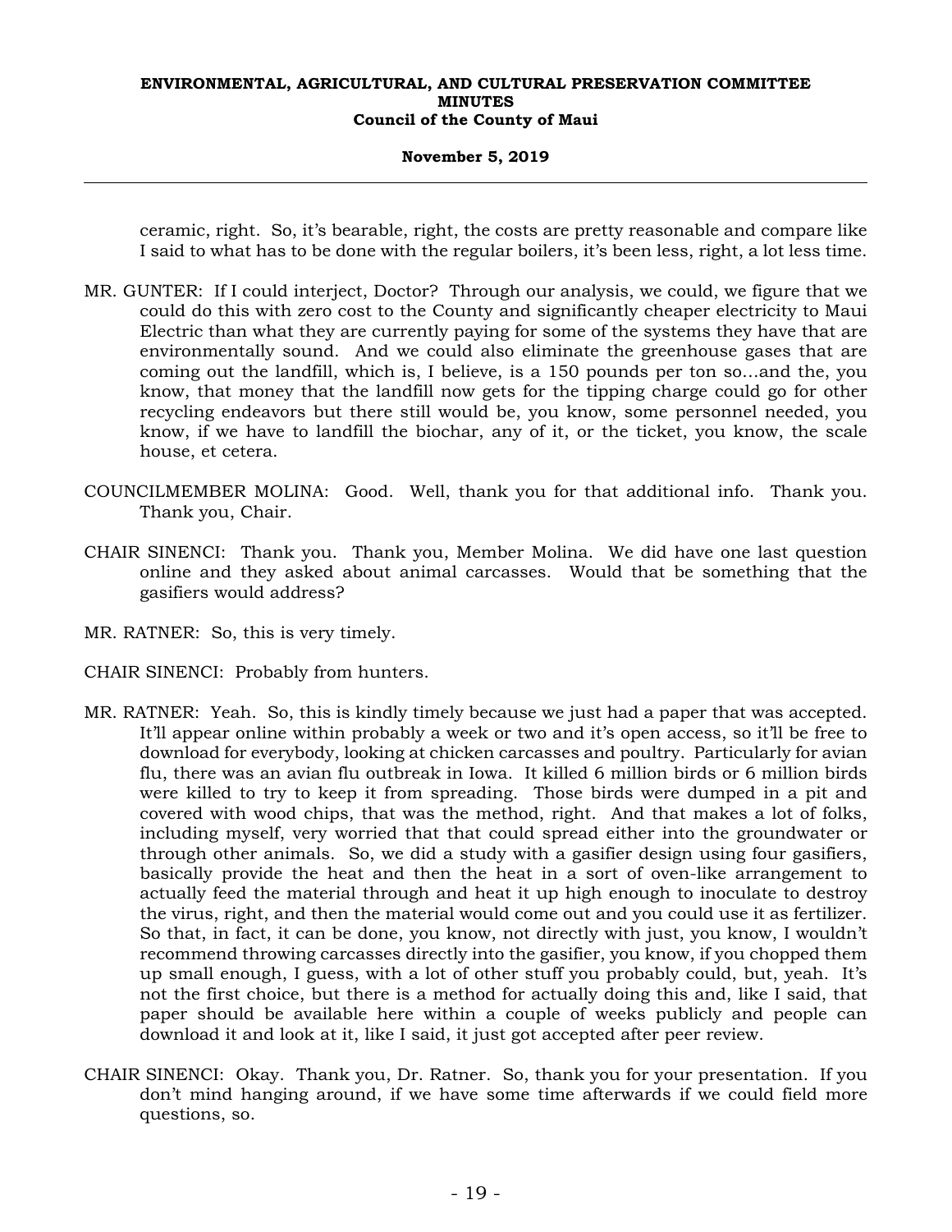ceramic, right. So, it's bearable, right, the costs are pretty reasonable and compare like I said to what has to be done with the regular boilers, it's been less, right, a lot less time.

MR. GUNTER: If I could interject, Doctor? Through our analysis, we could, we figure that we could do this with zero cost to the County and significantly cheaper electricity to Maui Electric than what they are currently paying for some of the systems they have that are environmentally sound. And we could also eliminate the greenhouse gases that are coming out the landfill, which is, I believe, is a 150 pounds per ton so...and the, you know, that money that the landfill now gets for the tipping charge could go for other recycling endeavors but there still would be, you know, some personnel needed, you know, if we have to landfill the biochar, any of it, or the ticket, you know, the scale house, et cetera.

COUNCILMEMBER MOLINA: Good. Well, thank you for that additional info. Thank you. Thank you, Chair.

CHAIR SINENCI: Thank you. Thank you, Member Molina. We did have one last question online and they asked about animal carcasses. Would that be something that the gasifiers would address?

MR. RATNER: So, this is very timely.

CHAIR SINENCI: Probably from hunters.

MR. RATNER: Yeah. So, this is kindly timely because we just had a paper that was accepted. It'll appear online within probably a week or two and it's open access, so it'll be free to download for everybody, looking at chicken carcasses and poultry. Particularly for avian flu, there was an avian flu outbreak in Iowa. It killed 6 million birds or 6 million birds were killed to try to keep it from spreading. Those birds were dumped in a pit and covered with wood chips, that was the method, right. And that makes a lot of folks, including myself, very worried that that could spread either into the groundwater or through other animals. So, we did a study with a gasifier design using four gasifiers, basically provide the heat and then the heat in a sort of oven-like arrangement to actually feed the material through and heat it up high enough to inoculate to destroy the virus, right, and then the material would come out and you could use it as fertilizer. So that, in fact, it can be done, you know, not directly with just, you know, I wouldn't recommend throwing carcasses directly into the gasifier, you know, if you chopped them up small enough, I guess, with a lot of other stuff you probably could, but, yeah. It's not the first choice, but there is a method for actually doing this and, like I said, that paper should be available here within a couple of weeks publicly and people can download it and look at it, like I said, it just got accepted after peer review.

CHAIR SINENCI: Okay. Thank you, Dr. Ratner. So, thank you for your presentation. If you don't mind hanging around, if we have some time afterwards if we could field more questions, so.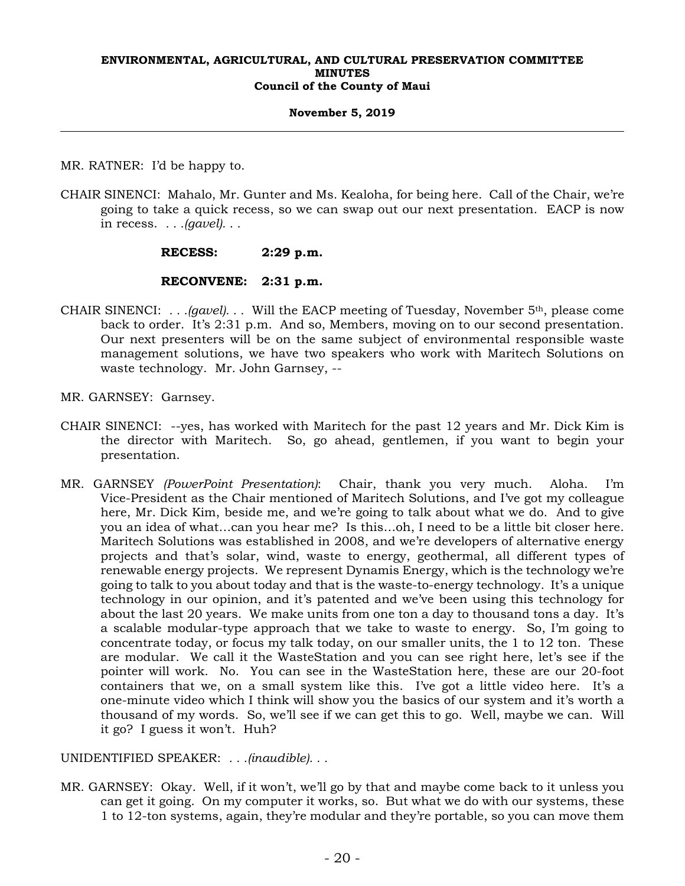MR. RATNER: I'd be happy to.

CHAIR SINENCI: Mahalo, Mr. Gunter and Ms. Kealoha, for being here. Call of the Chair, we're going to take a quick recess, so we can swap out our next presentation. EACP is now in recess. . . .*(gavel)*. . .

**RECESS: 2:29 p.m.**

**RECONVENE: 2:31 p.m.**

CHAIR SINENCI: . . .*(gavel)*. . . Will the EACP meeting of Tuesday, November 5th, please come back to order. It's 2:31 p.m. And so, Members, moving on to our second presentation. Our next presenters will be on the same subject of environmental responsible waste management solutions, we have two speakers who work with Maritech Solutions on waste technology. Mr. John Garnsey, --

MR. GARNSEY: Garnsey.

CHAIR SINENCI: --yes, has worked with Maritech for the past 12 years and Mr. Dick Kim is the director with Maritech. So, go ahead, gentlemen, if you want to begin your presentation.

MR. GARNSEY *(PowerPoint Presentation)*: Chair, thank you very much. Aloha. I'm Vice-President as the Chair mentioned of Maritech Solutions, and I've got my colleague here, Mr. Dick Kim, beside me, and we're going to talk about what we do. And to give you an idea of what…can you hear me? Is this…oh, I need to be a little bit closer here. Maritech Solutions was established in 2008, and we're developers of alternative energy projects and that's solar, wind, waste to energy, geothermal, all different types of renewable energy projects. We represent Dynamis Energy, which is the technology we're going to talk to you about today and that is the waste-to-energy technology. It's a unique technology in our opinion, and it's patented and we've been using this technology for about the last 20 years. We make units from one ton a day to thousand tons a day. It's a scalable modular-type approach that we take to waste to energy. So, I'm going to concentrate today, or focus my talk today, on our smaller units, the 1 to 12 ton. These are modular. We call it the WasteStation and you can see right here, let's see if the pointer will work. No. You can see in the WasteStation here, these are our 20-foot containers that we, on a small system like this. I've got a little video here. It's a one-minute video which I think will show you the basics of our system and it's worth a thousand of my words. So, we'll see if we can get this to go. Well, maybe we can. Will it go? I guess it won't. Huh?

UNIDENTIFIED SPEAKER: . . .*(inaudible)*. . .

MR. GARNSEY: Okay. Well, if it won't, we'll go by that and maybe come back to it unless you can get it going. On my computer it works, so. But what we do with our systems, these 1 to 12-ton systems, again, they're modular and they're portable, so you can move them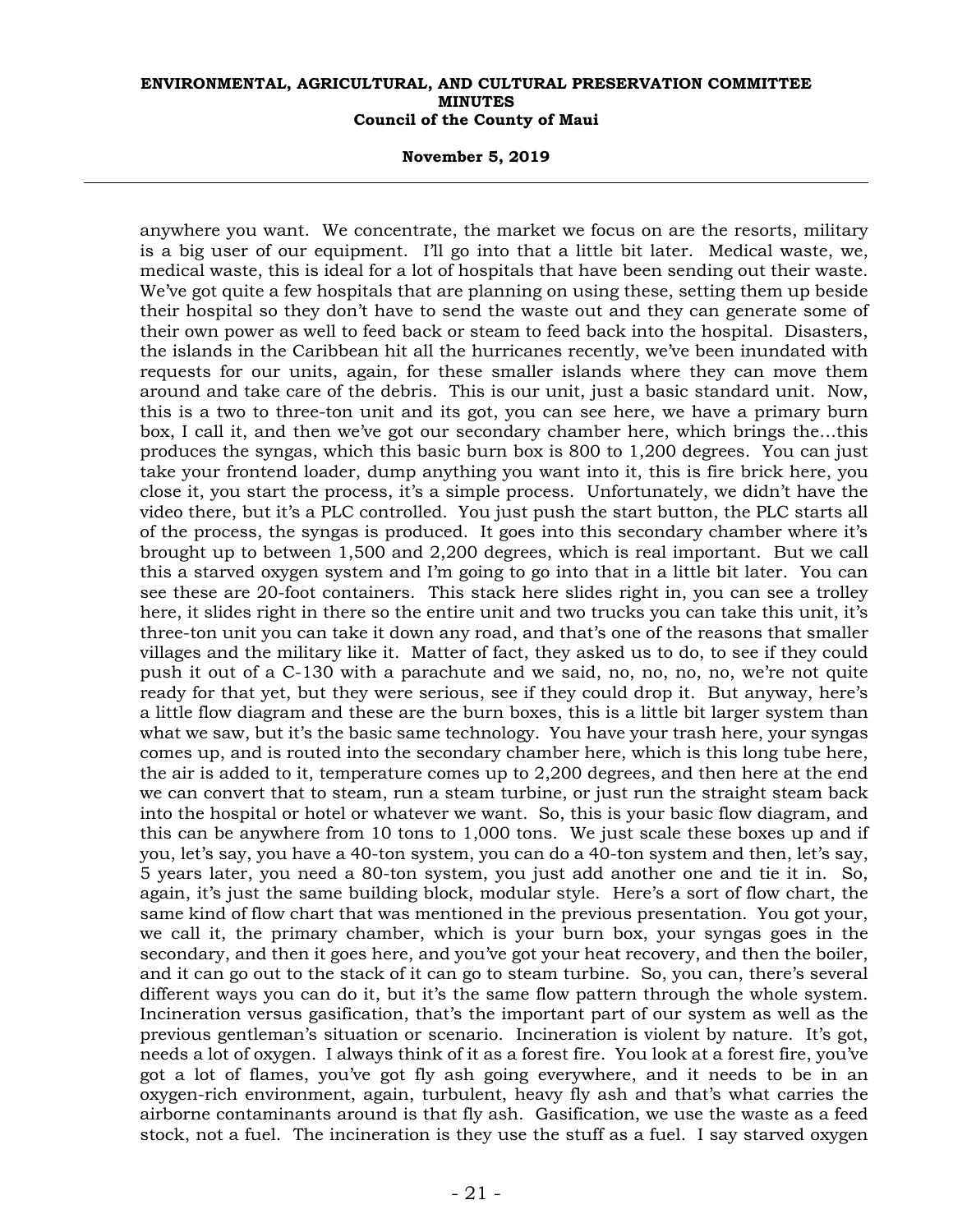anywhere you want. We concentrate, the market we focus on are the resorts, military is a big user of our equipment. I'll go into that a little bit later. Medical waste, we, medical waste, this is ideal for a lot of hospitals that have been sending out their waste. We've got quite a few hospitals that are planning on using these, setting them up beside their hospital so they don't have to send the waste out and they can generate some of their own power as well to feed back or steam to feed back into the hospital. Disasters, the islands in the Caribbean hit all the hurricanes recently, we've been inundated with requests for our units, again, for these smaller islands where they can move them around and take care of the debris. This is our unit, just a basic standard unit. Now, this is a two to three-ton unit and its got, you can see here, we have a primary burn box, I call it, and then we've got our secondary chamber here, which brings the...this produces the syngas, which this basic burn box is 800 to 1,200 degrees. You can just take your frontend loader, dump anything you want into it, this is fire brick here, you close it, you start the process, it's a simple process. Unfortunately, we didn't have the video there, but it's a PLC controlled. You just push the start button, the PLC starts all of the process, the syngas is produced. It goes into this secondary chamber where it's brought up to between 1,500 and 2,200 degrees, which is real important. But we call this a starved oxygen system and I'm going to go into that in a little bit later. You can see these are 20-foot containers. This stack here slides right in, you can see a trolley here, it slides right in there so the entire unit and two trucks you can take this unit, it's three-ton unit you can take it down any road, and that's one of the reasons that smaller villages and the military like it. Matter of fact, they asked us to do, to see if they could push it out of a C-130 with a parachute and we said, no, no, no, no, we're not quite ready for that yet, but they were serious, see if they could drop it. But anyway, here's a little flow diagram and these are the burn boxes, this is a little bit larger system than what we saw, but it's the basic same technology. You have your trash here, your syngas comes up, and is routed into the secondary chamber here, which is this long tube here, the air is added to it, temperature comes up to 2,200 degrees, and then here at the end we can convert that to steam, run a steam turbine, or just run the straight steam back into the hospital or hotel or whatever we want. So, this is your basic flow diagram, and this can be anywhere from 10 tons to 1,000 tons. We just scale these boxes up and if you, let's say, you have a 40-ton system, you can do a 40-ton system and then, let's say, 5 years later, you need a 80-ton system, you just add another one and tie it in. So, again, it's just the same building block, modular style. Here's a sort of flow chart, the same kind of flow chart that was mentioned in the previous presentation. You got your, we call it, the primary chamber, which is your burn box, your syngas goes in the secondary, and then it goes here, and you've got your heat recovery, and then the boiler, and it can go out to the stack of it can go to steam turbine. So, you can, there's several different ways you can do it, but it's the same flow pattern through the whole system. Incineration versus gasification, that's the important part of our system as well as the previous gentleman's situation or scenario. Incineration is violent by nature. It's got, needs a lot of oxygen. I always think of it as a forest fire. You look at a forest fire, you've got a lot of flames, you've got fly ash going everywhere, and it needs to be in an oxygen-rich environment, again, turbulent, heavy fly ash and that's what carries the airborne contaminants around is that fly ash. Gasification, we use the waste as a feed stock, not a fuel. The incineration is they use the stuff as a fuel. I say starved oxygen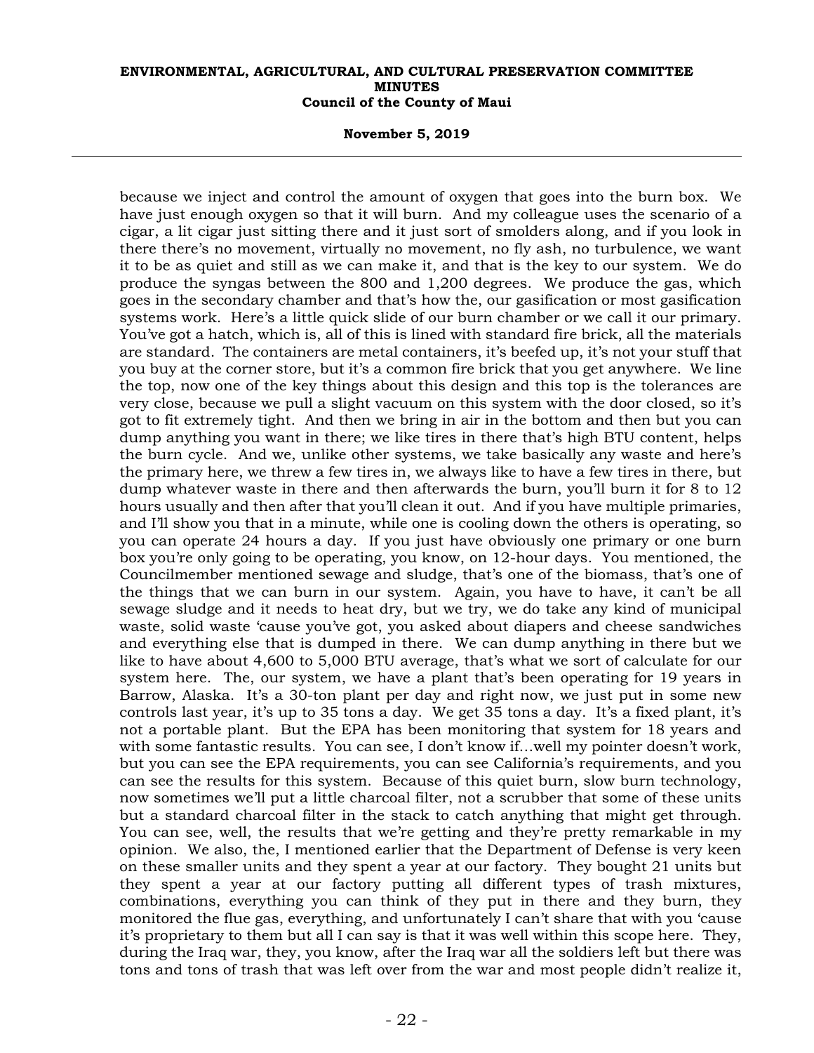because we inject and control the amount of oxygen that goes into the burn box. We have just enough oxygen so that it will burn. And my colleague uses the scenario of a cigar, a lit cigar just sitting there and it just sort of smolders along, and if you look in there there's no movement, virtually no movement, no fly ash, no turbulence, we want it to be as quiet and still as we can make it, and that is the key to our system. We do produce the syngas between the 800 and 1,200 degrees. We produce the gas, which goes in the secondary chamber and that's how the, our gasification or most gasification systems work. Here's a little quick slide of our burn chamber or we call it our primary. You've got a hatch, which is, all of this is lined with standard fire brick, all the materials are standard. The containers are metal containers, it's beefed up, it's not your stuff that you buy at the corner store, but it's a common fire brick that you get anywhere. We line the top, now one of the key things about this design and this top is the tolerances are very close, because we pull a slight vacuum on this system with the door closed, so it's got to fit extremely tight. And then we bring in air in the bottom and then but you can dump anything you want in there; we like tires in there that's high BTU content, helps the burn cycle. And we, unlike other systems, we take basically any waste and here's the primary here, we threw a few tires in, we always like to have a few tires in there, but dump whatever waste in there and then afterwards the burn, you'll burn it for 8 to 12 hours usually and then after that you'll clean it out. And if you have multiple primaries, and I'll show you that in a minute, while one is cooling down the others is operating, so you can operate 24 hours a day. If you just have obviously one primary or one burn box you're only going to be operating, you know, on 12-hour days. You mentioned, the Councilmember mentioned sewage and sludge, that's one of the biomass, that's one of the things that we can burn in our system. Again, you have to have, it can't be all sewage sludge and it needs to heat dry, but we try, we do take any kind of municipal waste, solid waste 'cause you've got, you asked about diapers and cheese sandwiches and everything else that is dumped in there. We can dump anything in there but we like to have about 4,600 to 5,000 BTU average, that's what we sort of calculate for our system here. The, our system, we have a plant that's been operating for 19 years in Barrow, Alaska. It's a 30-ton plant per day and right now, we just put in some new controls last year, it's up to 35 tons a day. We get 35 tons a day. It's a fixed plant, it's not a portable plant. But the EPA has been monitoring that system for 18 years and with some fantastic results. You can see, I don't know if...well my pointer doesn't work, but you can see the EPA requirements, you can see California's requirements, and you can see the results for this system. Because of this quiet burn, slow burn technology, now sometimes we'll put a little charcoal filter, not a scrubber that some of these units but a standard charcoal filter in the stack to catch anything that might get through. You can see, well, the results that we're getting and they're pretty remarkable in my opinion. We also, the, I mentioned earlier that the Department of Defense is very keen on these smaller units and they spent a year at our factory. They bought 21 units but they spent a year at our factory putting all different types of trash mixtures, combinations, everything you can think of they put in there and they burn, they monitored the flue gas, everything, and unfortunately I can't share that with you 'cause it's proprietary to them but all I can say is that it was well within this scope here. They, during the Iraq war, they, you know, after the Iraq war all the soldiers left but there was tons and tons of trash that was left over from the war and most people didn't realize it,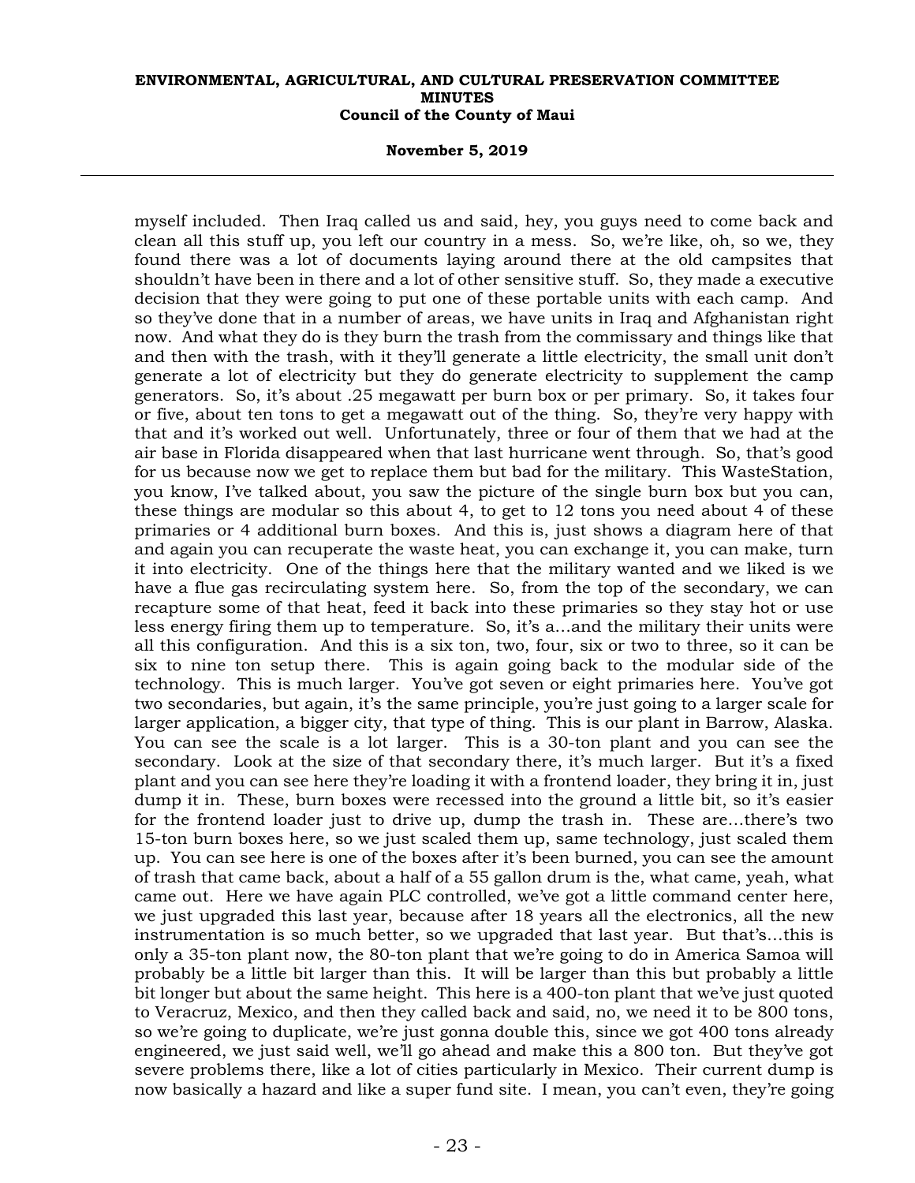myself included. Then Iraq called us and said, hey, you guys need to come back and clean all this stuff up, you left our country in a mess. So, we're like, oh, so we, they found there was a lot of documents laying around there at the old campsites that shouldn't have been in there and a lot of other sensitive stuff. So, they made a executive decision that they were going to put one of these portable units with each camp. And so they've done that in a number of areas, we have units in Iraq and Afghanistan right now. And what they do is they burn the trash from the commissary and things like that and then with the trash, with it they'll generate a little electricity, the small unit don't generate a lot of electricity but they do generate electricity to supplement the camp generators. So, it's about .25 megawatt per burn box or per primary. So, it takes four or five, about ten tons to get a megawatt out of the thing. So, they're very happy with that and it's worked out well. Unfortunately, three or four of them that we had at the air base in Florida disappeared when that last hurricane went through. So, that's good for us because now we get to replace them but bad for the military. This WasteStation, you know, I've talked about, you saw the picture of the single burn box but you can, these things are modular so this about 4, to get to 12 tons you need about 4 of these primaries or 4 additional burn boxes. And this is, just shows a diagram here of that and again you can recuperate the waste heat, you can exchange it, you can make, turn it into electricity. One of the things here that the military wanted and we liked is we have a flue gas recirculating system here. So, from the top of the secondary, we can recapture some of that heat, feed it back into these primaries so they stay hot or use less energy firing them up to temperature. So, it's a...and the military their units were all this configuration. And this is a six ton, two, four, six or two to three, so it can be six to nine ton setup there. This is again going back to the modular side of the technology. This is much larger. You've got seven or eight primaries here. You've got two secondaries, but again, it's the same principle, you're just going to a larger scale for larger application, a bigger city, that type of thing. This is our plant in Barrow, Alaska. You can see the scale is a lot larger. This is a 30-ton plant and you can see the secondary. Look at the size of that secondary there, it's much larger. But it's a fixed plant and you can see here they're loading it with a frontend loader, they bring it in, just dump it in. These, burn boxes were recessed into the ground a little bit, so it's easier for the frontend loader just to drive up, dump the trash in. These are...there's two 15-ton burn boxes here, so we just scaled them up, same technology, just scaled them up. You can see here is one of the boxes after it's been burned, you can see the amount of trash that came back, about a half of a 55 gallon drum is the, what came, yeah, what came out. Here we have again PLC controlled, we've got a little command center here, we just upgraded this last year, because after 18 years all the electronics, all the new instrumentation is so much better, so we upgraded that last year. But that's...this is only a 35-ton plant now, the 80-ton plant that we're going to do in America Samoa will probably be a little bit larger than this. It will be larger than this but probably a little bit longer but about the same height. This here is a 400-ton plant that we've just quoted to Veracruz, Mexico, and then they called back and said, no, we need it to be 800 tons, so we're going to duplicate, we're just gonna double this, since we got 400 tons already engineered, we just said well, we'll go ahead and make this a 800 ton. But they've got severe problems there, like a lot of cities particularly in Mexico. Their current dump is now basically a hazard and like a super fund site. I mean, you can't even, they're going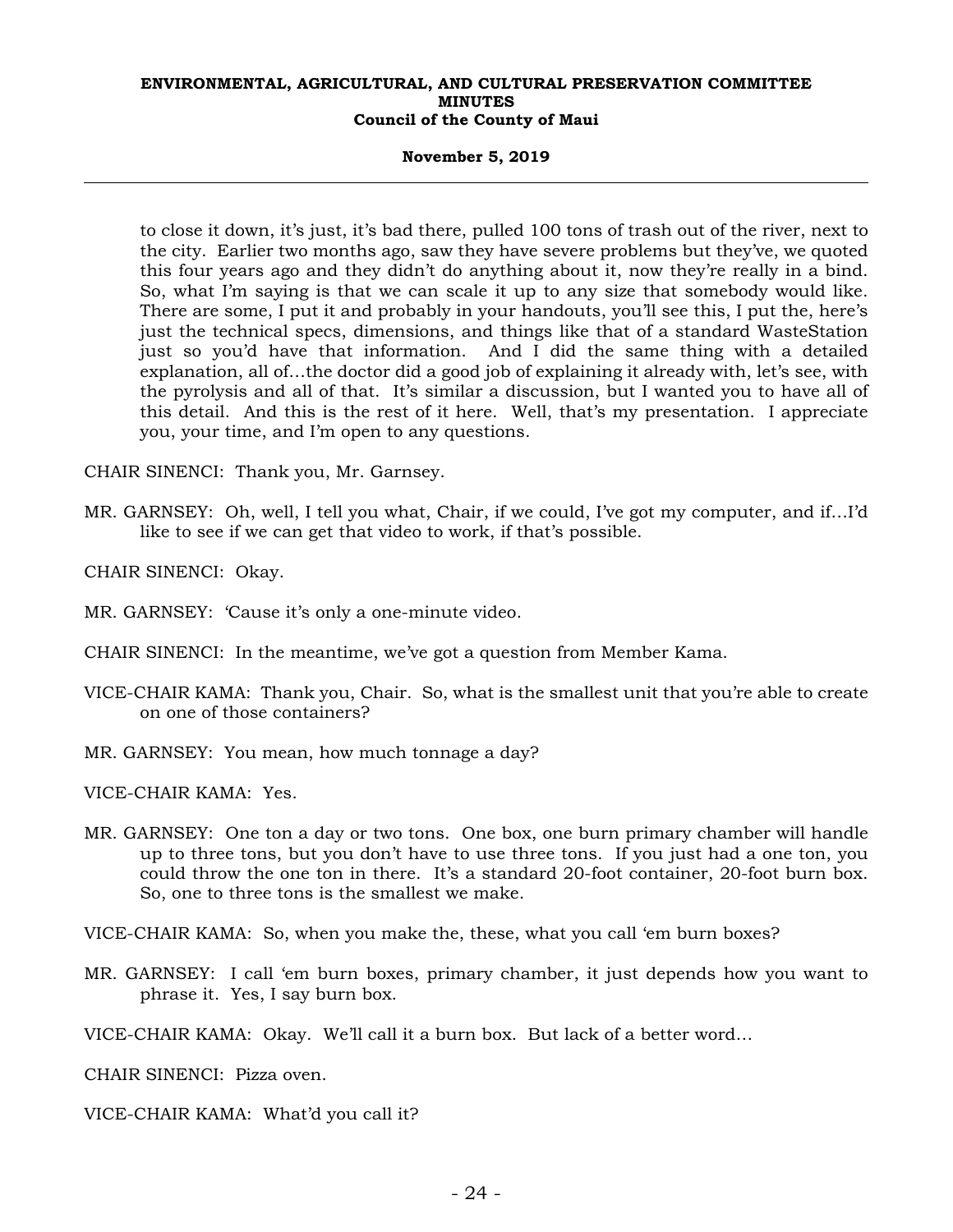to close it down, it's just, it's bad there, pulled 100 tons of trash out of the river, next to the city. Earlier two months ago, saw they have severe problems but they've, we quoted this four years ago and they didn't do anything about it, now they're really in a bind. So, what I'm saying is that we can scale it up to any size that somebody would like. There are some, I put it and probably in your handouts, you'll see this, I put the, here's just the technical specs, dimensions, and things like that of a standard WasteStation just so you'd have that information. And I did the same thing with a detailed explanation, all of…the doctor did a good job of explaining it already with, let's see, with the pyrolysis and all of that. It's similar a discussion, but I wanted you to have all of this detail. And this is the rest of it here. Well, that's my presentation. I appreciate you, your time, and I'm open to any questions.

CHAIR SINENCI: Thank you, Mr. Garnsey.

MR. GARNSEY: Oh, well, I tell you what, Chair, if we could, I've got my computer, and if…I'd like to see if we can get that video to work, if that's possible.

CHAIR SINENCI: Okay.

MR. GARNSEY: 'Cause it's only a one-minute video.

CHAIR SINENCI: In the meantime, we've got a question from Member Kama.

VICE-CHAIR KAMA: Thank you, Chair. So, what is the smallest unit that you're able to create on one of those containers?

MR. GARNSEY: You mean, how much tonnage a day?

VICE-CHAIR KAMA: Yes.

MR. GARNSEY: One ton a day or two tons. One box, one burn primary chamber will handle up to three tons, but you don't have to use three tons. If you just had a one ton, you could throw the one ton in there. It's a standard 20-foot container, 20-foot burn box. So, one to three tons is the smallest we make.

VICE-CHAIR KAMA: So, when you make the, these, what you call 'em burn boxes?

MR. GARNSEY: I call 'em burn boxes, primary chamber, it just depends how you want to phrase it. Yes, I say burn box.

VICE-CHAIR KAMA: Okay. We'll call it a burn box. But lack of a better word…

CHAIR SINENCI: Pizza oven.

VICE-CHAIR KAMA: What'd you call it?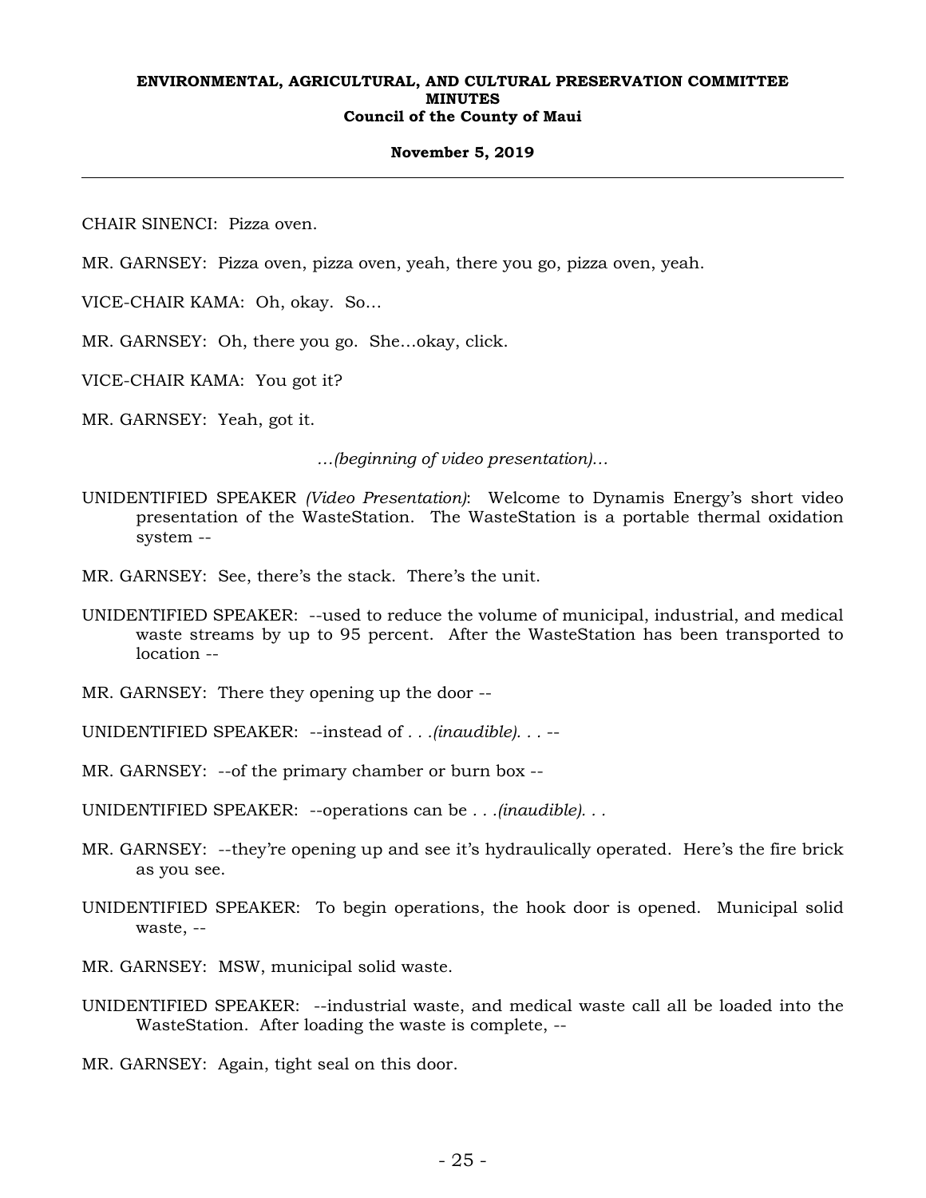CHAIR SINENCI: Pizza oven.

MR. GARNSEY: Pizza oven, pizza oven, yeah, there you go, pizza oven, yeah.

VICE-CHAIR KAMA: Oh, okay. So...

MR. GARNSEY: Oh, there you go. She...okay, click.

VICE-CHAIR KAMA: You got it?

MR. GARNSEY: Yeah, got it.

*...(beginning of video presentation)...*

UNIDENTIFIED SPEAKER *(Video Presentation)*: Welcome to Dynamis Energy's short video presentation of the WasteStation. The WasteStation is a portable thermal oxidation system --

MR. GARNSEY: See, there's the stack. There's the unit.

UNIDENTIFIED SPEAKER: --used to reduce the volume of municipal, industrial, and medical waste streams by up to 95 percent. After the WasteStation has been transported to location --

MR. GARNSEY: There they opening up the door --

UNIDENTIFIED SPEAKER: --instead of *. . .(inaudible). . .* --

MR. GARNSEY: --of the primary chamber or burn box --

UNIDENTIFIED SPEAKER: --operations can be *. . .(inaudible). . .*

MR. GARNSEY: --they're opening up and see it's hydraulically operated. Here's the fire brick as you see.

UNIDENTIFIED SPEAKER: To begin operations, the hook door is opened. Municipal solid waste, --

MR. GARNSEY: MSW, municipal solid waste.

UNIDENTIFIED SPEAKER: --industrial waste, and medical waste call all be loaded into the WasteStation. After loading the waste is complete, --

MR. GARNSEY: Again, tight seal on this door.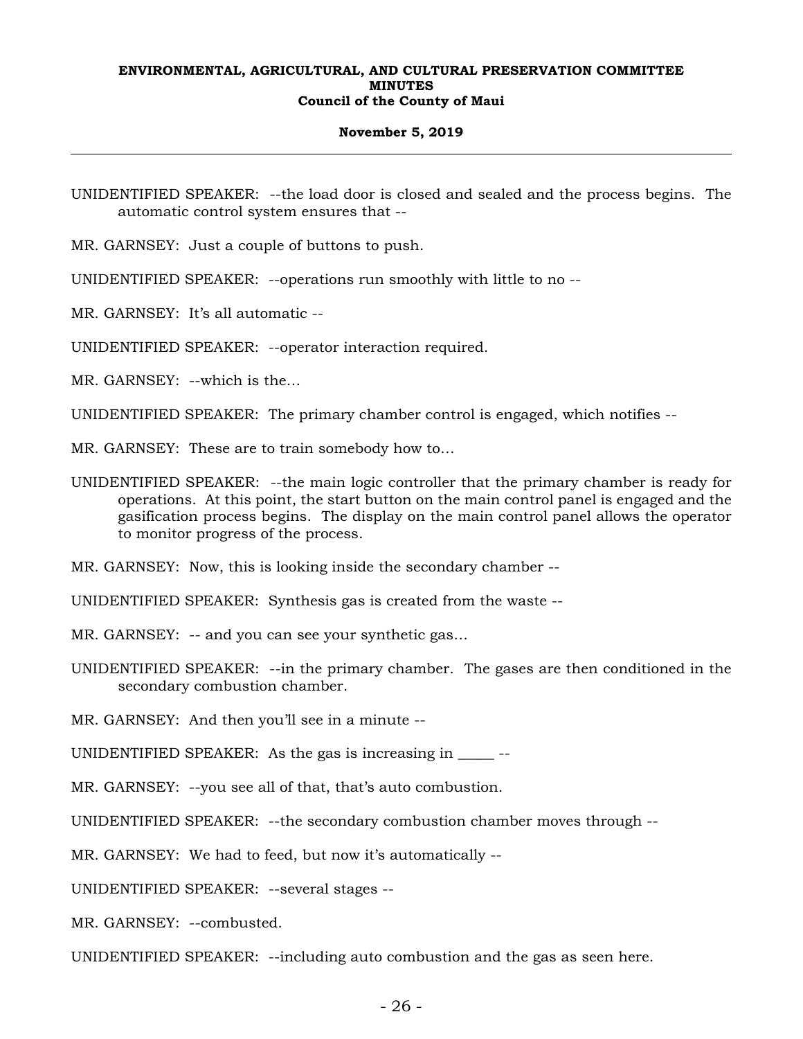UNIDENTIFIED SPEAKER: --the load door is closed and sealed and the process begins. The automatic control system ensures that --

MR. GARNSEY: Just a couple of buttons to push.

UNIDENTIFIED SPEAKER: --operations run smoothly with little to no --

MR. GARNSEY: It's all automatic --

UNIDENTIFIED SPEAKER: --operator interaction required.

MR. GARNSEY: --which is the...

UNIDENTIFIED SPEAKER: The primary chamber control is engaged, which notifies --

MR. GARNSEY: These are to train somebody how to...

UNIDENTIFIED SPEAKER: --the main logic controller that the primary chamber is ready for operations. At this point, the start button on the main control panel is engaged and the gasification process begins. The display on the main control panel allows the operator to monitor progress of the process.

MR. GARNSEY: Now, this is looking inside the secondary chamber --

UNIDENTIFIED SPEAKER: Synthesis gas is created from the waste --

MR. GARNSEY: -- and you can see your synthetic gas...

UNIDENTIFIED SPEAKER: --in the primary chamber. The gases are then conditioned in the secondary combustion chamber.

MR. GARNSEY: And then you'll see in a minute --

UNIDENTIFIED SPEAKER: As the gas is increasing in _____ --

MR. GARNSEY: --you see all of that, that's auto combustion.

UNIDENTIFIED SPEAKER: --the secondary combustion chamber moves through --

MR. GARNSEY: We had to feed, but now it's automatically --

UNIDENTIFIED SPEAKER: --several stages --

MR. GARNSEY: --combusted.

UNIDENTIFIED SPEAKER: --including auto combustion and the gas as seen here.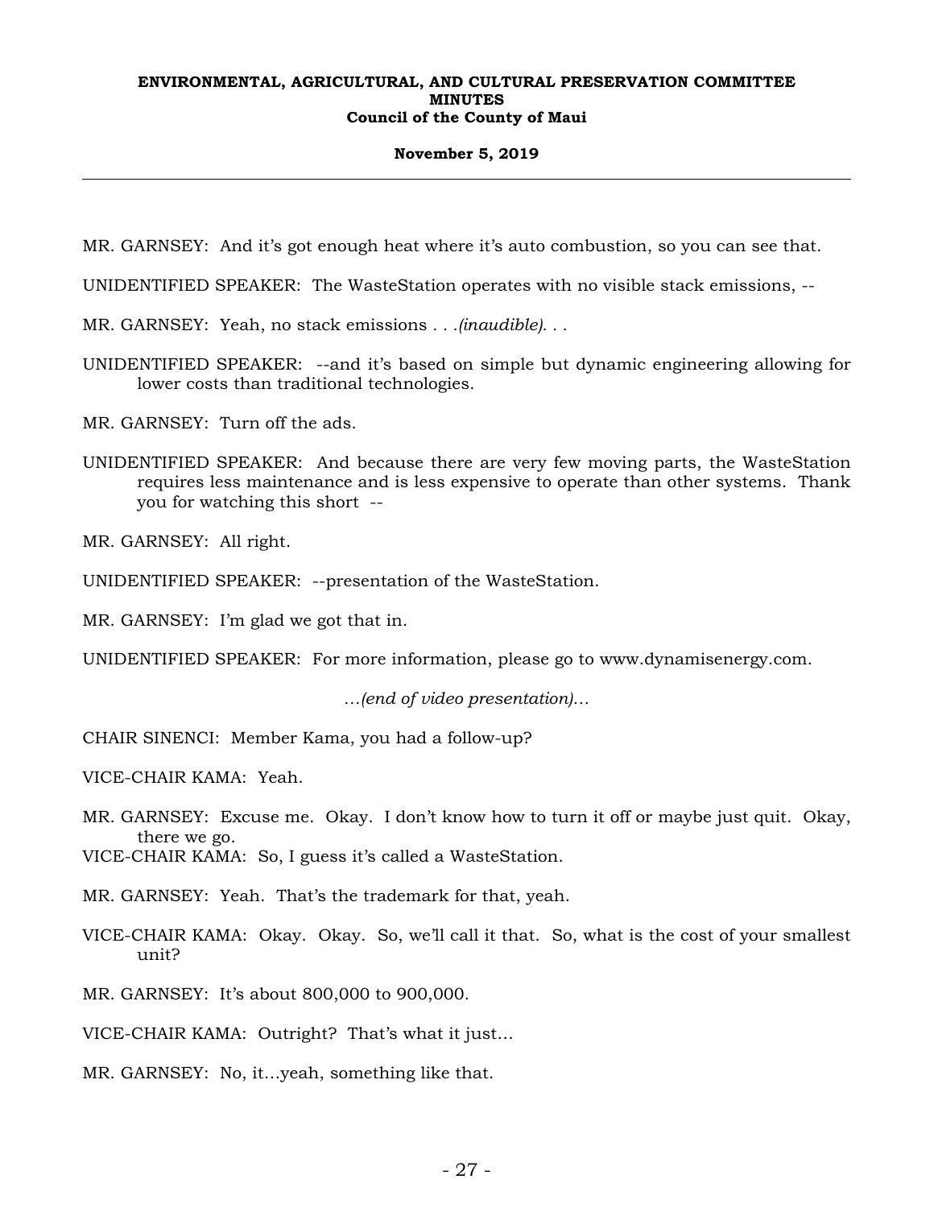MR. GARNSEY: And it's got enough heat where it's auto combustion, so you can see that.

UNIDENTIFIED SPEAKER: The WasteStation operates with no visible stack emissions, --

MR. GARNSEY: Yeah, no stack emissions . . .*(inaudible)*. . .

UNIDENTIFIED SPEAKER: --and it's based on simple but dynamic engineering allowing for lower costs than traditional technologies.

MR. GARNSEY: Turn off the ads.

UNIDENTIFIED SPEAKER: And because there are very few moving parts, the WasteStation requires less maintenance and is less expensive to operate than other systems. Thank you for watching this short --

MR. GARNSEY: All right.

UNIDENTIFIED SPEAKER: --presentation of the WasteStation.

MR. GARNSEY: I'm glad we got that in.

UNIDENTIFIED SPEAKER: For more information, please go to www.dynamisenergy.com.

*...(end of video presentation)...*

CHAIR SINENCI: Member Kama, you had a follow-up?

VICE-CHAIR KAMA: Yeah.

MR. GARNSEY: Excuse me. Okay. I don't know how to turn it off or maybe just quit. Okay, there we go.

VICE-CHAIR KAMA: So, I guess it's called a WasteStation.

MR. GARNSEY: Yeah. That's the trademark for that, yeah.

VICE-CHAIR KAMA: Okay. Okay. So, we'll call it that. So, what is the cost of your smallest unit?

MR. GARNSEY: It's about 800,000 to 900,000.

VICE-CHAIR KAMA: Outright? That's what it just...

MR. GARNSEY: No, it...yeah, something like that.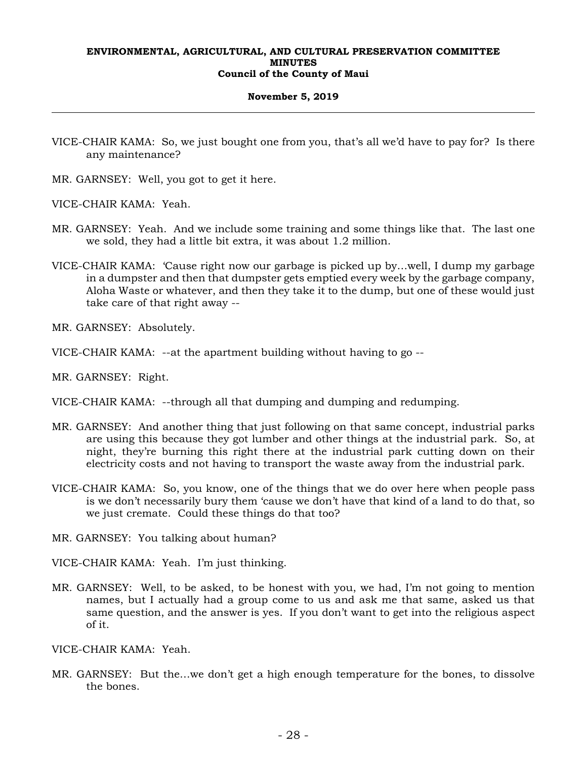VICE-CHAIR KAMA: So, we just bought one from you, that's all we'd have to pay for? Is there any maintenance?

MR. GARNSEY: Well, you got to get it here.

VICE-CHAIR KAMA: Yeah.

MR. GARNSEY: Yeah. And we include some training and some things like that. The last one we sold, they had a little bit extra, it was about 1.2 million.

VICE-CHAIR KAMA: 'Cause right now our garbage is picked up by...well, I dump my garbage in a dumpster and then that dumpster gets emptied every week by the garbage company, Aloha Waste or whatever, and then they take it to the dump, but one of these would just take care of that right away --

MR. GARNSEY: Absolutely.

VICE-CHAIR KAMA: --at the apartment building without having to go --

MR. GARNSEY: Right.

VICE-CHAIR KAMA: --through all that dumping and dumping and redumping.

MR. GARNSEY: And another thing that just following on that same concept, industrial parks are using this because they got lumber and other things at the industrial park. So, at night, they're burning this right there at the industrial park cutting down on their electricity costs and not having to transport the waste away from the industrial park.

VICE-CHAIR KAMA: So, you know, one of the things that we do over here when people pass is we don't necessarily bury them 'cause we don't have that kind of a land to do that, so we just cremate. Could these things do that too?

MR. GARNSEY: You talking about human?

VICE-CHAIR KAMA: Yeah. I'm just thinking.

MR. GARNSEY: Well, to be asked, to be honest with you, we had, I'm not going to mention names, but I actually had a group come to us and ask me that same, asked us that same question, and the answer is yes. If you don't want to get into the religious aspect of it.

VICE-CHAIR KAMA: Yeah.

MR. GARNSEY: But the...we don't get a high enough temperature for the bones, to dissolve the bones.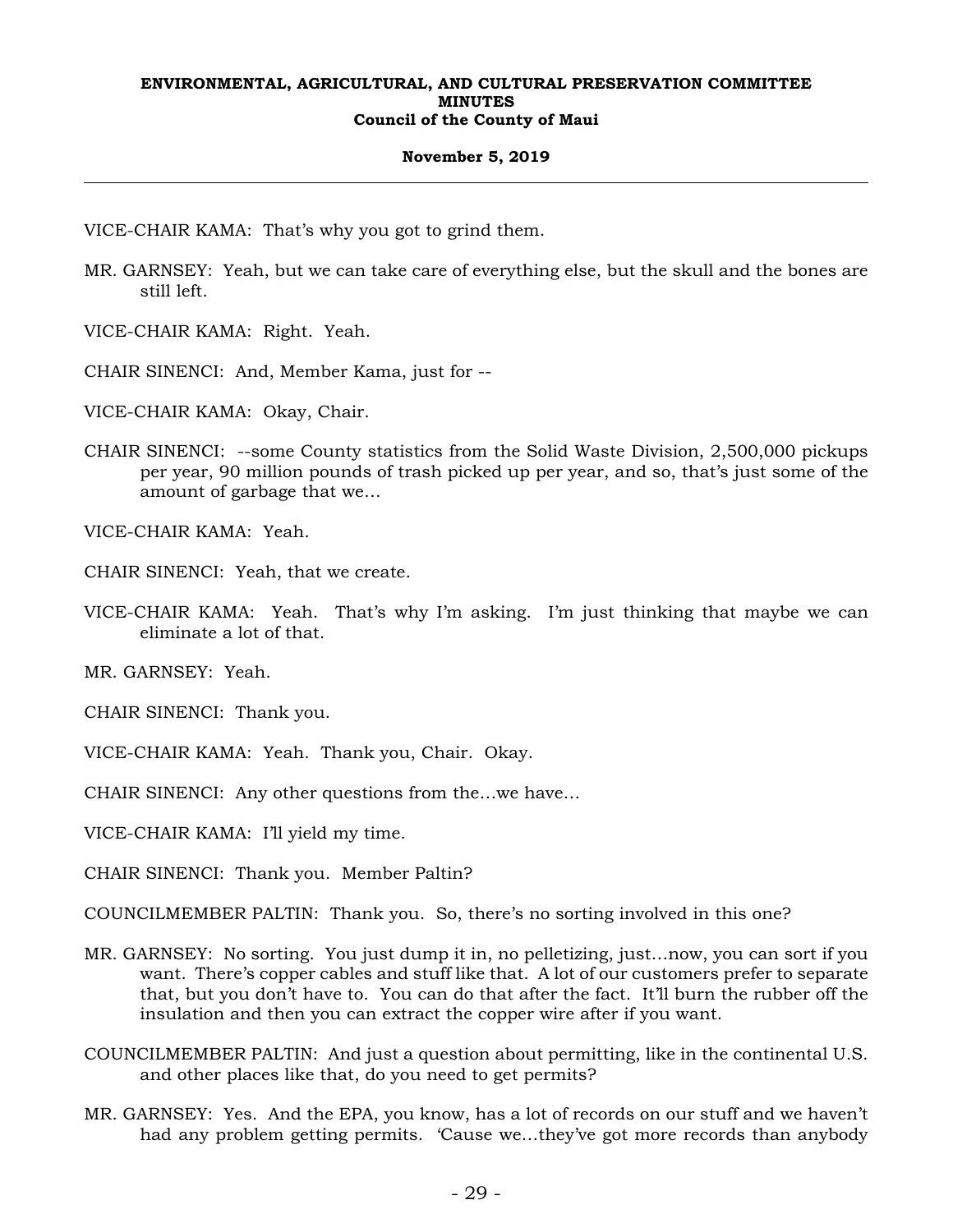VICE-CHAIR KAMA: That's why you got to grind them.

MR. GARNSEY: Yeah, but we can take care of everything else, but the skull and the bones are still left.

VICE-CHAIR KAMA: Right. Yeah.

CHAIR SINENCI: And, Member Kama, just for --

VICE-CHAIR KAMA: Okay, Chair.

CHAIR SINENCI: --some County statistics from the Solid Waste Division, 2,500,000 pickups per year, 90 million pounds of trash picked up per year, and so, that's just some of the amount of garbage that we...

VICE-CHAIR KAMA: Yeah.

CHAIR SINENCI: Yeah, that we create.

VICE-CHAIR KAMA: Yeah. That's why I'm asking. I'm just thinking that maybe we can eliminate a lot of that.

MR. GARNSEY: Yeah.

CHAIR SINENCI: Thank you.

VICE-CHAIR KAMA: Yeah. Thank you, Chair. Okay.

CHAIR SINENCI: Any other questions from the...we have...

VICE-CHAIR KAMA: I'll yield my time.

CHAIR SINENCI: Thank you. Member Paltin?

COUNCILMEMBER PALTIN: Thank you. So, there's no sorting involved in this one?

MR. GARNSEY: No sorting. You just dump it in, no pelletizing, just...now, you can sort if you want. There's copper cables and stuff like that. A lot of our customers prefer to separate that, but you don't have to. You can do that after the fact. It'll burn the rubber off the insulation and then you can extract the copper wire after if you want.

COUNCILMEMBER PALTIN: And just a question about permitting, like in the continental U.S. and other places like that, do you need to get permits?

MR. GARNSEY: Yes. And the EPA, you know, has a lot of records on our stuff and we haven't had any problem getting permits. 'Cause we...they've got more records than anybody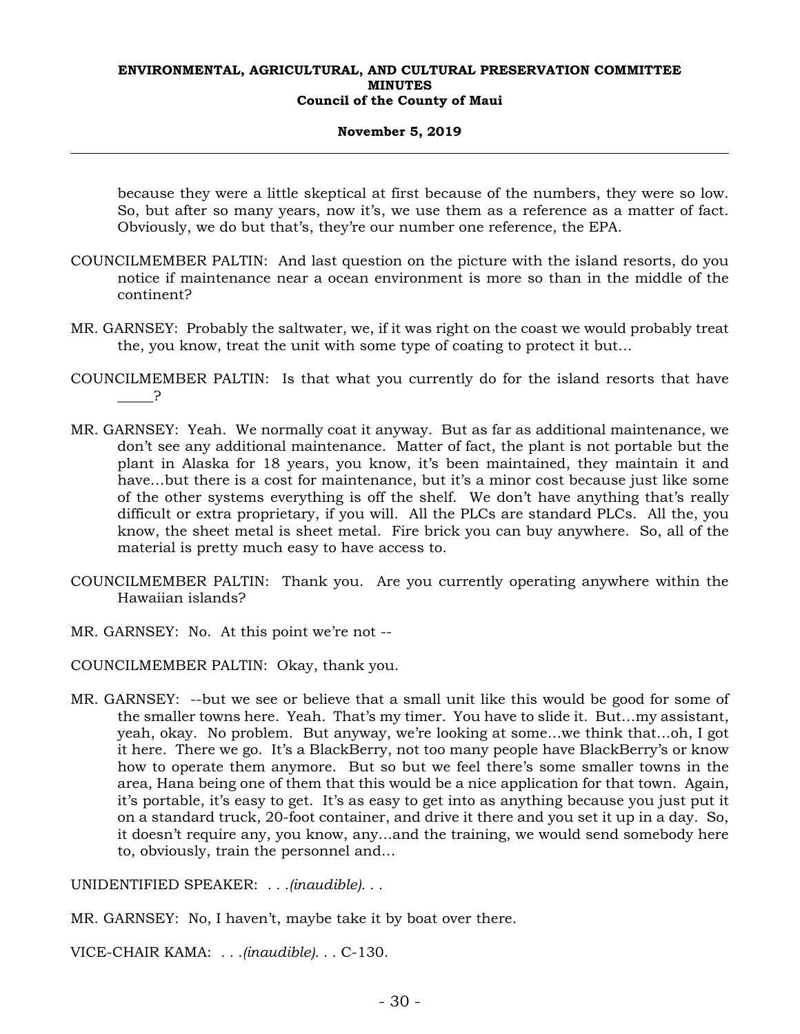because they were a little skeptical at first because of the numbers, they were so low. So, but after so many years, now it's, we use them as a reference as a matter of fact. Obviously, we do but that's, they're our number one reference, the EPA.

COUNCILMEMBER PALTIN: And last question on the picture with the island resorts, do you notice if maintenance near a ocean environment is more so than in the middle of the continent?

MR. GARNSEY: Probably the saltwater, we, if it was right on the coast we would probably treat the, you know, treat the unit with some type of coating to protect it but…

COUNCILMEMBER PALTIN: Is that what you currently do for the island resorts that have _____?

MR. GARNSEY: Yeah. We normally coat it anyway. But as far as additional maintenance, we don't see any additional maintenance. Matter of fact, the plant is not portable but the plant in Alaska for 18 years, you know, it's been maintained, they maintain it and have…but there is a cost for maintenance, but it's a minor cost because just like some of the other systems everything is off the shelf. We don't have anything that's really difficult or extra proprietary, if you will. All the PLCs are standard PLCs. All the, you know, the sheet metal is sheet metal. Fire brick you can buy anywhere. So, all of the material is pretty much easy to have access to.

COUNCILMEMBER PALTIN: Thank you. Are you currently operating anywhere within the Hawaiian islands?

MR. GARNSEY: No. At this point we're not --

COUNCILMEMBER PALTIN: Okay, thank you.

MR. GARNSEY: --but we see or believe that a small unit like this would be good for some of the smaller towns here. Yeah. That's my timer. You have to slide it. But…my assistant, yeah, okay. No problem. But anyway, we're looking at some…we think that…oh, I got it here. There we go. It's a BlackBerry, not too many people have BlackBerry's or know how to operate them anymore. But so but we feel there's some smaller towns in the area, Hana being one of them that this would be a nice application for that town. Again, it's portable, it's easy to get. It's as easy to get into as anything because you just put it on a standard truck, 20-foot container, and drive it there and you set it up in a day. So, it doesn't require any, you know, any…and the training, we would send somebody here to, obviously, train the personnel and…

UNIDENTIFIED SPEAKER: . . .*(inaudible)*. . .

MR. GARNSEY: No, I haven't, maybe take it by boat over there.

VICE-CHAIR KAMA: . . .*(inaudible)*. . . C-130.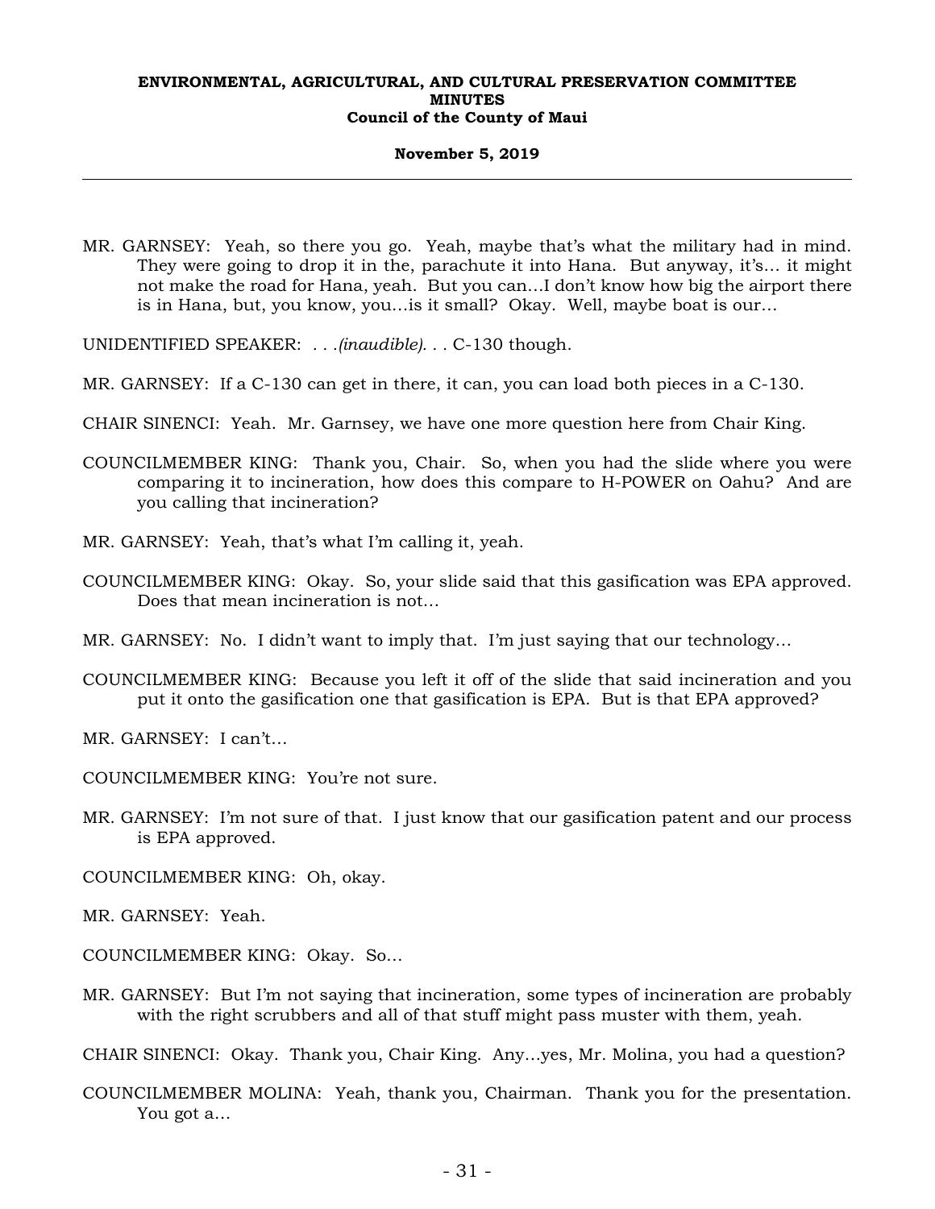MR. GARNSEY: Yeah, so there you go. Yeah, maybe that's what the military had in mind. They were going to drop it in the, parachute it into Hana. But anyway, it's... it might not make the road for Hana, yeah. But you can...I don't know how big the airport there is in Hana, but, you know, you...is it small? Okay. Well, maybe boat is our...

UNIDENTIFIED SPEAKER: . . .*(inaudible)*. . . C-130 though.

MR. GARNSEY: If a C-130 can get in there, it can, you can load both pieces in a C-130.

CHAIR SINENCI: Yeah. Mr. Garnsey, we have one more question here from Chair King.

COUNCILMEMBER KING: Thank you, Chair. So, when you had the slide where you were comparing it to incineration, how does this compare to H-POWER on Oahu? And are you calling that incineration?

MR. GARNSEY: Yeah, that's what I'm calling it, yeah.

COUNCILMEMBER KING: Okay. So, your slide said that this gasification was EPA approved. Does that mean incineration is not...

MR. GARNSEY: No. I didn't want to imply that. I'm just saying that our technology...

COUNCILMEMBER KING: Because you left it off of the slide that said incineration and you put it onto the gasification one that gasification is EPA. But is that EPA approved?

MR. GARNSEY: I can't...

COUNCILMEMBER KING: You're not sure.

MR. GARNSEY: I'm not sure of that. I just know that our gasification patent and our process is EPA approved.

COUNCILMEMBER KING: Oh, okay.

MR. GARNSEY: Yeah.

COUNCILMEMBER KING: Okay. So...

MR. GARNSEY: But I'm not saying that incineration, some types of incineration are probably with the right scrubbers and all of that stuff might pass muster with them, yeah.

CHAIR SINENCI: Okay. Thank you, Chair King. Any...yes, Mr. Molina, you had a question?

COUNCILMEMBER MOLINA: Yeah, thank you, Chairman. Thank you for the presentation. You got a...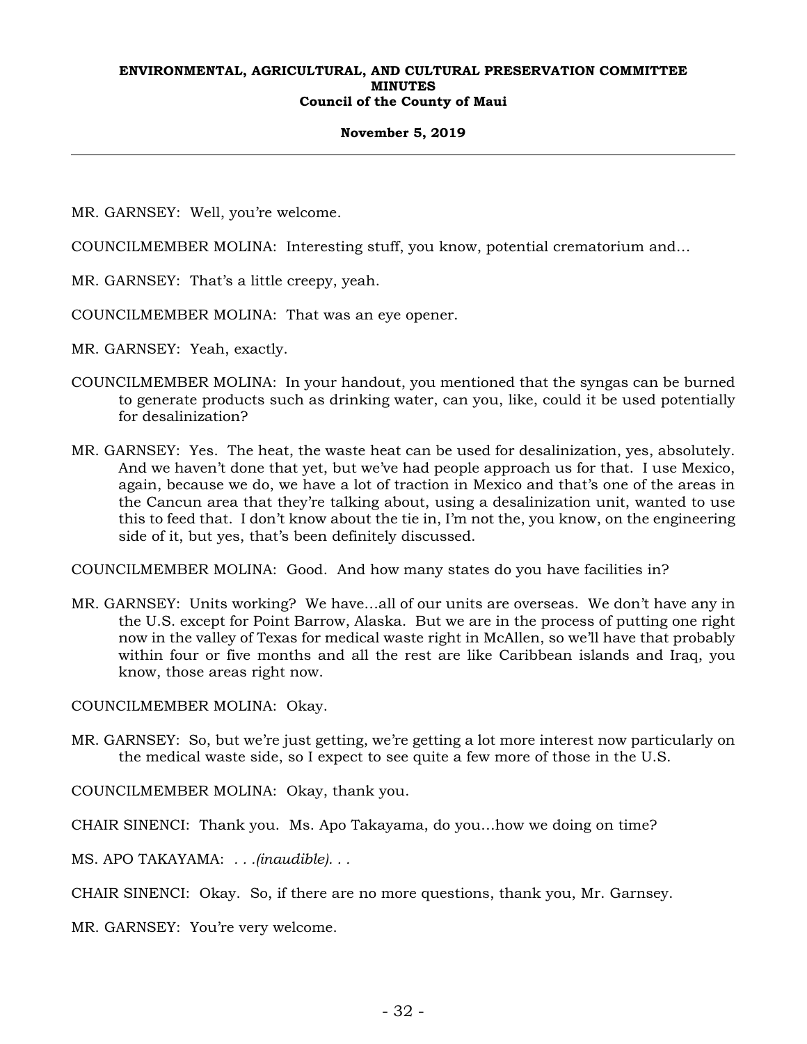MR. GARNSEY: Well, you're welcome.

COUNCILMEMBER MOLINA: Interesting stuff, you know, potential crematorium and…

MR. GARNSEY: That's a little creepy, yeah.

COUNCILMEMBER MOLINA: That was an eye opener.

MR. GARNSEY: Yeah, exactly.

COUNCILMEMBER MOLINA: In your handout, you mentioned that the syngas can be burned to generate products such as drinking water, can you, like, could it be used potentially for desalinization?

MR. GARNSEY: Yes. The heat, the waste heat can be used for desalinization, yes, absolutely. And we haven't done that yet, but we've had people approach us for that. I use Mexico, again, because we do, we have a lot of traction in Mexico and that's one of the areas in the Cancun area that they're talking about, using a desalinization unit, wanted to use this to feed that. I don't know about the tie in, I'm not the, you know, on the engineering side of it, but yes, that's been definitely discussed.

COUNCILMEMBER MOLINA: Good. And how many states do you have facilities in?

MR. GARNSEY: Units working? We have…all of our units are overseas. We don't have any in the U.S. except for Point Barrow, Alaska. But we are in the process of putting one right now in the valley of Texas for medical waste right in McAllen, so we'll have that probably within four or five months and all the rest are like Caribbean islands and Iraq, you know, those areas right now.

COUNCILMEMBER MOLINA: Okay.

MR. GARNSEY: So, but we're just getting, we're getting a lot more interest now particularly on the medical waste side, so I expect to see quite a few more of those in the U.S.

COUNCILMEMBER MOLINA: Okay, thank you.

CHAIR SINENCI: Thank you. Ms. Apo Takayama, do you…how we doing on time?

MS. APO TAKAYAMA: *. . .(inaudible). . .*

CHAIR SINENCI: Okay. So, if there are no more questions, thank you, Mr. Garnsey.

MR. GARNSEY: You're very welcome.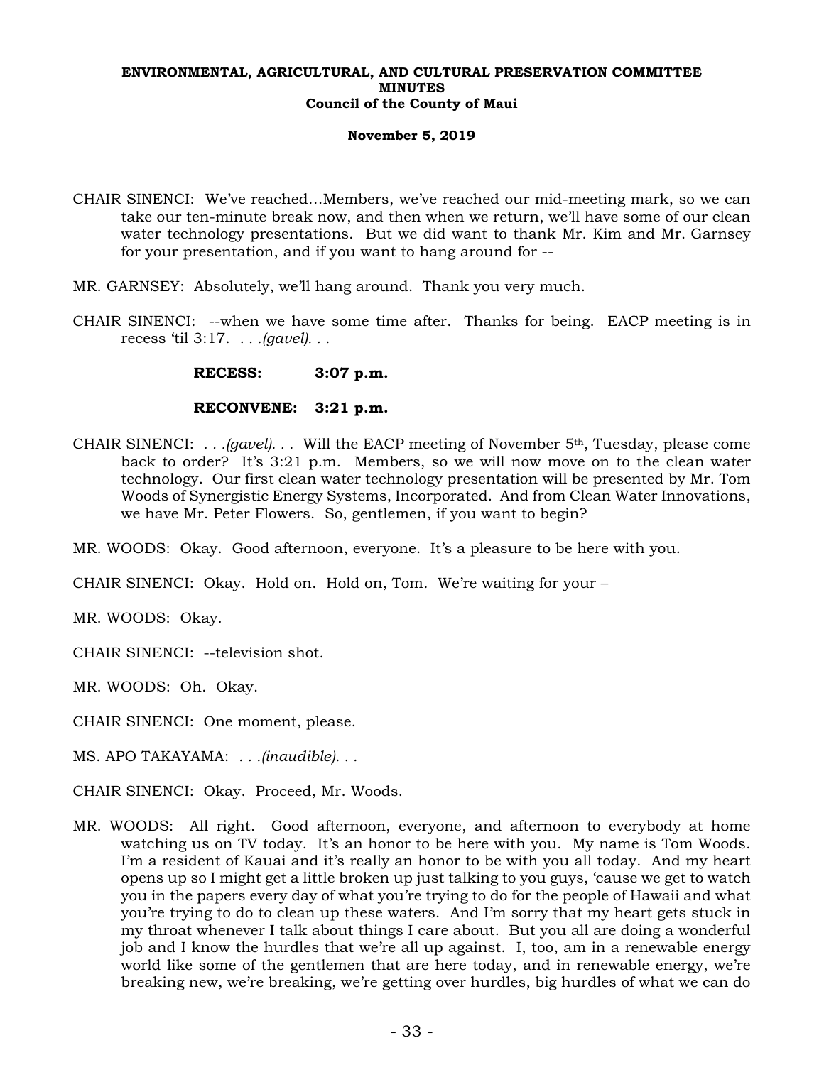CHAIR SINENCI: We've reached…Members, we've reached our mid-meeting mark, so we can take our ten-minute break now, and then when we return, we'll have some of our clean water technology presentations. But we did want to thank Mr. Kim and Mr. Garnsey for your presentation, and if you want to hang around for --

MR. GARNSEY: Absolutely, we'll hang around. Thank you very much.

CHAIR SINENCI: --when we have some time after. Thanks for being. EACP meeting is in recess 'til 3:17. . . .*(gavel)*. . .

**RECESS: 3:07 p.m.**

**RECONVENE: 3:21 p.m.**

CHAIR SINENCI: . . .*(gavel)*. . . Will the EACP meeting of November 5th, Tuesday, please come back to order? It's 3:21 p.m. Members, so we will now move on to the clean water technology. Our first clean water technology presentation will be presented by Mr. Tom Woods of Synergistic Energy Systems, Incorporated. And from Clean Water Innovations, we have Mr. Peter Flowers. So, gentlemen, if you want to begin?

MR. WOODS: Okay. Good afternoon, everyone. It's a pleasure to be here with you.

CHAIR SINENCI: Okay. Hold on. Hold on, Tom. We're waiting for your –

MR. WOODS: Okay.

CHAIR SINENCI: --television shot.

MR. WOODS: Oh. Okay.

CHAIR SINENCI: One moment, please.

MS. APO TAKAYAMA: . . .*(inaudible)*. . .

CHAIR SINENCI: Okay. Proceed, Mr. Woods.

MR. WOODS: All right. Good afternoon, everyone, and afternoon to everybody at home watching us on TV today. It's an honor to be here with you. My name is Tom Woods. I'm a resident of Kauai and it's really an honor to be with you all today. And my heart opens up so I might get a little broken up just talking to you guys, 'cause we get to watch you in the papers every day of what you're trying to do for the people of Hawaii and what you're trying to do to clean up these waters. And I'm sorry that my heart gets stuck in my throat whenever I talk about things I care about. But you all are doing a wonderful job and I know the hurdles that we're all up against. I, too, am in a renewable energy world like some of the gentlemen that are here today, and in renewable energy, we're breaking new, we're breaking, we're getting over hurdles, big hurdles of what we can do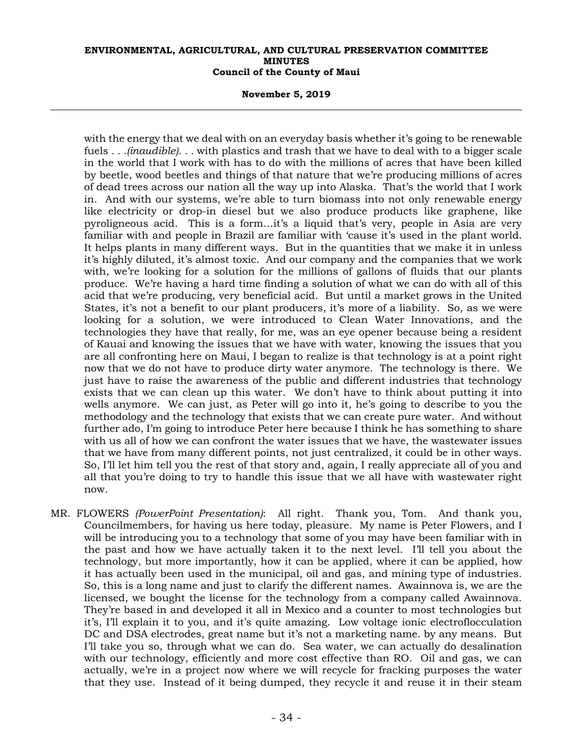with the energy that we deal with on an everyday basis whether it's going to be renewable fuels *. . .(inaudible). . .* with plastics and trash that we have to deal with to a bigger scale in the world that I work with has to do with the millions of acres that have been killed by beetle, wood beetles and things of that nature that we're producing millions of acres of dead trees across our nation all the way up into Alaska. That's the world that I work in. And with our systems, we're able to turn biomass into not only renewable energy like electricity or drop-in diesel but we also produce products like graphene, like pyroligneous acid. This is a form…it's a liquid that's very, people in Asia are very familiar with and people in Brazil are familiar with 'cause it's used in the plant world. It helps plants in many different ways. But in the quantities that we make it in unless it's highly diluted, it's almost toxic. And our company and the companies that we work with, we're looking for a solution for the millions of gallons of fluids that our plants produce. We're having a hard time finding a solution of what we can do with all of this acid that we're producing, very beneficial acid. But until a market grows in the United States, it's not a benefit to our plant producers, it's more of a liability. So, as we were looking for a solution, we were introduced to Clean Water Innovations, and the technologies they have that really, for me, was an eye opener because being a resident of Kauai and knowing the issues that we have with water, knowing the issues that you are all confronting here on Maui, I began to realize is that technology is at a point right now that we do not have to produce dirty water anymore. The technology is there. We just have to raise the awareness of the public and different industries that technology exists that we can clean up this water. We don't have to think about putting it into wells anymore. We can just, as Peter will go into it, he's going to describe to you the methodology and the technology that exists that we can create pure water. And without further ado, I'm going to introduce Peter here because I think he has something to share with us all of how we can confront the water issues that we have, the wastewater issues that we have from many different points, not just centralized, it could be in other ways. So, I'll let him tell you the rest of that story and, again, I really appreciate all of you and all that you're doing to try to handle this issue that we all have with wastewater right now.

MR. FLOWERS *(PowerPoint Presentation)*: All right. Thank you, Tom. And thank you, Councilmembers, for having us here today, pleasure. My name is Peter Flowers, and I will be introducing you to a technology that some of you may have been familiar with in the past and how we have actually taken it to the next level. I'll tell you about the technology, but more importantly, how it can be applied, where it can be applied, how it has actually been used in the municipal, oil and gas, and mining type of industries. So, this is a long name and just to clarify the different names. Awainnova is, we are the licensed, we bought the license for the technology from a company called Awainnova. They're based in and developed it all in Mexico and a counter to most technologies but it's, I'll explain it to you, and it's quite amazing. Low voltage ionic electroflocculation DC and DSA electrodes, great name but it's not a marketing name. by any means. But I'll take you so, through what we can do. Sea water, we can actually do desalination with our technology, efficiently and more cost effective than RO. Oil and gas, we can actually, we're in a project now where we will recycle for fracking purposes the water that they use. Instead of it being dumped, they recycle it and reuse it in their steam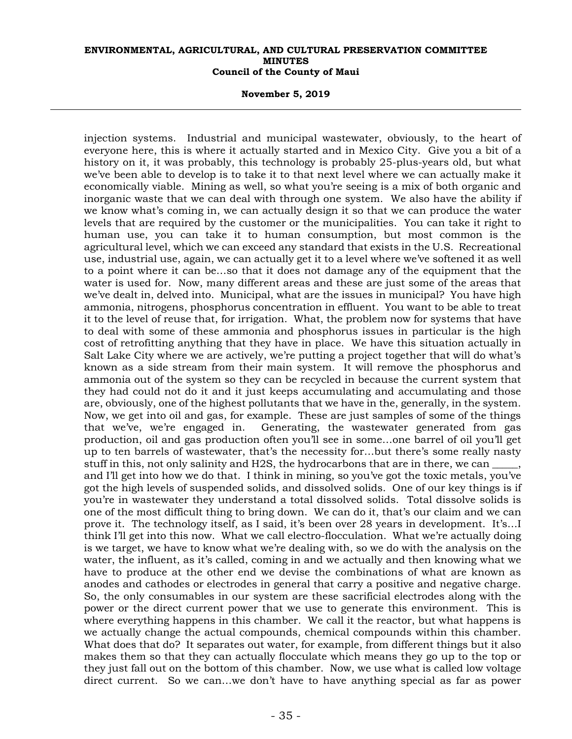injection systems. Industrial and municipal wastewater, obviously, to the heart of everyone here, this is where it actually started and in Mexico City. Give you a bit of a history on it, it was probably, this technology is probably 25-plus-years old, but what we've been able to develop is to take it to that next level where we can actually make it economically viable. Mining as well, so what you're seeing is a mix of both organic and inorganic waste that we can deal with through one system. We also have the ability if we know what's coming in, we can actually design it so that we can produce the water levels that are required by the customer or the municipalities. You can take it right to human use, you can take it to human consumption, but most common is the agricultural level, which we can exceed any standard that exists in the U.S. Recreational use, industrial use, again, we can actually get it to a level where we've softened it as well to a point where it can be...so that it does not damage any of the equipment that the water is used for. Now, many different areas and these are just some of the areas that we've dealt in, delved into. Municipal, what are the issues in municipal? You have high ammonia, nitrogens, phosphorus concentration in effluent. You want to be able to treat it to the level of reuse that, for irrigation. What, the problem now for systems that have to deal with some of these ammonia and phosphorus issues in particular is the high cost of retrofitting anything that they have in place. We have this situation actually in Salt Lake City where we are actively, we're putting a project together that will do what's known as a side stream from their main system. It will remove the phosphorus and ammonia out of the system so they can be recycled in because the current system that they had could not do it and it just keeps accumulating and accumulating and those are, obviously, one of the highest pollutants that we have in the, generally, in the system. Now, we get into oil and gas, for example. These are just samples of some of the things that we've, we're engaged in. Generating, the wastewater generated from gas production, oil and gas production often you'll see in some...one barrel of oil you'll get up to ten barrels of wastewater, that's the necessity for...but there's some really nasty stuff in this, not only salinity and H2S, the hydrocarbons that are in there, we can _____, and I'll get into how we do that. I think in mining, so you've got the toxic metals, you've got the high levels of suspended solids, and dissolved solids. One of our key things is if you're in wastewater they understand a total dissolved solids. Total dissolve solids is one of the most difficult thing to bring down. We can do it, that's our claim and we can prove it. The technology itself, as I said, it's been over 28 years in development. It's...I think I'll get into this now. What we call electro-flocculation. What we're actually doing is we target, we have to know what we're dealing with, so we do with the analysis on the water, the influent, as it's called, coming in and we actually and then knowing what we have to produce at the other end we devise the combinations of what are known as anodes and cathodes or electrodes in general that carry a positive and negative charge. So, the only consumables in our system are these sacrificial electrodes along with the power or the direct current power that we use to generate this environment. This is where everything happens in this chamber. We call it the reactor, but what happens is we actually change the actual compounds, chemical compounds within this chamber. What does that do? It separates out water, for example, from different things but it also makes them so that they can actually flocculate which means they go up to the top or they just fall out on the bottom of this chamber. Now, we use what is called low voltage direct current. So we can...we don't have to have anything special as far as power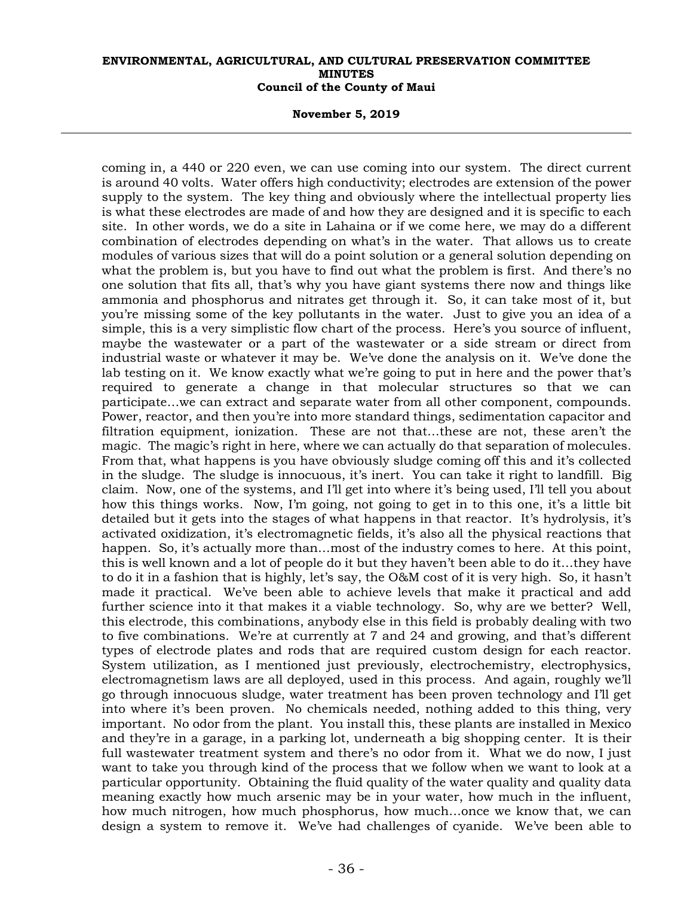coming in, a 440 or 220 even, we can use coming into our system. The direct current is around 40 volts. Water offers high conductivity; electrodes are extension of the power supply to the system. The key thing and obviously where the intellectual property lies is what these electrodes are made of and how they are designed and it is specific to each site. In other words, we do a site in Lahaina or if we come here, we may do a different combination of electrodes depending on what's in the water. That allows us to create modules of various sizes that will do a point solution or a general solution depending on what the problem is, but you have to find out what the problem is first. And there's no one solution that fits all, that's why you have giant systems there now and things like ammonia and phosphorus and nitrates get through it. So, it can take most of it, but you're missing some of the key pollutants in the water. Just to give you an idea of a simple, this is a very simplistic flow chart of the process. Here's you source of influent, maybe the wastewater or a part of the wastewater or a side stream or direct from industrial waste or whatever it may be. We've done the analysis on it. We've done the lab testing on it. We know exactly what we're going to put in here and the power that's required to generate a change in that molecular structures so that we can participate…we can extract and separate water from all other component, compounds. Power, reactor, and then you're into more standard things, sedimentation capacitor and filtration equipment, ionization. These are not that…these are not, these aren't the magic. The magic's right in here, where we can actually do that separation of molecules. From that, what happens is you have obviously sludge coming off this and it's collected in the sludge. The sludge is innocuous, it's inert. You can take it right to landfill. Big claim. Now, one of the systems, and I'll get into where it's being used, I'll tell you about how this things works. Now, I'm going, not going to get in to this one, it's a little bit detailed but it gets into the stages of what happens in that reactor. It's hydrolysis, it's activated oxidization, it's electromagnetic fields, it's also all the physical reactions that happen. So, it's actually more than…most of the industry comes to here. At this point, this is well known and a lot of people do it but they haven't been able to do it…they have to do it in a fashion that is highly, let's say, the O&M cost of it is very high. So, it hasn't made it practical. We've been able to achieve levels that make it practical and add further science into it that makes it a viable technology. So, why are we better? Well, this electrode, this combinations, anybody else in this field is probably dealing with two to five combinations. We're at currently at 7 and 24 and growing, and that's different types of electrode plates and rods that are required custom design for each reactor. System utilization, as I mentioned just previously, electrochemistry, electrophysics, electromagnetism laws are all deployed, used in this process. And again, roughly we'll go through innocuous sludge, water treatment has been proven technology and I'll get into where it's been proven. No chemicals needed, nothing added to this thing, very important. No odor from the plant. You install this, these plants are installed in Mexico and they're in a garage, in a parking lot, underneath a big shopping center. It is their full wastewater treatment system and there's no odor from it. What we do now, I just want to take you through kind of the process that we follow when we want to look at a particular opportunity. Obtaining the fluid quality of the water quality and quality data meaning exactly how much arsenic may be in your water, how much in the influent, how much nitrogen, how much phosphorus, how much…once we know that, we can design a system to remove it. We've had challenges of cyanide. We've been able to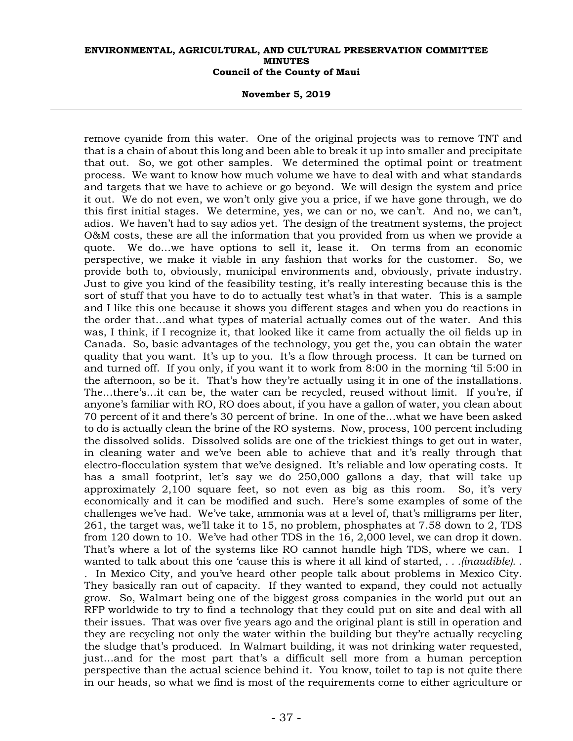remove cyanide from this water. One of the original projects was to remove TNT and that is a chain of about this long and been able to break it up into smaller and precipitate that out. So, we got other samples. We determined the optimal point or treatment process. We want to know how much volume we have to deal with and what standards and targets that we have to achieve or go beyond. We will design the system and price it out. We do not even, we won't only give you a price, if we have gone through, we do this first initial stages. We determine, yes, we can or no, we can't. And no, we can't, adios. We haven't had to say adios yet. The design of the treatment systems, the project O&M costs, these are all the information that you provided from us when we provide a quote. We do...we have options to sell it, lease it. On terms from an economic perspective, we make it viable in any fashion that works for the customer. So, we provide both to, obviously, municipal environments and, obviously, private industry. Just to give you kind of the feasibility testing, it's really interesting because this is the sort of stuff that you have to do to actually test what's in that water. This is a sample and I like this one because it shows you different stages and when you do reactions in the order that...and what types of material actually comes out of the water. And this was, I think, if I recognize it, that looked like it came from actually the oil fields up in Canada. So, basic advantages of the technology, you get the, you can obtain the water quality that you want. It's up to you. It's a flow through process. It can be turned on and turned off. If you only, if you want it to work from 8:00 in the morning 'til 5:00 in the afternoon, so be it. That's how they're actually using it in one of the installations. The...there's...it can be, the water can be recycled, reused without limit. If you're, if anyone's familiar with RO, RO does about, if you have a gallon of water, you clean about 70 percent of it and there's 30 percent of brine. In one of the...what we have been asked to do is actually clean the brine of the RO systems. Now, process, 100 percent including the dissolved solids. Dissolved solids are one of the trickiest things to get out in water, in cleaning water and we've been able to achieve that and it's really through that electro-flocculation system that we've designed. It's reliable and low operating costs. It has a small footprint, let's say we do 250,000 gallons a day, that will take up approximately 2,100 square feet, so not even as big as this room. So, it's very economically and it can be modified and such. Here's some examples of some of the challenges we've had. We've take, ammonia was at a level of, that's milligrams per liter, 261, the target was, we'll take it to 15, no problem, phosphates at 7.58 down to 2, TDS from 120 down to 10. We've had other TDS in the 16, 2,000 level, we can drop it down. That's where a lot of the systems like RO cannot handle high TDS, where we can. I wanted to talk about this one 'cause this is where it all kind of started, . . .*(inaudible)*. . . In Mexico City, and you've heard other people talk about problems in Mexico City. They basically ran out of capacity. If they wanted to expand, they could not actually grow. So, Walmart being one of the biggest gross companies in the world put out an RFP worldwide to try to find a technology that they could put on site and deal with all their issues. That was over five years ago and the original plant is still in operation and they are recycling not only the water within the building but they're actually recycling the sludge that's produced. In Walmart building, it was not drinking water requested, just...and for the most part that's a difficult sell more from a human perception perspective than the actual science behind it. You know, toilet to tap is not quite there in our heads, so what we find is most of the requirements come to either agriculture or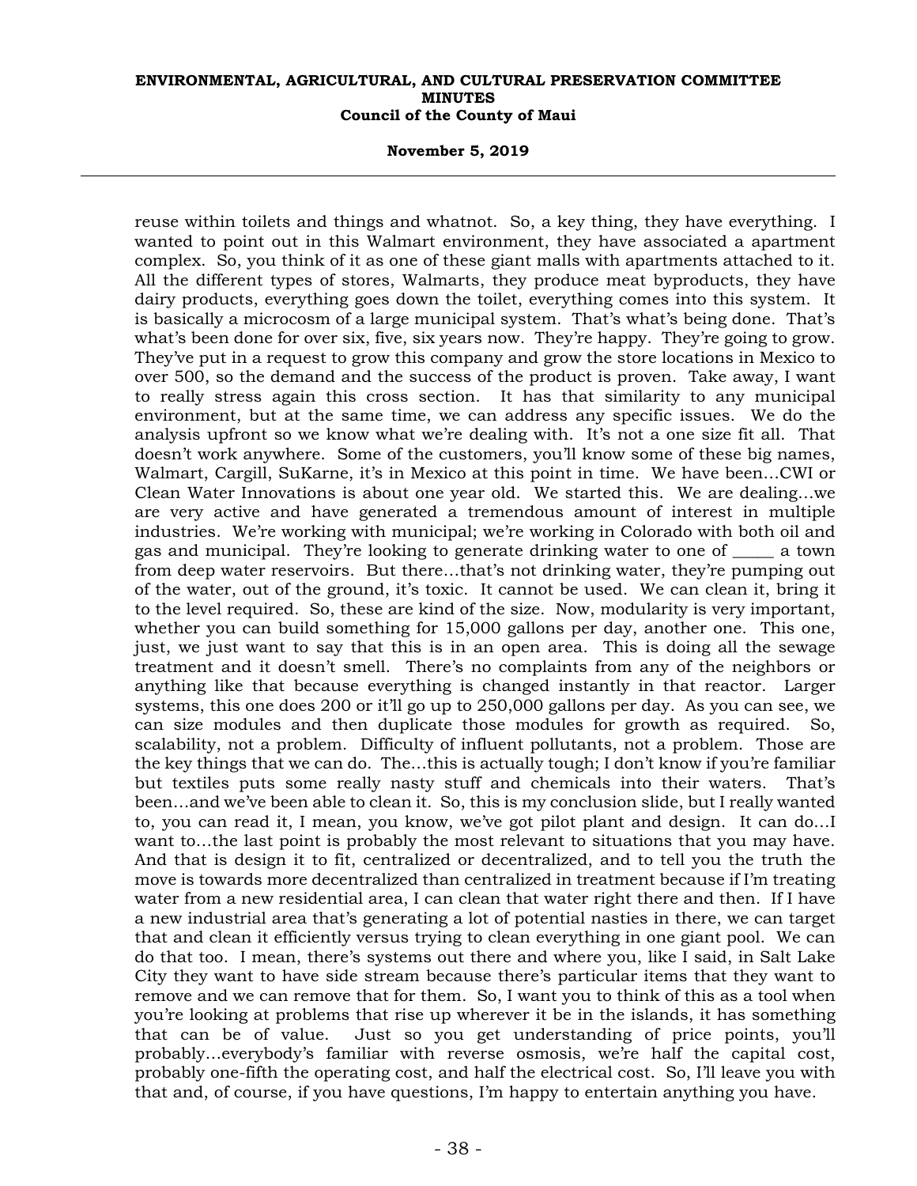reuse within toilets and things and whatnot. So, a key thing, they have everything. I wanted to point out in this Walmart environment, they have associated a apartment complex. So, you think of it as one of these giant malls with apartments attached to it. All the different types of stores, Walmarts, they produce meat byproducts, they have dairy products, everything goes down the toilet, everything comes into this system. It is basically a microcosm of a large municipal system. That's what's being done. That's what's been done for over six, five, six years now. They're happy. They're going to grow. They've put in a request to grow this company and grow the store locations in Mexico to over 500, so the demand and the success of the product is proven. Take away, I want to really stress again this cross section. It has that similarity to any municipal environment, but at the same time, we can address any specific issues. We do the analysis upfront so we know what we're dealing with. It's not a one size fit all. That doesn't work anywhere. Some of the customers, you'll know some of these big names, Walmart, Cargill, SuKarne, it's in Mexico at this point in time. We have been...CWI or Clean Water Innovations is about one year old. We started this. We are dealing...we are very active and have generated a tremendous amount of interest in multiple industries. We're working with municipal; we're working in Colorado with both oil and gas and municipal. They're looking to generate drinking water to one of _____ a town from deep water reservoirs. But there...that's not drinking water, they're pumping out of the water, out of the ground, it's toxic. It cannot be used. We can clean it, bring it to the level required. So, these are kind of the size. Now, modularity is very important, whether you can build something for 15,000 gallons per day, another one. This one, just, we just want to say that this is in an open area. This is doing all the sewage treatment and it doesn't smell. There's no complaints from any of the neighbors or anything like that because everything is changed instantly in that reactor. Larger systems, this one does 200 or it'll go up to 250,000 gallons per day. As you can see, we can size modules and then duplicate those modules for growth as required. So, scalability, not a problem. Difficulty of influent pollutants, not a problem. Those are the key things that we can do. The...this is actually tough; I don't know if you're familiar but textiles puts some really nasty stuff and chemicals into their waters. That's been...and we've been able to clean it. So, this is my conclusion slide, but I really wanted to, you can read it, I mean, you know, we've got pilot plant and design. It can do...I want to...the last point is probably the most relevant to situations that you may have. And that is design it to fit, centralized or decentralized, and to tell you the truth the move is towards more decentralized than centralized in treatment because if I'm treating water from a new residential area, I can clean that water right there and then. If I have a new industrial area that's generating a lot of potential nasties in there, we can target that and clean it efficiently versus trying to clean everything in one giant pool. We can do that too. I mean, there's systems out there and where you, like I said, in Salt Lake City they want to have side stream because there's particular items that they want to remove and we can remove that for them. So, I want you to think of this as a tool when you're looking at problems that rise up wherever it be in the islands, it has something that can be of value. Just so you get understanding of price points, you'll probably...everybody's familiar with reverse osmosis, we're half the capital cost, probably one-fifth the operating cost, and half the electrical cost. So, I'll leave you with that and, of course, if you have questions, I'm happy to entertain anything you have.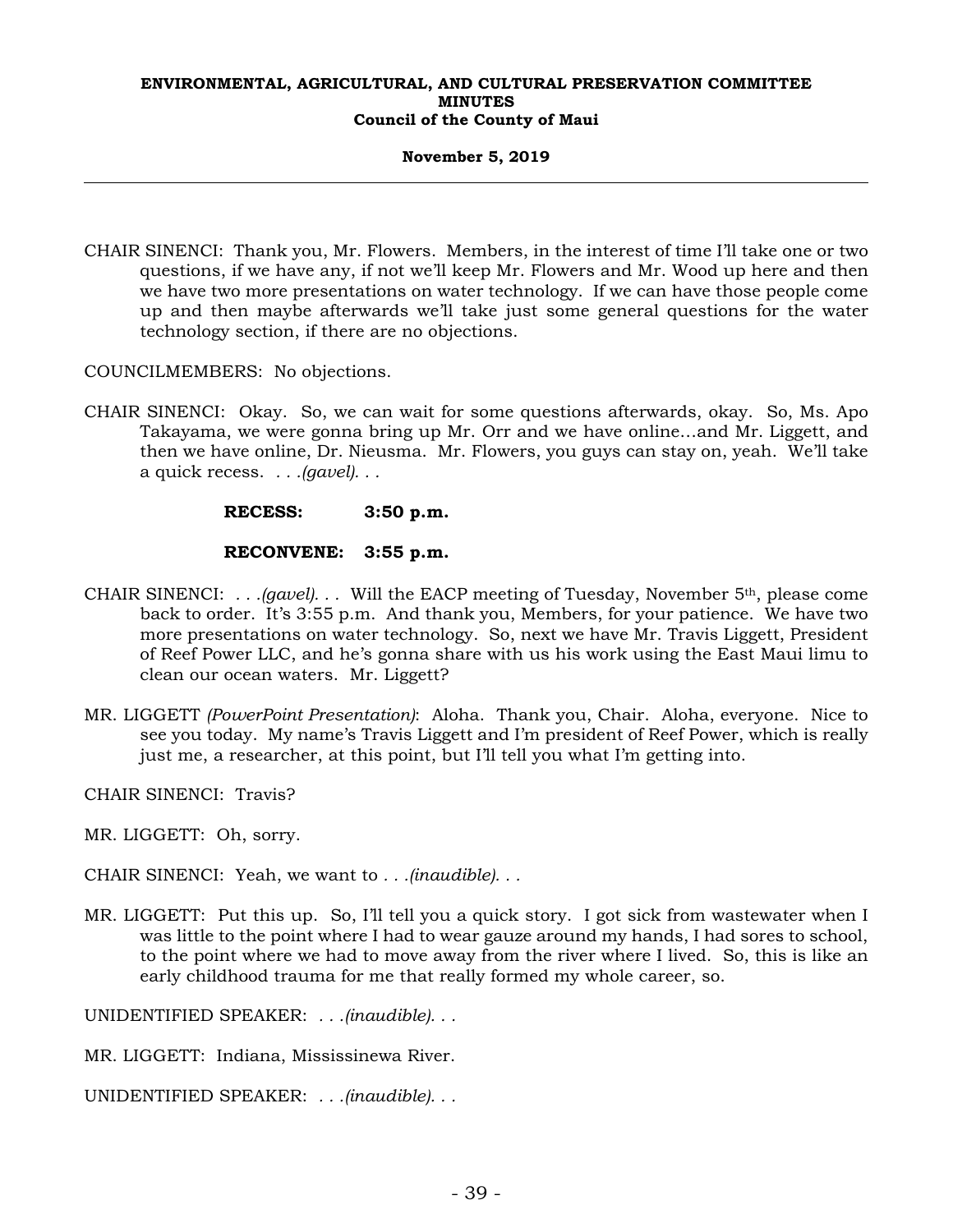CHAIR SINENCI: Thank you, Mr. Flowers. Members, in the interest of time I'll take one or two questions, if we have any, if not we'll keep Mr. Flowers and Mr. Wood up here and then we have two more presentations on water technology. If we can have those people come up and then maybe afterwards we'll take just some general questions for the water technology section, if there are no objections.

COUNCILMEMBERS: No objections.

CHAIR SINENCI: Okay. So, we can wait for some questions afterwards, okay. So, Ms. Apo Takayama, we were gonna bring up Mr. Orr and we have online...and Mr. Liggett, and then we have online, Dr. Nieusma. Mr. Flowers, you guys can stay on, yeah. We'll take a quick recess. . . .*(gavel)*. . .

**RECESS: 3:50 p.m.**

**RECONVENE: 3:55 p.m.**

CHAIR SINENCI: . . .*(gavel)*. . . Will the EACP meeting of Tuesday, November 5th, please come back to order. It's 3:55 p.m. And thank you, Members, for your patience. We have two more presentations on water technology. So, next we have Mr. Travis Liggett, President of Reef Power LLC, and he's gonna share with us his work using the East Maui limu to clean our ocean waters. Mr. Liggett?

MR. LIGGETT *(PowerPoint Presentation)*: Aloha. Thank you, Chair. Aloha, everyone. Nice to see you today. My name's Travis Liggett and I'm president of Reef Power, which is really just me, a researcher, at this point, but I'll tell you what I'm getting into.

CHAIR SINENCI: Travis?

MR. LIGGETT: Oh, sorry.

CHAIR SINENCI: Yeah, we want to . . .*(inaudible)*. . .

MR. LIGGETT: Put this up. So, I'll tell you a quick story. I got sick from wastewater when I was little to the point where I had to wear gauze around my hands, I had sores to school, to the point where we had to move away from the river where I lived. So, this is like an early childhood trauma for me that really formed my whole career, so.

UNIDENTIFIED SPEAKER: . . .*(inaudible)*. . .

MR. LIGGETT: Indiana, Mississinewa River.

UNIDENTIFIED SPEAKER: . . .*(inaudible)*. . .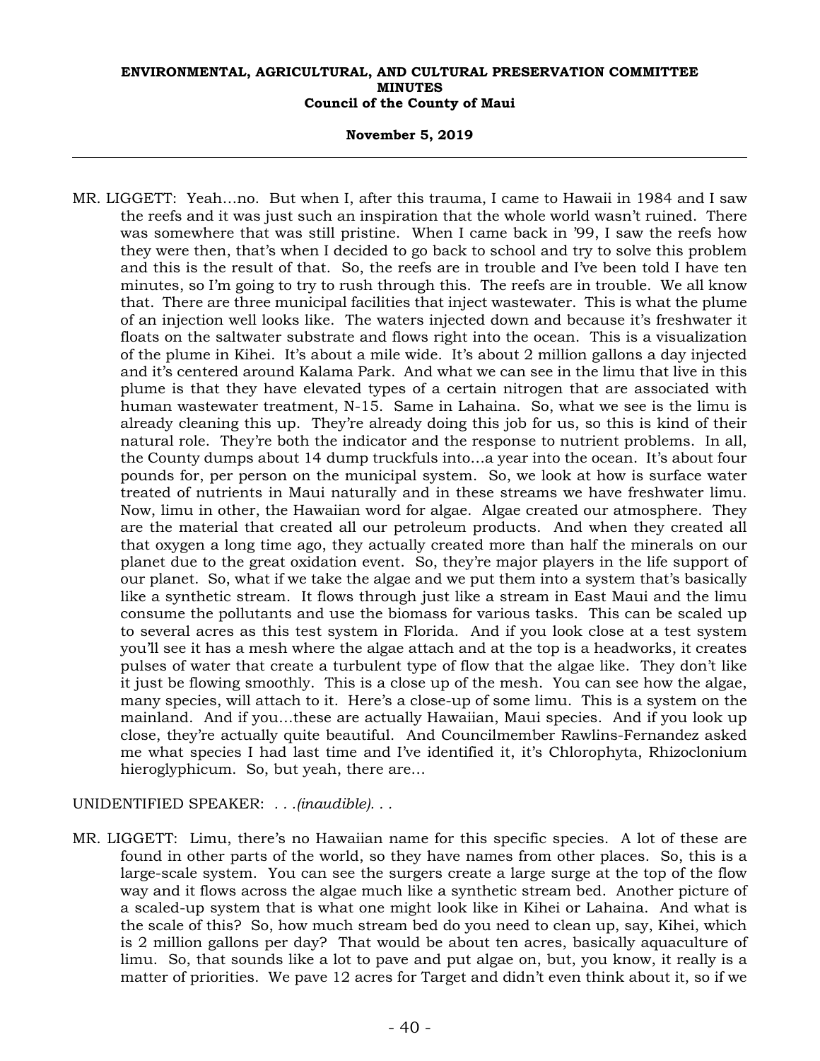MR. LIGGETT: Yeah…no. But when I, after this trauma, I came to Hawaii in 1984 and I saw the reefs and it was just such an inspiration that the whole world wasn't ruined. There was somewhere that was still pristine. When I came back in '99, I saw the reefs how they were then, that's when I decided to go back to school and try to solve this problem and this is the result of that. So, the reefs are in trouble and I've been told I have ten minutes, so I'm going to try to rush through this. The reefs are in trouble. We all know that. There are three municipal facilities that inject wastewater. This is what the plume of an injection well looks like. The waters injected down and because it's freshwater it floats on the saltwater substrate and flows right into the ocean. This is a visualization of the plume in Kihei. It's about a mile wide. It's about 2 million gallons a day injected and it's centered around Kalama Park. And what we can see in the limu that live in this plume is that they have elevated types of a certain nitrogen that are associated with human wastewater treatment, N-15. Same in Lahaina. So, what we see is the limu is already cleaning this up. They're already doing this job for us, so this is kind of their natural role. They're both the indicator and the response to nutrient problems. In all, the County dumps about 14 dump truckfuls into…a year into the ocean. It's about four pounds for, per person on the municipal system. So, we look at how is surface water treated of nutrients in Maui naturally and in these streams we have freshwater limu. Now, limu in other, the Hawaiian word for algae. Algae created our atmosphere. They are the material that created all our petroleum products. And when they created all that oxygen a long time ago, they actually created more than half the minerals on our planet due to the great oxidation event. So, they're major players in the life support of our planet. So, what if we take the algae and we put them into a system that's basically like a synthetic stream. It flows through just like a stream in East Maui and the limu consume the pollutants and use the biomass for various tasks. This can be scaled up to several acres as this test system in Florida. And if you look close at a test system you'll see it has a mesh where the algae attach and at the top is a headworks, it creates pulses of water that create a turbulent type of flow that the algae like. They don't like it just be flowing smoothly. This is a close up of the mesh. You can see how the algae, many species, will attach to it. Here's a close-up of some limu. This is a system on the mainland. And if you…these are actually Hawaiian, Maui species. And if you look up close, they're actually quite beautiful. And Councilmember Rawlins-Fernandez asked me what species I had last time and I've identified it, it's Chlorophyta, Rhizoclonium hieroglyphicum. So, but yeah, there are…

UNIDENTIFIED SPEAKER: *. . .(inaudible). . .*

MR. LIGGETT: Limu, there's no Hawaiian name for this specific species. A lot of these are found in other parts of the world, so they have names from other places. So, this is a large-scale system. You can see the surgers create a large surge at the top of the flow way and it flows across the algae much like a synthetic stream bed. Another picture of a scaled-up system that is what one might look like in Kihei or Lahaina. And what is the scale of this? So, how much stream bed do you need to clean up, say, Kihei, which is 2 million gallons per day? That would be about ten acres, basically aquaculture of limu. So, that sounds like a lot to pave and put algae on, but, you know, it really is a matter of priorities. We pave 12 acres for Target and didn't even think about it, so if we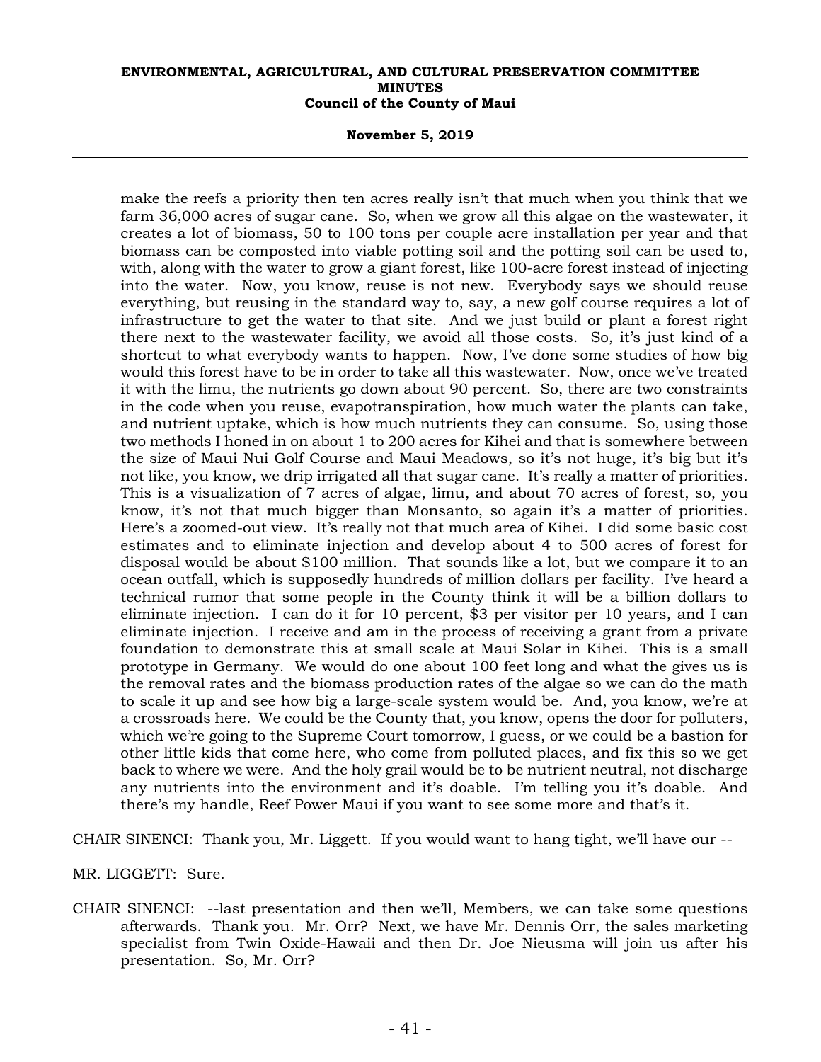make the reefs a priority then ten acres really isn't that much when you think that we farm 36,000 acres of sugar cane. So, when we grow all this algae on the wastewater, it creates a lot of biomass, 50 to 100 tons per couple acre installation per year and that biomass can be composted into viable potting soil and the potting soil can be used to, with, along with the water to grow a giant forest, like 100-acre forest instead of injecting into the water. Now, you know, reuse is not new. Everybody says we should reuse everything, but reusing in the standard way to, say, a new golf course requires a lot of infrastructure to get the water to that site. And we just build or plant a forest right there next to the wastewater facility, we avoid all those costs. So, it's just kind of a shortcut to what everybody wants to happen. Now, I've done some studies of how big would this forest have to be in order to take all this wastewater. Now, once we've treated it with the limu, the nutrients go down about 90 percent. So, there are two constraints in the code when you reuse, evapotranspiration, how much water the plants can take, and nutrient uptake, which is how much nutrients they can consume. So, using those two methods I honed in on about 1 to 200 acres for Kihei and that is somewhere between the size of Maui Nui Golf Course and Maui Meadows, so it's not huge, it's big but it's not like, you know, we drip irrigated all that sugar cane. It's really a matter of priorities. This is a visualization of 7 acres of algae, limu, and about 70 acres of forest, so, you know, it's not that much bigger than Monsanto, so again it's a matter of priorities. Here's a zoomed-out view. It's really not that much area of Kihei. I did some basic cost estimates and to eliminate injection and develop about 4 to 500 acres of forest for disposal would be about $100 million. That sounds like a lot, but we compare it to an ocean outfall, which is supposedly hundreds of million dollars per facility. I've heard a technical rumor that some people in the County think it will be a billion dollars to eliminate injection. I can do it for 10 percent, $3 per visitor per 10 years, and I can eliminate injection. I receive and am in the process of receiving a grant from a private foundation to demonstrate this at small scale at Maui Solar in Kihei. This is a small prototype in Germany. We would do one about 100 feet long and what the gives us is the removal rates and the biomass production rates of the algae so we can do the math to scale it up and see how big a large-scale system would be. And, you know, we're at a crossroads here. We could be the County that, you know, opens the door for polluters, which we're going to the Supreme Court tomorrow, I guess, or we could be a bastion for other little kids that come here, who come from polluted places, and fix this so we get back to where we were. And the holy grail would be to be nutrient neutral, not discharge any nutrients into the environment and it's doable. I'm telling you it's doable. And there's my handle, Reef Power Maui if you want to see some more and that's it.

CHAIR SINENCI: Thank you, Mr. Liggett. If you would want to hang tight, we'll have our --

MR. LIGGETT: Sure.

CHAIR SINENCI: --last presentation and then we'll, Members, we can take some questions afterwards. Thank you. Mr. Orr? Next, we have Mr. Dennis Orr, the sales marketing specialist from Twin Oxide-Hawaii and then Dr. Joe Nieusma will join us after his presentation. So, Mr. Orr?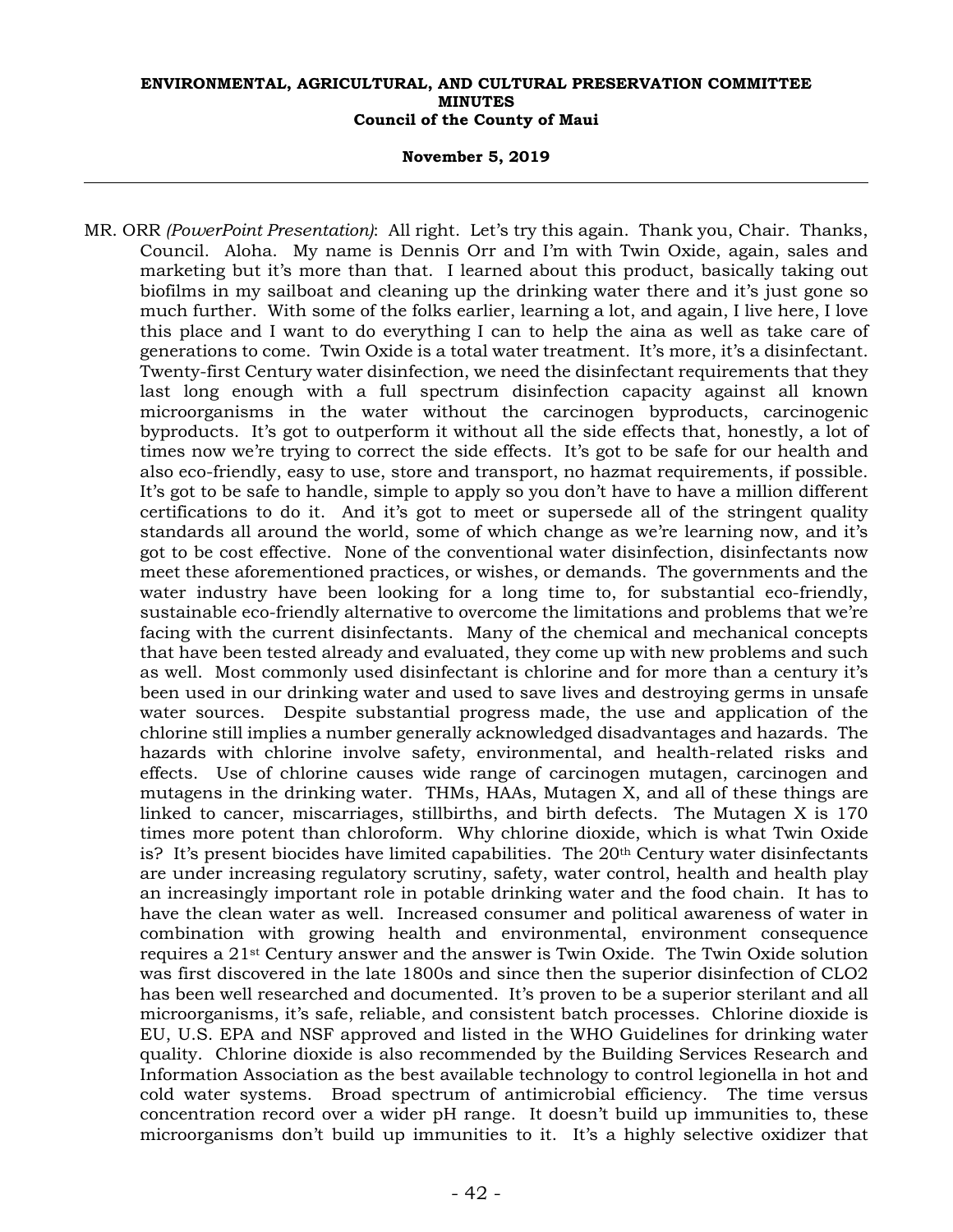MR. ORR *(PowerPoint Presentation)*: All right. Let's try this again. Thank you, Chair. Thanks, Council. Aloha. My name is Dennis Orr and I'm with Twin Oxide, again, sales and marketing but it's more than that. I learned about this product, basically taking out biofilms in my sailboat and cleaning up the drinking water there and it's just gone so much further. With some of the folks earlier, learning a lot, and again, I live here, I love this place and I want to do everything I can to help the aina as well as take care of generations to come. Twin Oxide is a total water treatment. It's more, it's a disinfectant. Twenty-first Century water disinfection, we need the disinfectant requirements that they last long enough with a full spectrum disinfection capacity against all known microorganisms in the water without the carcinogen byproducts, carcinogenic byproducts. It's got to outperform it without all the side effects that, honestly, a lot of times now we're trying to correct the side effects. It's got to be safe for our health and also eco-friendly, easy to use, store and transport, no hazmat requirements, if possible. It's got to be safe to handle, simple to apply so you don't have to have a million different certifications to do it. And it's got to meet or supersede all of the stringent quality standards all around the world, some of which change as we're learning now, and it's got to be cost effective. None of the conventional water disinfection, disinfectants now meet these aforementioned practices, or wishes, or demands. The governments and the water industry have been looking for a long time to, for substantial eco-friendly, sustainable eco-friendly alternative to overcome the limitations and problems that we're facing with the current disinfectants. Many of the chemical and mechanical concepts that have been tested already and evaluated, they come up with new problems and such as well. Most commonly used disinfectant is chlorine and for more than a century it's been used in our drinking water and used to save lives and destroying germs in unsafe water sources. Despite substantial progress made, the use and application of the chlorine still implies a number generally acknowledged disadvantages and hazards. The hazards with chlorine involve safety, environmental, and health-related risks and effects. Use of chlorine causes wide range of carcinogen mutagen, carcinogen and mutagens in the drinking water. THMs, HAAs, Mutagen X, and all of these things are linked to cancer, miscarriages, stillbirths, and birth defects. The Mutagen X is 170 times more potent than chloroform. Why chlorine dioxide, which is what Twin Oxide is? It's present biocides have limited capabilities. The 20th Century water disinfectants are under increasing regulatory scrutiny, safety, water control, health and health play an increasingly important role in potable drinking water and the food chain. It has to have the clean water as well. Increased consumer and political awareness of water in combination with growing health and environmental, environment consequence requires a 21st Century answer and the answer is Twin Oxide. The Twin Oxide solution was first discovered in the late 1800s and since then the superior disinfection of CLO2 has been well researched and documented. It's proven to be a superior sterilant and all microorganisms, it's safe, reliable, and consistent batch processes. Chlorine dioxide is EU, U.S. EPA and NSF approved and listed in the WHO Guidelines for drinking water quality. Chlorine dioxide is also recommended by the Building Services Research and Information Association as the best available technology to control legionella in hot and cold water systems. Broad spectrum of antimicrobial efficiency. The time versus concentration record over a wider pH range. It doesn't build up immunities to, these microorganisms don't build up immunities to it. It's a highly selective oxidizer that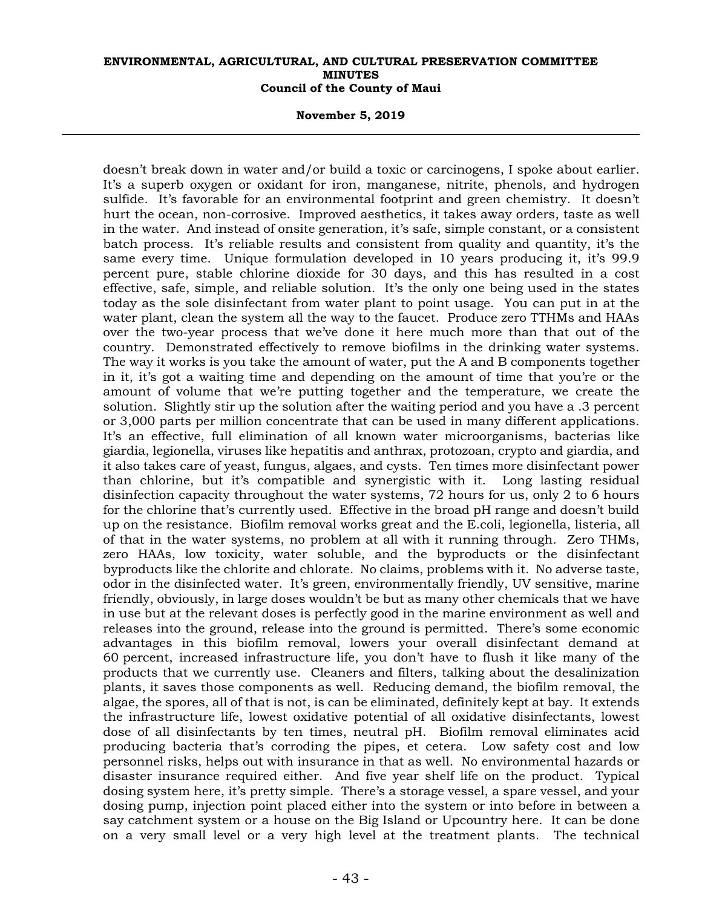doesn't break down in water and/or build a toxic or carcinogens, I spoke about earlier. It's a superb oxygen or oxidant for iron, manganese, nitrite, phenols, and hydrogen sulfide. It's favorable for an environmental footprint and green chemistry. It doesn't hurt the ocean, non-corrosive. Improved aesthetics, it takes away orders, taste as well in the water. And instead of onsite generation, it's safe, simple constant, or a consistent batch process. It's reliable results and consistent from quality and quantity, it's the same every time. Unique formulation developed in 10 years producing it, it's 99.9 percent pure, stable chlorine dioxide for 30 days, and this has resulted in a cost effective, safe, simple, and reliable solution. It's the only one being used in the states today as the sole disinfectant from water plant to point usage. You can put in at the water plant, clean the system all the way to the faucet. Produce zero TTHMs and HAAs over the two-year process that we've done it here much more than that out of the country. Demonstrated effectively to remove biofilms in the drinking water systems. The way it works is you take the amount of water, put the A and B components together in it, it's got a waiting time and depending on the amount of time that you're or the amount of volume that we're putting together and the temperature, we create the solution. Slightly stir up the solution after the waiting period and you have a .3 percent or 3,000 parts per million concentrate that can be used in many different applications. It's an effective, full elimination of all known water microorganisms, bacterias like giardia, legionella, viruses like hepatitis and anthrax, protozoan, crypto and giardia, and it also takes care of yeast, fungus, algaes, and cysts. Ten times more disinfectant power than chlorine, but it's compatible and synergistic with it. Long lasting residual disinfection capacity throughout the water systems, 72 hours for us, only 2 to 6 hours for the chlorine that's currently used. Effective in the broad pH range and doesn't build up on the resistance. Biofilm removal works great and the E.coli, legionella, listeria, all of that in the water systems, no problem at all with it running through. Zero THMs, zero HAAs, low toxicity, water soluble, and the byproducts or the disinfectant byproducts like the chlorite and chlorate. No claims, problems with it. No adverse taste, odor in the disinfected water. It's green, environmentally friendly, UV sensitive, marine friendly, obviously, in large doses wouldn't be but as many other chemicals that we have in use but at the relevant doses is perfectly good in the marine environment as well and releases into the ground, release into the ground is permitted. There's some economic advantages in this biofilm removal, lowers your overall disinfectant demand at 60 percent, increased infrastructure life, you don't have to flush it like many of the products that we currently use. Cleaners and filters, talking about the desalinization plants, it saves those components as well. Reducing demand, the biofilm removal, the algae, the spores, all of that is not, is can be eliminated, definitely kept at bay. It extends the infrastructure life, lowest oxidative potential of all oxidative disinfectants, lowest dose of all disinfectants by ten times, neutral pH. Biofilm removal eliminates acid producing bacteria that's corroding the pipes, et cetera. Low safety cost and low personnel risks, helps out with insurance in that as well. No environmental hazards or disaster insurance required either. And five year shelf life on the product. Typical dosing system here, it's pretty simple. There's a storage vessel, a spare vessel, and your dosing pump, injection point placed either into the system or into before in between a say catchment system or a house on the Big Island or Upcountry here. It can be done on a very small level or a very high level at the treatment plants. The technical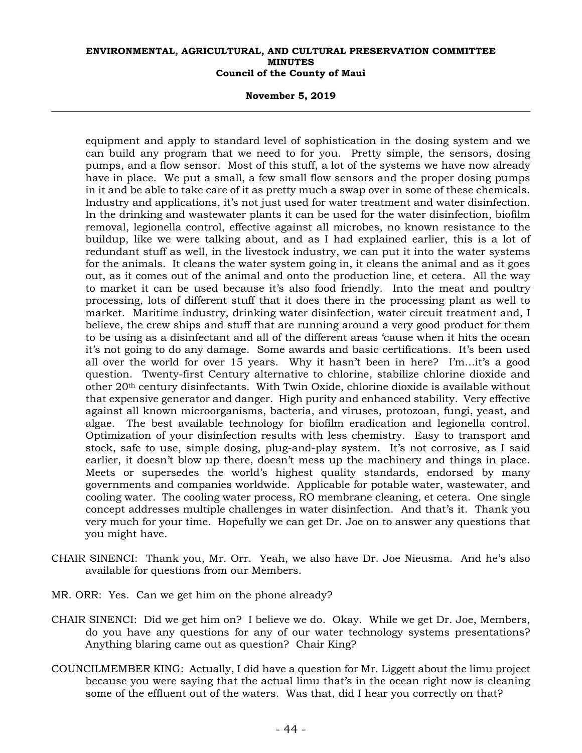equipment and apply to standard level of sophistication in the dosing system and we can build any program that we need to for you. Pretty simple, the sensors, dosing pumps, and a flow sensor. Most of this stuff, a lot of the systems we have now already have in place. We put a small, a few small flow sensors and the proper dosing pumps in it and be able to take care of it as pretty much a swap over in some of these chemicals. Industry and applications, it's not just used for water treatment and water disinfection. In the drinking and wastewater plants it can be used for the water disinfection, biofilm removal, legionella control, effective against all microbes, no known resistance to the buildup, like we were talking about, and as I had explained earlier, this is a lot of redundant stuff as well, in the livestock industry, we can put it into the water systems for the animals. It cleans the water system going in, it cleans the animal and as it goes out, as it comes out of the animal and onto the production line, et cetera. All the way to market it can be used because it's also food friendly. Into the meat and poultry processing, lots of different stuff that it does there in the processing plant as well to market. Maritime industry, drinking water disinfection, water circuit treatment and, I believe, the crew ships and stuff that are running around a very good product for them to be using as a disinfectant and all of the different areas 'cause when it hits the ocean it's not going to do any damage. Some awards and basic certifications. It's been used all over the world for over 15 years. Why it hasn't been in here? I'm...it's a good question. Twenty-first Century alternative to chlorine, stabilize chlorine dioxide and other 20th century disinfectants. With Twin Oxide, chlorine dioxide is available without that expensive generator and danger. High purity and enhanced stability. Very effective against all known microorganisms, bacteria, and viruses, protozoan, fungi, yeast, and algae. The best available technology for biofilm eradication and legionella control. Optimization of your disinfection results with less chemistry. Easy to transport and stock, safe to use, simple dosing, plug-and-play system. It's not corrosive, as I said earlier, it doesn't blow up there, doesn't mess up the machinery and things in place. Meets or supersedes the world's highest quality standards, endorsed by many governments and companies worldwide. Applicable for potable water, wastewater, and cooling water. The cooling water process, RO membrane cleaning, et cetera. One single concept addresses multiple challenges in water disinfection. And that's it. Thank you very much for your time. Hopefully we can get Dr. Joe on to answer any questions that you might have.

CHAIR SINENCI: Thank you, Mr. Orr. Yeah, we also have Dr. Joe Nieusma. And he's also available for questions from our Members.

MR. ORR: Yes. Can we get him on the phone already?

CHAIR SINENCI: Did we get him on? I believe we do. Okay. While we get Dr. Joe, Members, do you have any questions for any of our water technology systems presentations? Anything blaring came out as question? Chair King?

COUNCILMEMBER KING: Actually, I did have a question for Mr. Liggett about the limu project because you were saying that the actual limu that's in the ocean right now is cleaning some of the effluent out of the waters. Was that, did I hear you correctly on that?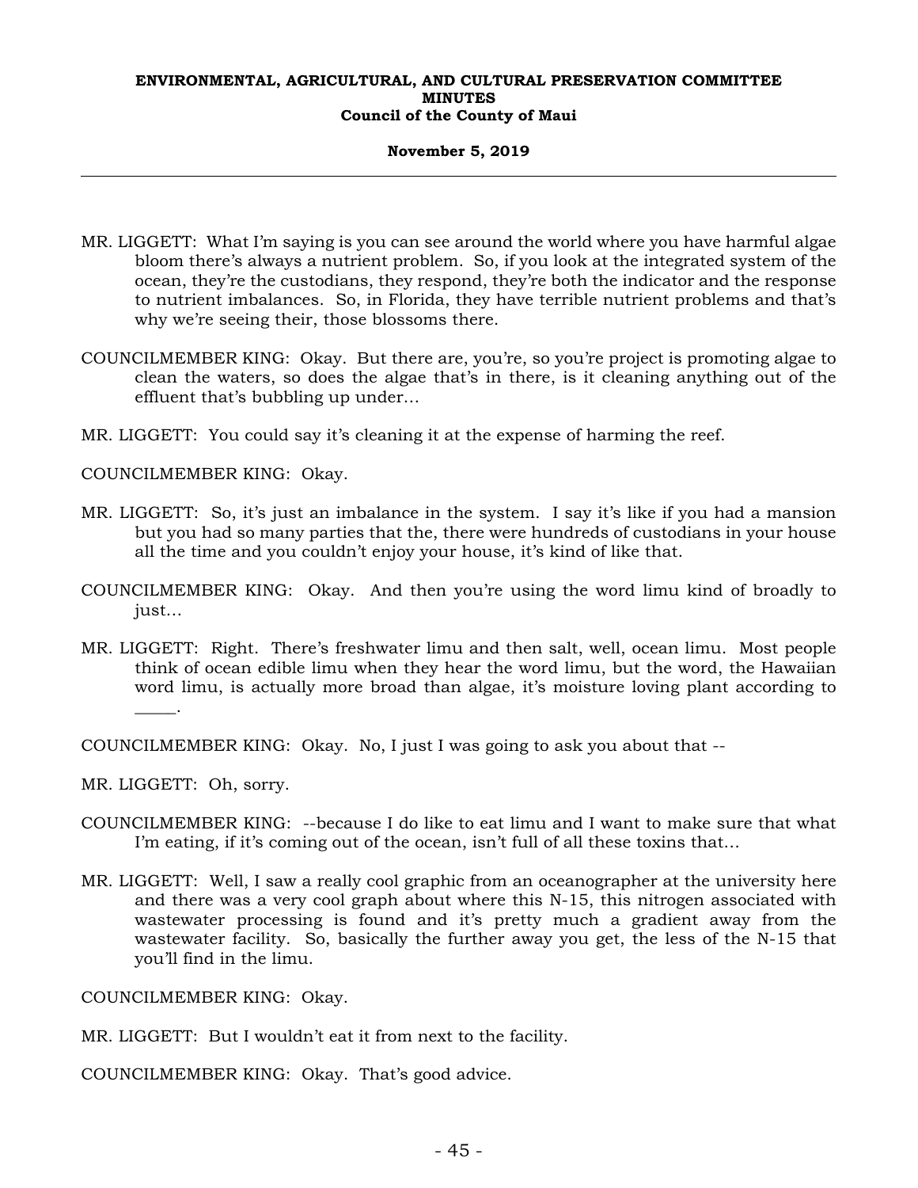MR. LIGGETT: What I'm saying is you can see around the world where you have harmful algae bloom there's always a nutrient problem. So, if you look at the integrated system of the ocean, they're the custodians, they respond, they're both the indicator and the response to nutrient imbalances. So, in Florida, they have terrible nutrient problems and that's why we're seeing their, those blossoms there.

COUNCILMEMBER KING: Okay. But there are, you're, so you're project is promoting algae to clean the waters, so does the algae that's in there, is it cleaning anything out of the effluent that's bubbling up under...

MR. LIGGETT: You could say it's cleaning it at the expense of harming the reef.

COUNCILMEMBER KING: Okay.

MR. LIGGETT: So, it's just an imbalance in the system. I say it's like if you had a mansion but you had so many parties that the, there were hundreds of custodians in your house all the time and you couldn't enjoy your house, it's kind of like that.

COUNCILMEMBER KING: Okay. And then you're using the word limu kind of broadly to just...

MR. LIGGETT: Right. There's freshwater limu and then salt, well, ocean limu. Most people think of ocean edible limu when they hear the word limu, but the word, the Hawaiian word limu, is actually more broad than algae, it's moisture loving plant according to _____.

COUNCILMEMBER KING: Okay. No, I just I was going to ask you about that --

MR. LIGGETT: Oh, sorry.

COUNCILMEMBER KING: --because I do like to eat limu and I want to make sure that what I'm eating, if it's coming out of the ocean, isn't full of all these toxins that...

MR. LIGGETT: Well, I saw a really cool graphic from an oceanographer at the university here and there was a very cool graph about where this N-15, this nitrogen associated with wastewater processing is found and it's pretty much a gradient away from the wastewater facility. So, basically the further away you get, the less of the N-15 that you'll find in the limu.

COUNCILMEMBER KING: Okay.

MR. LIGGETT: But I wouldn't eat it from next to the facility.

COUNCILMEMBER KING: Okay. That's good advice.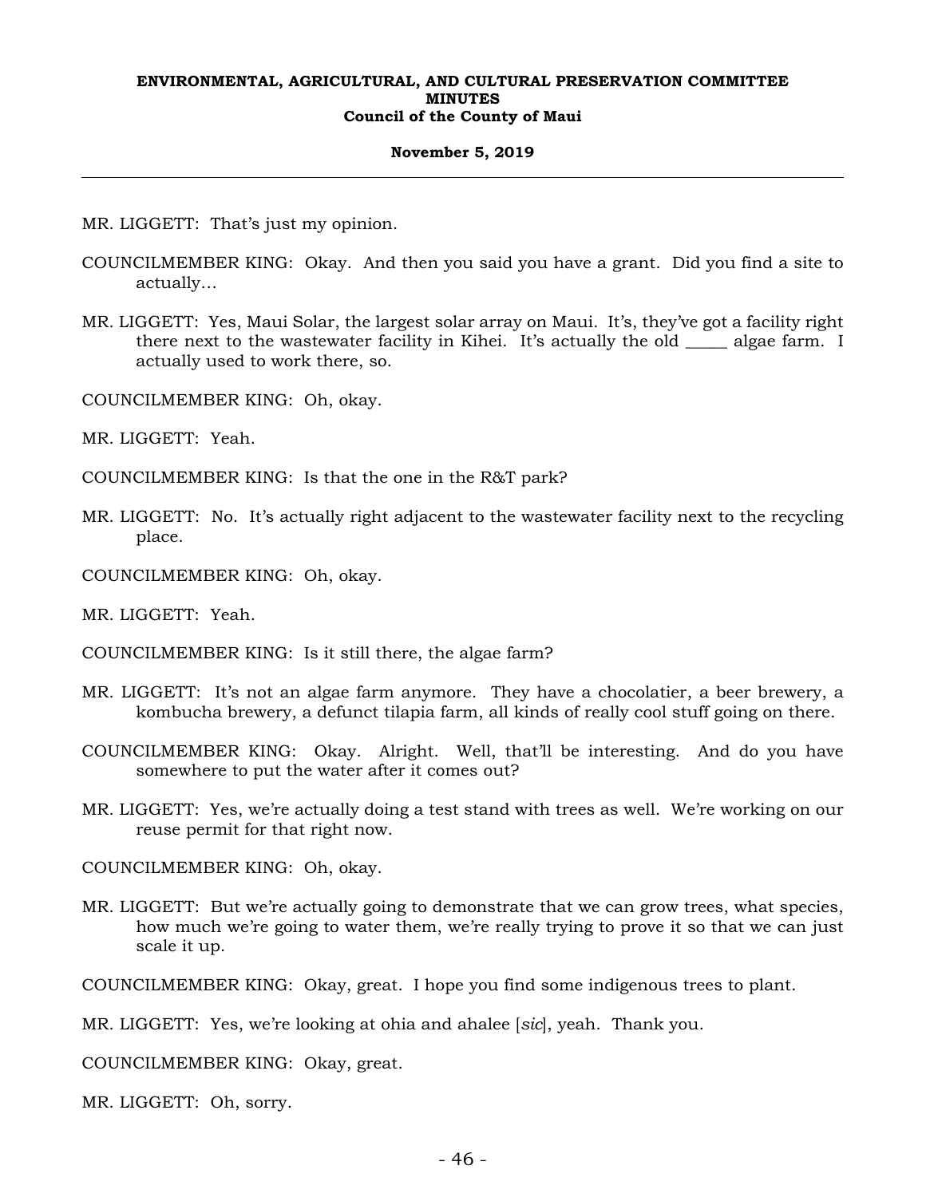MR. LIGGETT: That's just my opinion.

COUNCILMEMBER KING: Okay. And then you said you have a grant. Did you find a site to actually...

MR. LIGGETT: Yes, Maui Solar, the largest solar array on Maui. It's, they've got a facility right there next to the wastewater facility in Kihei. It's actually the old _____ algae farm. I actually used to work there, so.

COUNCILMEMBER KING: Oh, okay.

MR. LIGGETT: Yeah.

COUNCILMEMBER KING: Is that the one in the R&T park?

MR. LIGGETT: No. It's actually right adjacent to the wastewater facility next to the recycling place.

COUNCILMEMBER KING: Oh, okay.

MR. LIGGETT: Yeah.

COUNCILMEMBER KING: Is it still there, the algae farm?

MR. LIGGETT: It's not an algae farm anymore. They have a chocolatier, a beer brewery, a kombucha brewery, a defunct tilapia farm, all kinds of really cool stuff going on there.

COUNCILMEMBER KING: Okay. Alright. Well, that'll be interesting. And do you have somewhere to put the water after it comes out?

MR. LIGGETT: Yes, we're actually doing a test stand with trees as well. We're working on our reuse permit for that right now.

COUNCILMEMBER KING: Oh, okay.

MR. LIGGETT: But we're actually going to demonstrate that we can grow trees, what species, how much we're going to water them, we're really trying to prove it so that we can just scale it up.

COUNCILMEMBER KING: Okay, great. I hope you find some indigenous trees to plant.

MR. LIGGETT: Yes, we're looking at ohia and ahalee [*sic*], yeah. Thank you.

COUNCILMEMBER KING: Okay, great.

MR. LIGGETT: Oh, sorry.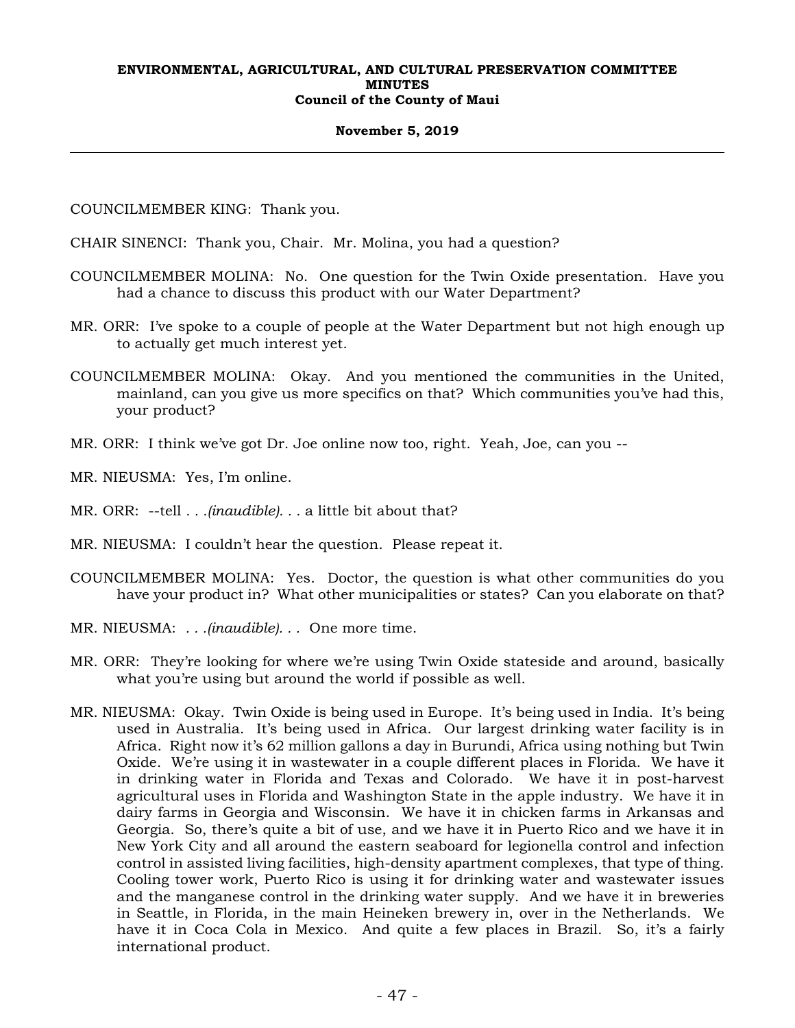COUNCILMEMBER KING: Thank you.

CHAIR SINENCI: Thank you, Chair. Mr. Molina, you had a question?

COUNCILMEMBER MOLINA: No. One question for the Twin Oxide presentation. Have you had a chance to discuss this product with our Water Department?

MR. ORR: I've spoke to a couple of people at the Water Department but not high enough up to actually get much interest yet.

COUNCILMEMBER MOLINA: Okay. And you mentioned the communities in the United, mainland, can you give us more specifics on that? Which communities you've had this, your product?

MR. ORR: I think we've got Dr. Joe online now too, right. Yeah, Joe, can you --

MR. NIEUSMA: Yes, I'm online.

MR. ORR: --tell . . .*(inaudible)*. . . a little bit about that?

MR. NIEUSMA: I couldn't hear the question. Please repeat it.

COUNCILMEMBER MOLINA: Yes. Doctor, the question is what other communities do you have your product in? What other municipalities or states? Can you elaborate on that?

MR. NIEUSMA: . . .*(inaudible)*. . . One more time.

MR. ORR: They're looking for where we're using Twin Oxide stateside and around, basically what you're using but around the world if possible as well.

MR. NIEUSMA: Okay. Twin Oxide is being used in Europe. It's being used in India. It's being used in Australia. It's being used in Africa. Our largest drinking water facility is in Africa. Right now it's 62 million gallons a day in Burundi, Africa using nothing but Twin Oxide. We're using it in wastewater in a couple different places in Florida. We have it in drinking water in Florida and Texas and Colorado. We have it in post-harvest agricultural uses in Florida and Washington State in the apple industry. We have it in dairy farms in Georgia and Wisconsin. We have it in chicken farms in Arkansas and Georgia. So, there's quite a bit of use, and we have it in Puerto Rico and we have it in New York City and all around the eastern seaboard for legionella control and infection control in assisted living facilities, high-density apartment complexes, that type of thing. Cooling tower work, Puerto Rico is using it for drinking water and wastewater issues and the manganese control in the drinking water supply. And we have it in breweries in Seattle, in Florida, in the main Heineken brewery in, over in the Netherlands. We have it in Coca Cola in Mexico. And quite a few places in Brazil. So, it's a fairly international product.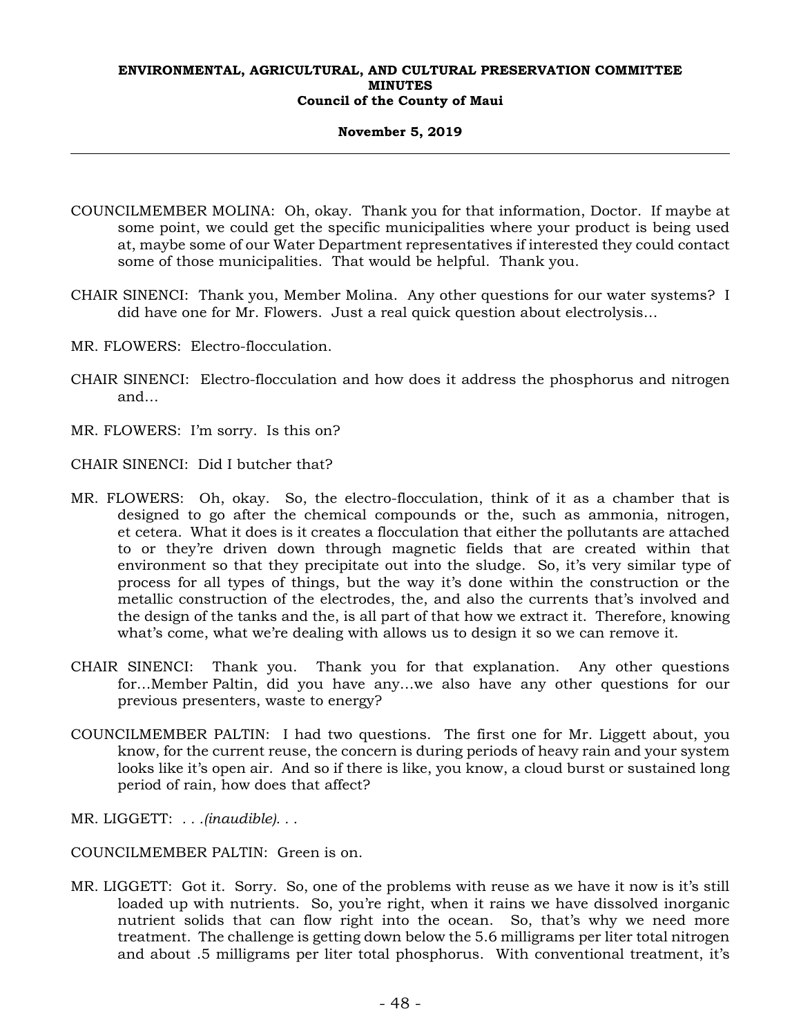COUNCILMEMBER MOLINA: Oh, okay. Thank you for that information, Doctor. If maybe at some point, we could get the specific municipalities where your product is being used at, maybe some of our Water Department representatives if interested they could contact some of those municipalities. That would be helpful. Thank you.

CHAIR SINENCI: Thank you, Member Molina. Any other questions for our water systems? I did have one for Mr. Flowers. Just a real quick question about electrolysis…

MR. FLOWERS: Electro-flocculation.

CHAIR SINENCI: Electro-flocculation and how does it address the phosphorus and nitrogen and…

MR. FLOWERS: I'm sorry. Is this on?

CHAIR SINENCI: Did I butcher that?

MR. FLOWERS: Oh, okay. So, the electro-flocculation, think of it as a chamber that is designed to go after the chemical compounds or the, such as ammonia, nitrogen, et cetera. What it does is it creates a flocculation that either the pollutants are attached to or they're driven down through magnetic fields that are created within that environment so that they precipitate out into the sludge. So, it's very similar type of process for all types of things, but the way it's done within the construction or the metallic construction of the electrodes, the, and also the currents that's involved and the design of the tanks and the, is all part of that how we extract it. Therefore, knowing what's come, what we're dealing with allows us to design it so we can remove it.

CHAIR SINENCI: Thank you. Thank you for that explanation. Any other questions for…Member Paltin, did you have any…we also have any other questions for our previous presenters, waste to energy?

COUNCILMEMBER PALTIN: I had two questions. The first one for Mr. Liggett about, you know, for the current reuse, the concern is during periods of heavy rain and your system looks like it's open air. And so if there is like, you know, a cloud burst or sustained long period of rain, how does that affect?

MR. LIGGETT: *. . .(inaudible). . .*

COUNCILMEMBER PALTIN: Green is on.

MR. LIGGETT: Got it. Sorry. So, one of the problems with reuse as we have it now is it's still loaded up with nutrients. So, you're right, when it rains we have dissolved inorganic nutrient solids that can flow right into the ocean. So, that's why we need more treatment. The challenge is getting down below the 5.6 milligrams per liter total nitrogen and about .5 milligrams per liter total phosphorus. With conventional treatment, it's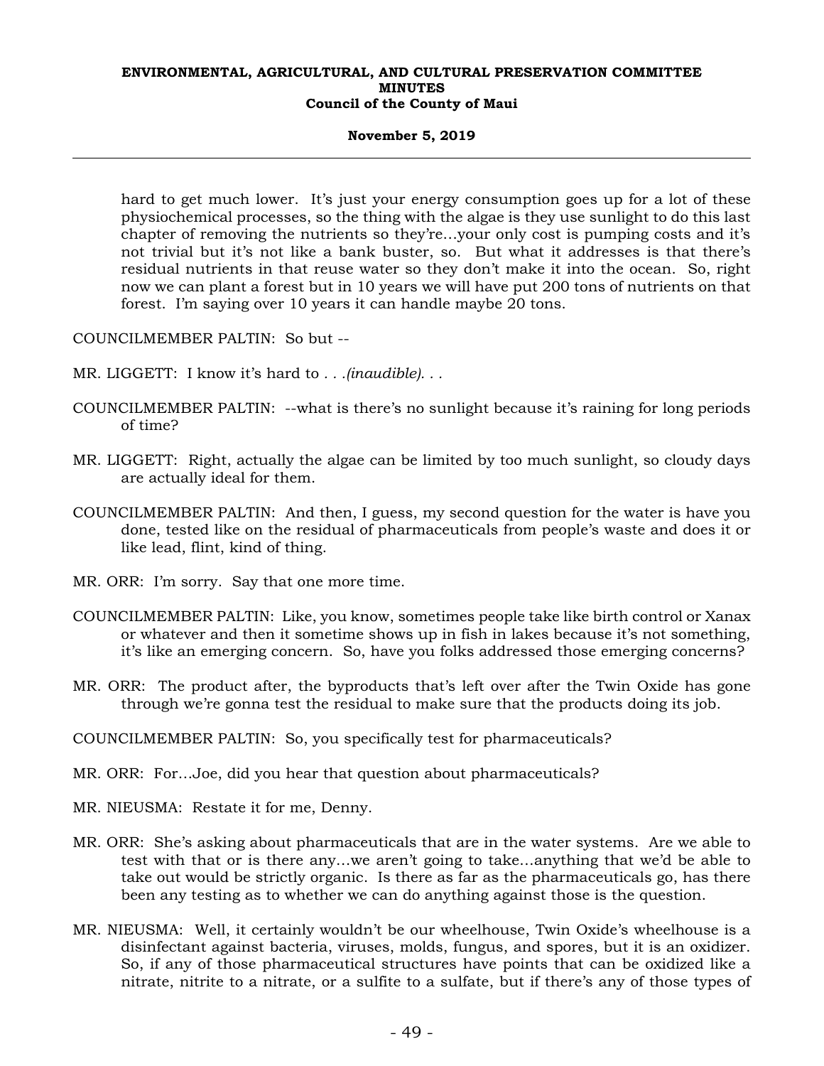hard to get much lower. It's just your energy consumption goes up for a lot of these physiochemical processes, so the thing with the algae is they use sunlight to do this last chapter of removing the nutrients so they're...your only cost is pumping costs and it's not trivial but it's not like a bank buster, so. But what it addresses is that there's residual nutrients in that reuse water so they don't make it into the ocean. So, right now we can plant a forest but in 10 years we will have put 200 tons of nutrients on that forest. I'm saying over 10 years it can handle maybe 20 tons.

COUNCILMEMBER PALTIN: So but --

MR. LIGGETT: I know it's hard to *. . .(inaudible). . .*

COUNCILMEMBER PALTIN: --what is there's no sunlight because it's raining for long periods of time?

MR. LIGGETT: Right, actually the algae can be limited by too much sunlight, so cloudy days are actually ideal for them.

COUNCILMEMBER PALTIN: And then, I guess, my second question for the water is have you done, tested like on the residual of pharmaceuticals from people's waste and does it or like lead, flint, kind of thing.

MR. ORR: I'm sorry. Say that one more time.

COUNCILMEMBER PALTIN: Like, you know, sometimes people take like birth control or Xanax or whatever and then it sometime shows up in fish in lakes because it's not something, it's like an emerging concern. So, have you folks addressed those emerging concerns?

MR. ORR: The product after, the byproducts that's left over after the Twin Oxide has gone through we're gonna test the residual to make sure that the products doing its job.

COUNCILMEMBER PALTIN: So, you specifically test for pharmaceuticals?

MR. ORR: For...Joe, did you hear that question about pharmaceuticals?

MR. NIEUSMA: Restate it for me, Denny.

MR. ORR: She's asking about pharmaceuticals that are in the water systems. Are we able to test with that or is there any...we aren't going to take...anything that we'd be able to take out would be strictly organic. Is there as far as the pharmaceuticals go, has there been any testing as to whether we can do anything against those is the question.

MR. NIEUSMA: Well, it certainly wouldn't be our wheelhouse, Twin Oxide's wheelhouse is a disinfectant against bacteria, viruses, molds, fungus, and spores, but it is an oxidizer. So, if any of those pharmaceutical structures have points that can be oxidized like a nitrate, nitrite to a nitrate, or a sulfite to a sulfate, but if there's any of those types of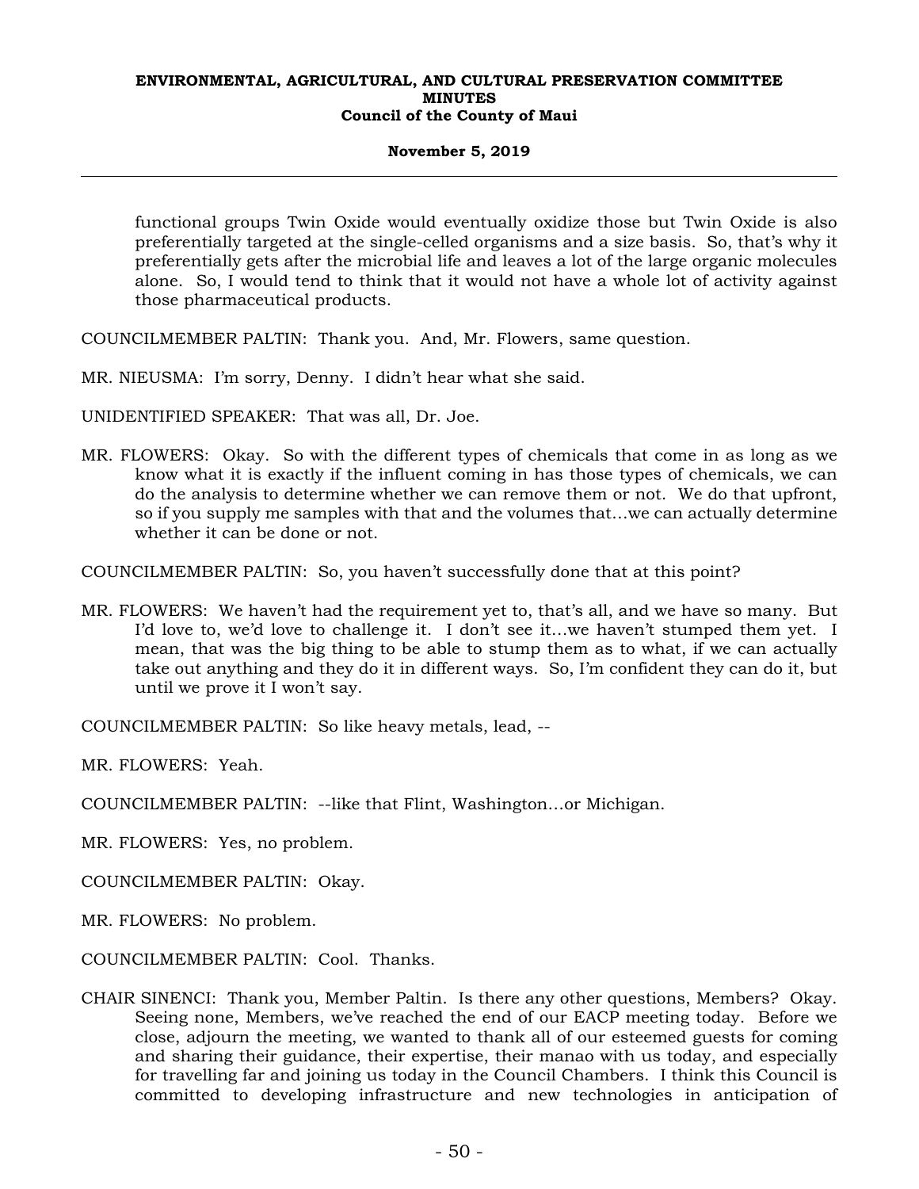functional groups Twin Oxide would eventually oxidize those but Twin Oxide is also preferentially targeted at the single-celled organisms and a size basis. So, that's why it preferentially gets after the microbial life and leaves a lot of the large organic molecules alone. So, I would tend to think that it would not have a whole lot of activity against those pharmaceutical products.

COUNCILMEMBER PALTIN: Thank you. And, Mr. Flowers, same question.

MR. NIEUSMA: I'm sorry, Denny. I didn't hear what she said.

UNIDENTIFIED SPEAKER: That was all, Dr. Joe.

MR. FLOWERS: Okay. So with the different types of chemicals that come in as long as we know what it is exactly if the influent coming in has those types of chemicals, we can do the analysis to determine whether we can remove them or not. We do that upfront, so if you supply me samples with that and the volumes that…we can actually determine whether it can be done or not.

COUNCILMEMBER PALTIN: So, you haven't successfully done that at this point?

MR. FLOWERS: We haven't had the requirement yet to, that's all, and we have so many. But I'd love to, we'd love to challenge it. I don't see it…we haven't stumped them yet. I mean, that was the big thing to be able to stump them as to what, if we can actually take out anything and they do it in different ways. So, I'm confident they can do it, but until we prove it I won't say.

COUNCILMEMBER PALTIN: So like heavy metals, lead, --

MR. FLOWERS: Yeah.

COUNCILMEMBER PALTIN: --like that Flint, Washington…or Michigan.

MR. FLOWERS: Yes, no problem.

COUNCILMEMBER PALTIN: Okay.

MR. FLOWERS: No problem.

COUNCILMEMBER PALTIN: Cool. Thanks.

CHAIR SINENCI: Thank you, Member Paltin. Is there any other questions, Members? Okay. Seeing none, Members, we've reached the end of our EACP meeting today. Before we close, adjourn the meeting, we wanted to thank all of our esteemed guests for coming and sharing their guidance, their expertise, their manao with us today, and especially for travelling far and joining us today in the Council Chambers. I think this Council is committed to developing infrastructure and new technologies in anticipation of